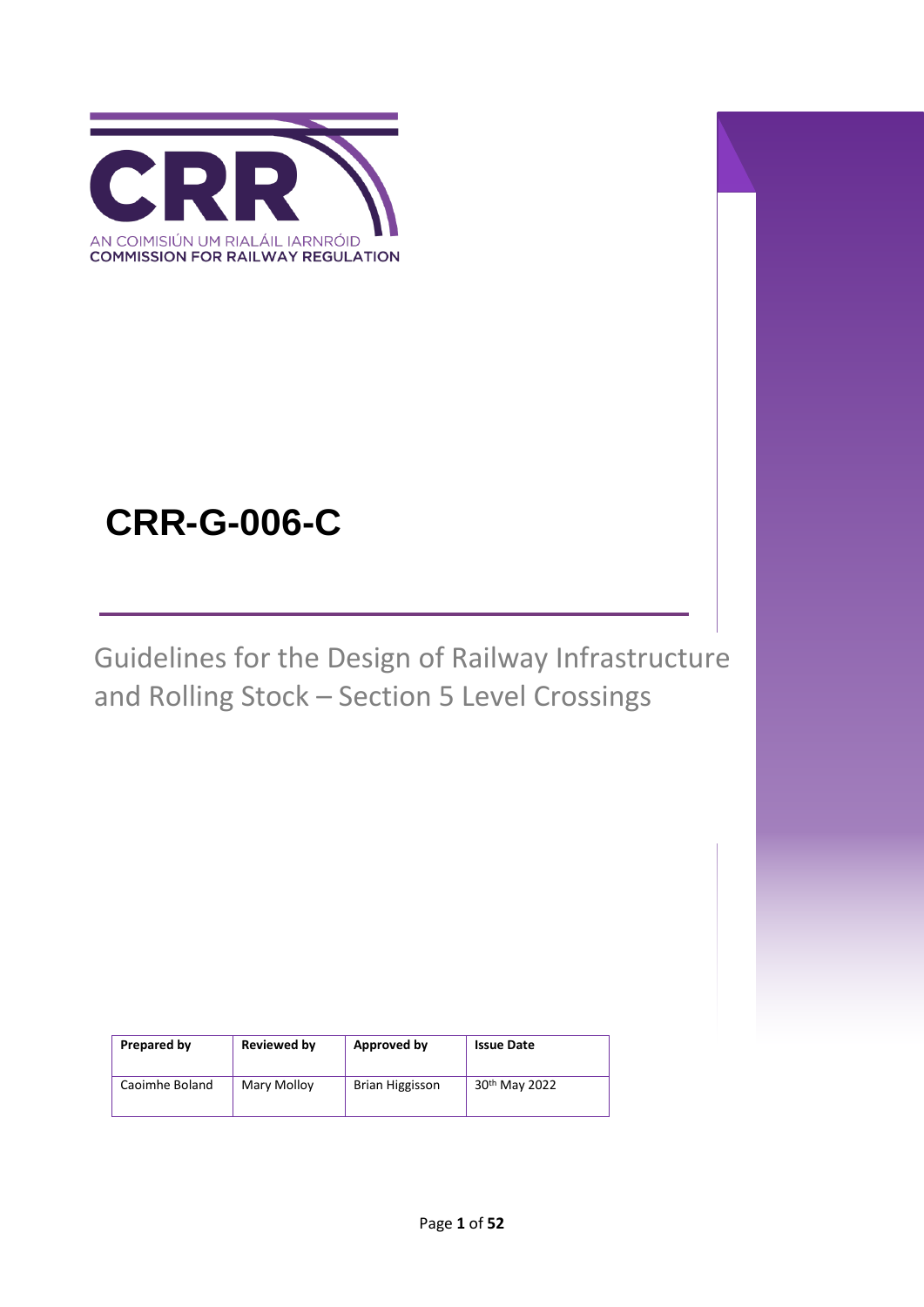AN COIMISIÚN UM RIALÁIL IARNRÓID
COMMISSION FOR RAILWAY REGULATION

# CRR-G-006-C

## Guidelines for the Design of Railway Infrastructure and Rolling Stock – Section 5 Level Crossings

| Prepared by | Reviewed by | Approved by | Issue Date |
| --- | --- | --- | --- |
| Caoimhe Boland | Mary Molloy | Brian Higgisson | 30th May 2022 |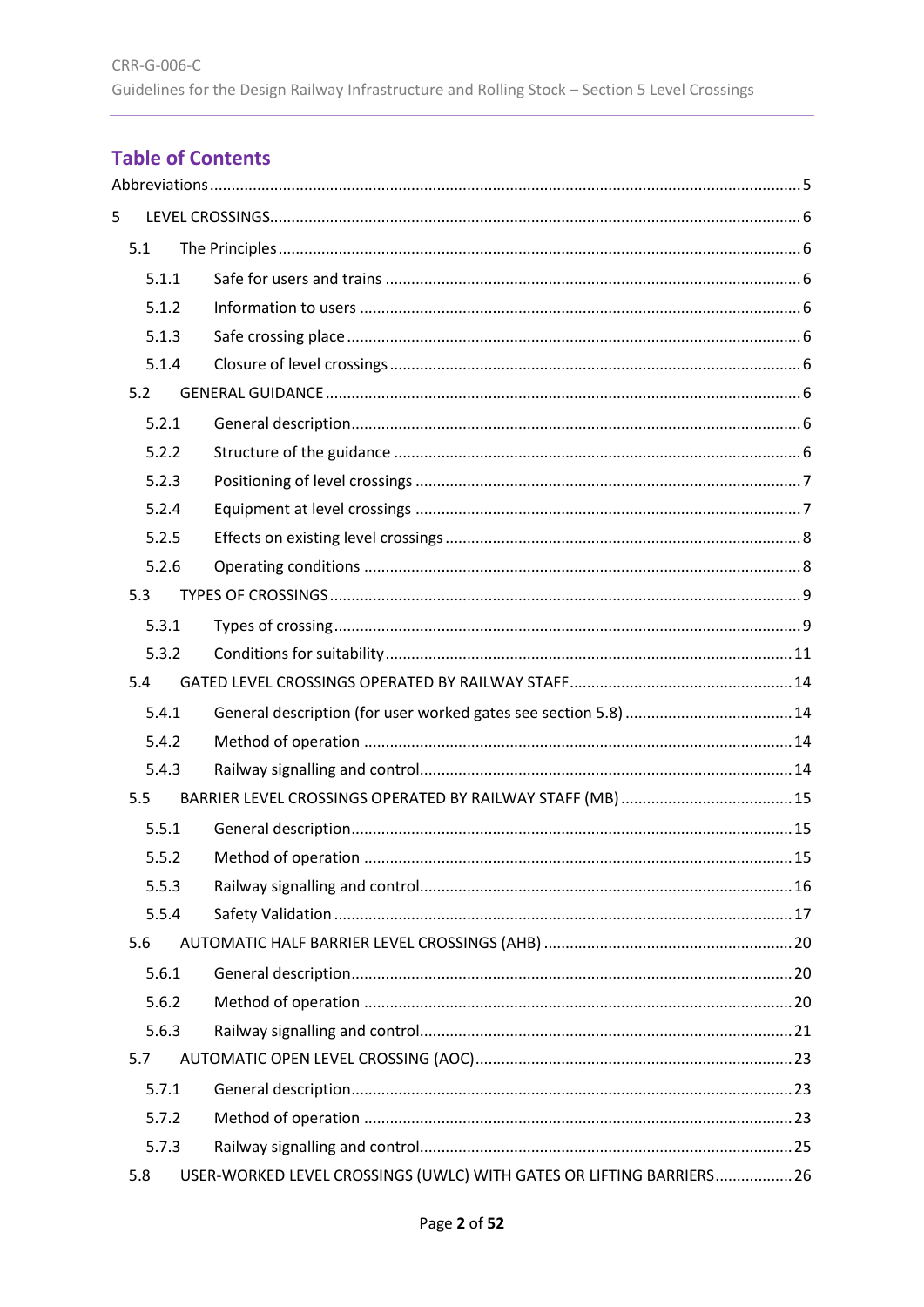## Table of Contents

Abbreviations ........ 5

5 LEVEL CROSSINGS ........ 6

- 5.1 The Principles ........ 6
  - 5.1.1 Safe for users and trains ........ 6
  - 5.1.2 Information to users ........ 6
  - 5.1.3 Safe crossing place ........ 6
  - 5.1.4 Closure of level crossings ........ 6
- 5.2 GENERAL GUIDANCE ........ 6
  - 5.2.1 General description ........ 6
  - 5.2.2 Structure of the guidance ........ 6
  - 5.2.3 Positioning of level crossings ........ 7
  - 5.2.4 Equipment at level crossings ........ 7
  - 5.2.5 Effects on existing level crossings ........ 8
  - 5.2.6 Operating conditions ........ 8
- 5.3 TYPES OF CROSSINGS ........ 9
  - 5.3.1 Types of crossing ........ 9
  - 5.3.2 Conditions for suitability ........ 11
- 5.4 GATED LEVEL CROSSINGS OPERATED BY RAILWAY STAFF ........ 14
  - 5.4.1 General description (for user worked gates see section 5.8) ........ 14
  - 5.4.2 Method of operation ........ 14
  - 5.4.3 Railway signalling and control ........ 14
- 5.5 BARRIER LEVEL CROSSINGS OPERATED BY RAILWAY STAFF (MB) ........ 15
  - 5.5.1 General description ........ 15
  - 5.5.2 Method of operation ........ 15
  - 5.5.3 Railway signalling and control ........ 16
  - 5.5.4 Safety Validation ........ 17
- 5.6 AUTOMATIC HALF BARRIER LEVEL CROSSINGS (AHB) ........ 20
  - 5.6.1 General description ........ 20
  - 5.6.2 Method of operation ........ 20
  - 5.6.3 Railway signalling and control ........ 21
- 5.7 AUTOMATIC OPEN LEVEL CROSSING (AOC) ........ 23
  - 5.7.1 General description ........ 23
  - 5.7.2 Method of operation ........ 23
  - 5.7.3 Railway signalling and control ........ 25
- 5.8 USER-WORKED LEVEL CROSSINGS (UWLC) WITH GATES OR LIFTING BARRIERS ........ 26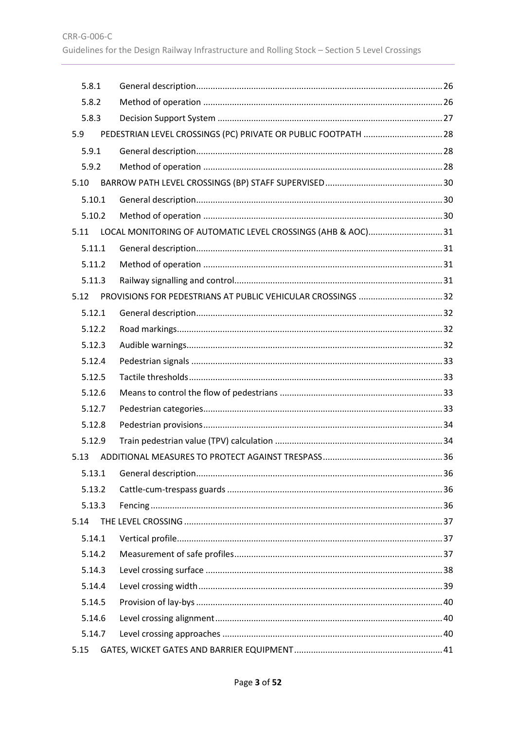| | | |
|---|---|---|
| 5.8.1 | General description | 26 |
| 5.8.2 | Method of operation | 26 |
| 5.8.3 | Decision Support System | 27 |
| 5.9 | PEDESTRIAN LEVEL CROSSINGS (PC) PRIVATE OR PUBLIC FOOTPATH | 28 |
| 5.9.1 | General description | 28 |
| 5.9.2 | Method of operation | 28 |
| 5.10 | BARROW PATH LEVEL CROSSINGS (BP) STAFF SUPERVISED | 30 |
| 5.10.1 | General description | 30 |
| 5.10.2 | Method of operation | 30 |
| 5.11 | LOCAL MONITORING OF AUTOMATIC LEVEL CROSSINGS (AHB & AOC) | 31 |
| 5.11.1 | General description | 31 |
| 5.11.2 | Method of operation | 31 |
| 5.11.3 | Railway signalling and control | 31 |
| 5.12 | PROVISIONS FOR PEDESTRIANS AT PUBLIC VEHICULAR CROSSINGS | 32 |
| 5.12.1 | General description | 32 |
| 5.12.2 | Road markings | 32 |
| 5.12.3 | Audible warnings | 32 |
| 5.12.4 | Pedestrian signals | 33 |
| 5.12.5 | Tactile thresholds | 33 |
| 5.12.6 | Means to control the flow of pedestrians | 33 |
| 5.12.7 | Pedestrian categories | 33 |
| 5.12.8 | Pedestrian provisions | 34 |
| 5.12.9 | Train pedestrian value (TPV) calculation | 34 |
| 5.13 | ADDITIONAL MEASURES TO PROTECT AGAINST TRESPASS | 36 |
| 5.13.1 | General description | 36 |
| 5.13.2 | Cattle-cum-trespass guards | 36 |
| 5.13.3 | Fencing | 36 |
| 5.14 | THE LEVEL CROSSING | 37 |
| 5.14.1 | Vertical profile | 37 |
| 5.14.2 | Measurement of safe profiles | 37 |
| 5.14.3 | Level crossing surface | 38 |
| 5.14.4 | Level crossing width | 39 |
| 5.14.5 | Provision of lay-bys | 40 |
| 5.14.6 | Level crossing alignment | 40 |
| 5.14.7 | Level crossing approaches | 40 |
| 5.15 | GATES, WICKET GATES AND BARRIER EQUIPMENT | 41 |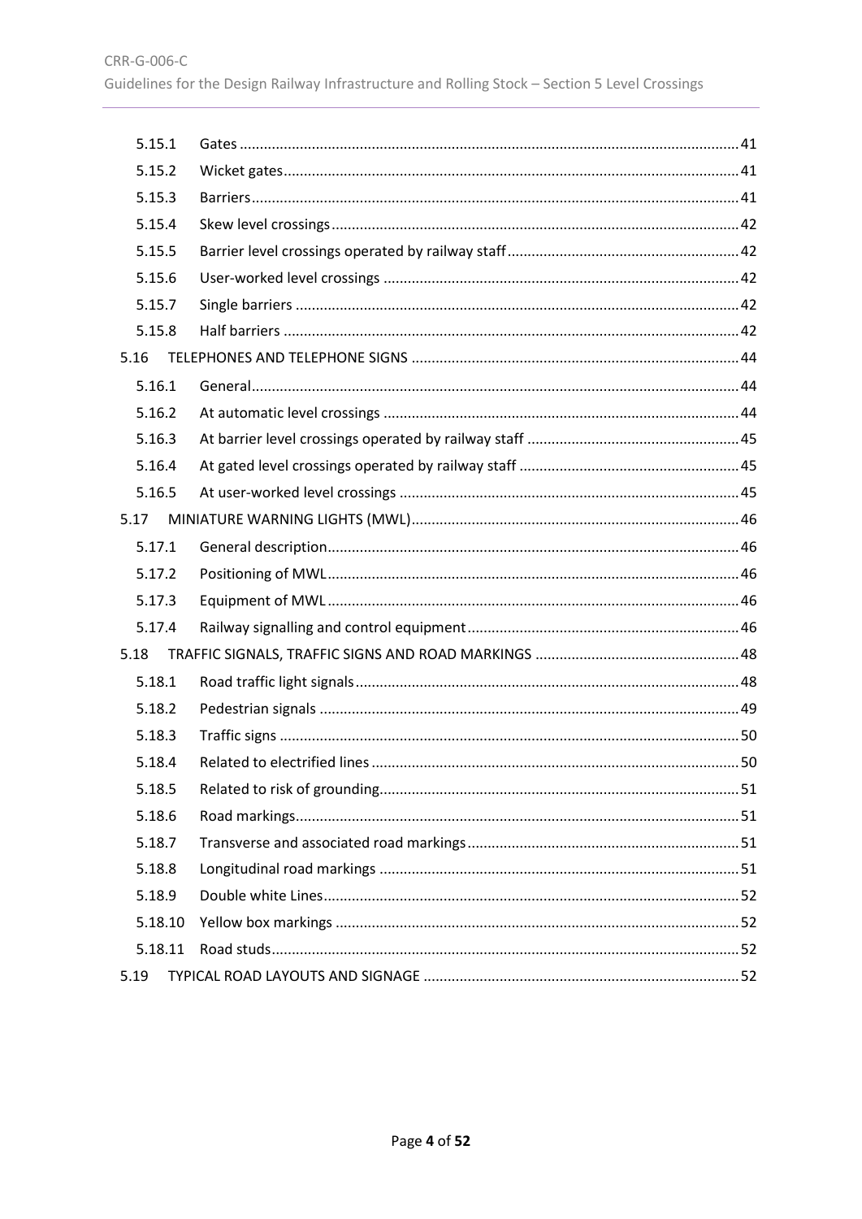| | | |
|---|---|---|
| 5.15.1 | Gates | 41 |
| 5.15.2 | Wicket gates | 41 |
| 5.15.3 | Barriers | 41 |
| 5.15.4 | Skew level crossings | 42 |
| 5.15.5 | Barrier level crossings operated by railway staff | 42 |
| 5.15.6 | User-worked level crossings | 42 |
| 5.15.7 | Single barriers | 42 |
| 5.15.8 | Half barriers | 42 |
| 5.16 | TELEPHONES AND TELEPHONE SIGNS | 44 |
| 5.16.1 | General | 44 |
| 5.16.2 | At automatic level crossings | 44 |
| 5.16.3 | At barrier level crossings operated by railway staff | 45 |
| 5.16.4 | At gated level crossings operated by railway staff | 45 |
| 5.16.5 | At user-worked level crossings | 45 |
| 5.17 | MINIATURE WARNING LIGHTS (MWL) | 46 |
| 5.17.1 | General description | 46 |
| 5.17.2 | Positioning of MWL | 46 |
| 5.17.3 | Equipment of MWL | 46 |
| 5.17.4 | Railway signalling and control equipment | 46 |
| 5.18 | TRAFFIC SIGNALS, TRAFFIC SIGNS AND ROAD MARKINGS | 48 |
| 5.18.1 | Road traffic light signals | 48 |
| 5.18.2 | Pedestrian signals | 49 |
| 5.18.3 | Traffic signs | 50 |
| 5.18.4 | Related to electrified lines | 50 |
| 5.18.5 | Related to risk of grounding | 51 |
| 5.18.6 | Road markings | 51 |
| 5.18.7 | Transverse and associated road markings | 51 |
| 5.18.8 | Longitudinal road markings | 51 |
| 5.18.9 | Double white Lines | 52 |
| 5.18.10 | Yellow box markings | 52 |
| 5.18.11 | Road studs | 52 |
| 5.19 | TYPICAL ROAD LAYOUTS AND SIGNAGE | 52 |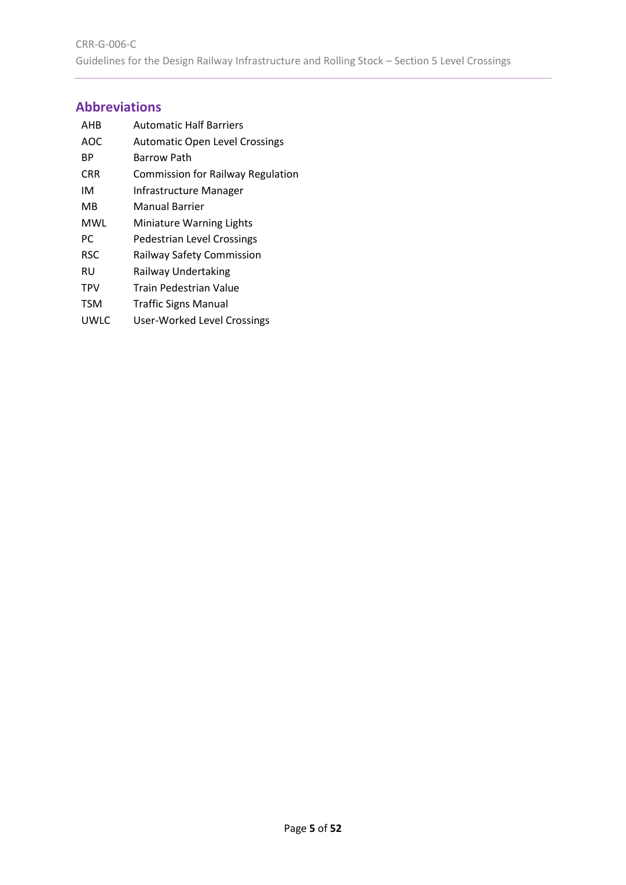## Abbreviations

| | |
|---|---|
| AHB | Automatic Half Barriers |
| AOC | Automatic Open Level Crossings |
| BP | Barrow Path |
| CRR | Commission for Railway Regulation |
| IM | Infrastructure Manager |
| MB | Manual Barrier |
| MWL | Miniature Warning Lights |
| PC | Pedestrian Level Crossings |
| RSC | Railway Safety Commission |
| RU | Railway Undertaking |
| TPV | Train Pedestrian Value |
| TSM | Traffic Signs Manual |
| UWLC | User-Worked Level Crossings |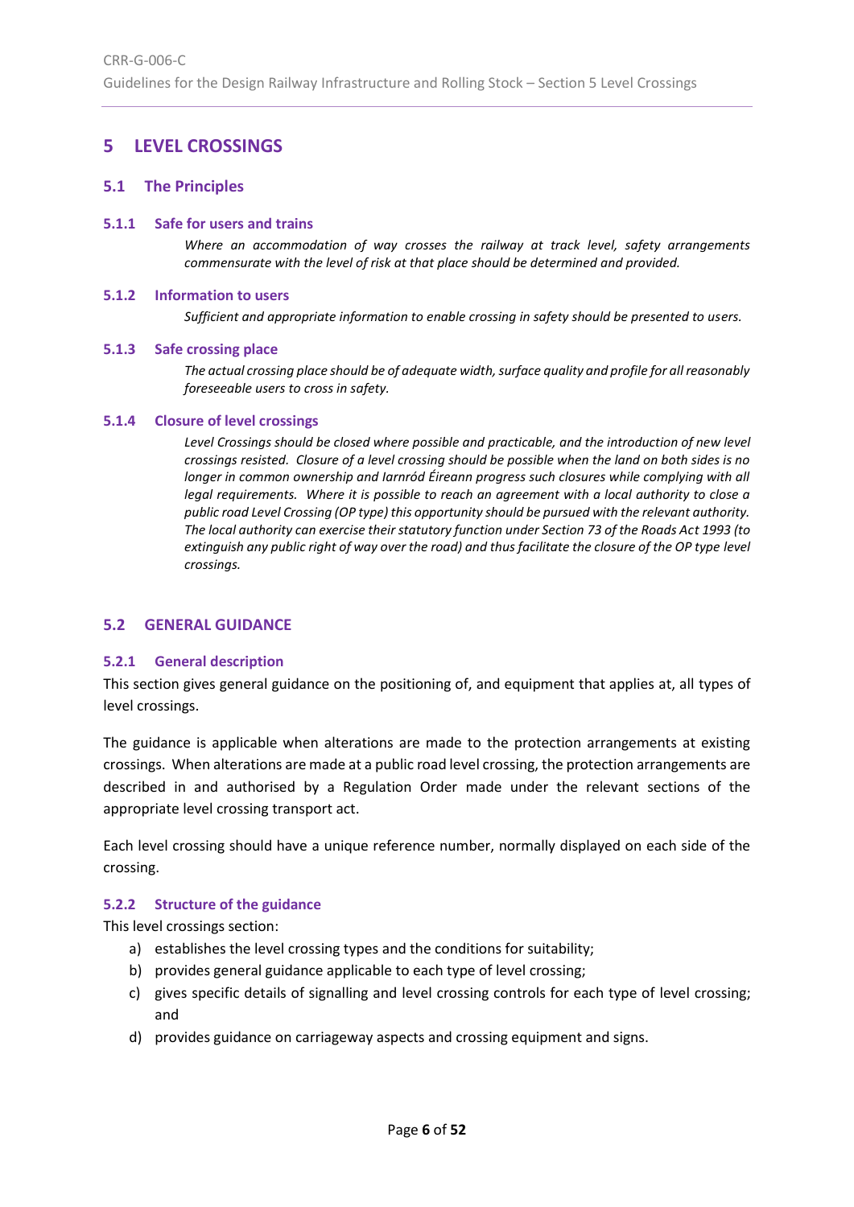# 5 LEVEL CROSSINGS

## 5.1 The Principles

### 5.1.1 Safe for users and trains

*Where an accommodation of way crosses the railway at track level, safety arrangements commensurate with the level of risk at that place should be determined and provided.*

### 5.1.2 Information to users

*Sufficient and appropriate information to enable crossing in safety should be presented to users.*

### 5.1.3 Safe crossing place

*The actual crossing place should be of adequate width, surface quality and profile for all reasonably foreseeable users to cross in safety.*

### 5.1.4 Closure of level crossings

*Level Crossings should be closed where possible and practicable, and the introduction of new level crossings resisted. Closure of a level crossing should be possible when the land on both sides is no longer in common ownership and Iarnród Éireann progress such closures while complying with all legal requirements. Where it is possible to reach an agreement with a local authority to close a public road Level Crossing (OP type) this opportunity should be pursued with the relevant authority. The local authority can exercise their statutory function under Section 73 of the Roads Act 1993 (to extinguish any public right of way over the road) and thus facilitate the closure of the OP type level crossings.*

## 5.2 GENERAL GUIDANCE

### 5.2.1 General description

This section gives general guidance on the positioning of, and equipment that applies at, all types of level crossings.

The guidance is applicable when alterations are made to the protection arrangements at existing crossings. When alterations are made at a public road level crossing, the protection arrangements are described in and authorised by a Regulation Order made under the relevant sections of the appropriate level crossing transport act.

Each level crossing should have a unique reference number, normally displayed on each side of the crossing.

### 5.2.2 Structure of the guidance

This level crossings section:

a) establishes the level crossing types and the conditions for suitability;
b) provides general guidance applicable to each type of level crossing;
c) gives specific details of signalling and level crossing controls for each type of level crossing; and
d) provides guidance on carriageway aspects and crossing equipment and signs.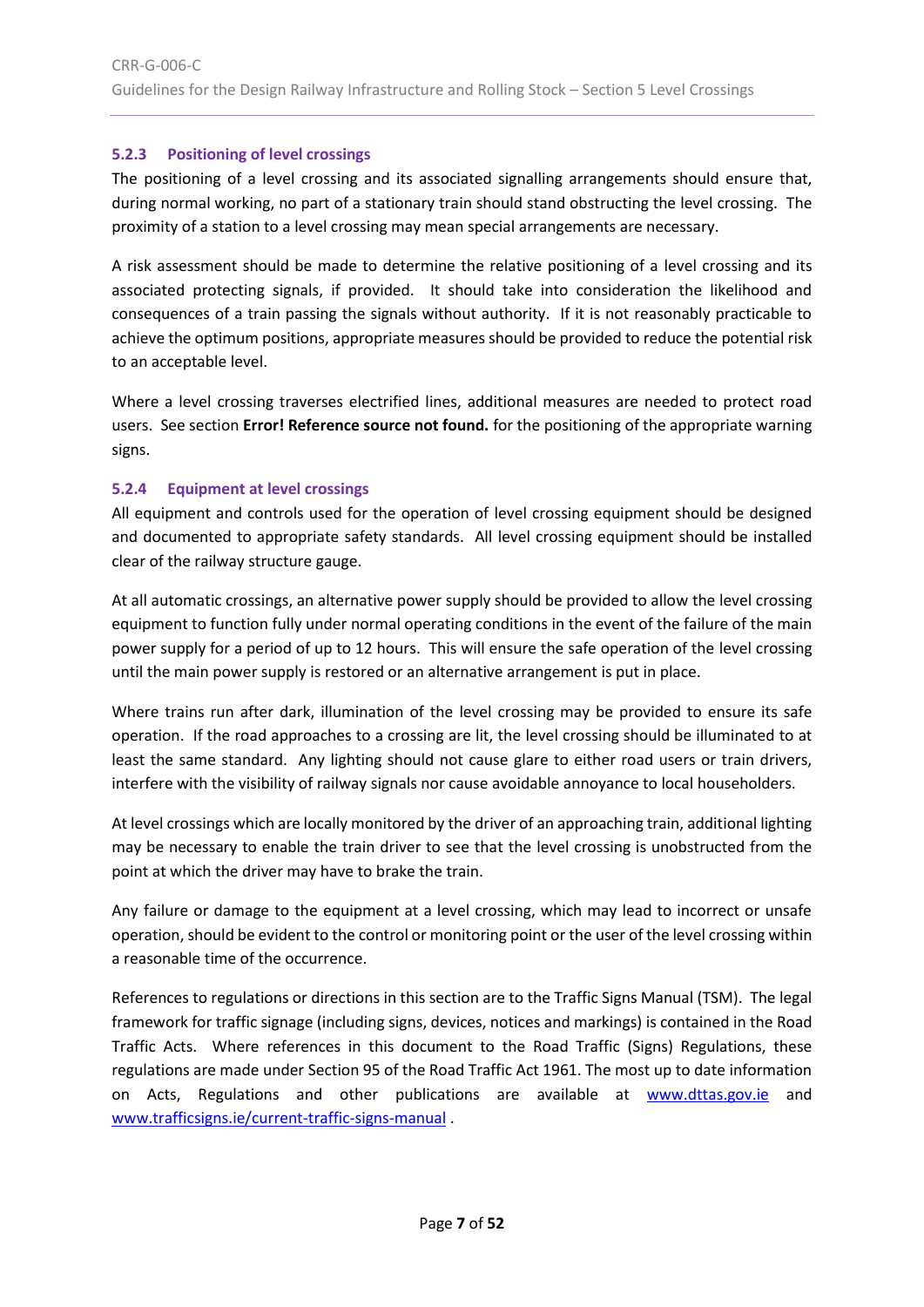### 5.2.3 Positioning of level crossings

The positioning of a level crossing and its associated signalling arrangements should ensure that, during normal working, no part of a stationary train should stand obstructing the level crossing. The proximity of a station to a level crossing may mean special arrangements are necessary.

A risk assessment should be made to determine the relative positioning of a level crossing and its associated protecting signals, if provided. It should take into consideration the likelihood and consequences of a train passing the signals without authority. If it is not reasonably practicable to achieve the optimum positions, appropriate measures should be provided to reduce the potential risk to an acceptable level.

Where a level crossing traverses electrified lines, additional measures are needed to protect road users. See section **Error! Reference source not found.** for the positioning of the appropriate warning signs.

### 5.2.4 Equipment at level crossings

All equipment and controls used for the operation of level crossing equipment should be designed and documented to appropriate safety standards. All level crossing equipment should be installed clear of the railway structure gauge.

At all automatic crossings, an alternative power supply should be provided to allow the level crossing equipment to function fully under normal operating conditions in the event of the failure of the main power supply for a period of up to 12 hours. This will ensure the safe operation of the level crossing until the main power supply is restored or an alternative arrangement is put in place.

Where trains run after dark, illumination of the level crossing may be provided to ensure its safe operation. If the road approaches to a crossing are lit, the level crossing should be illuminated to at least the same standard. Any lighting should not cause glare to either road users or train drivers, interfere with the visibility of railway signals nor cause avoidable annoyance to local householders.

At level crossings which are locally monitored by the driver of an approaching train, additional lighting may be necessary to enable the train driver to see that the level crossing is unobstructed from the point at which the driver may have to brake the train.

Any failure or damage to the equipment at a level crossing, which may lead to incorrect or unsafe operation, should be evident to the control or monitoring point or the user of the level crossing within a reasonable time of the occurrence.

References to regulations or directions in this section are to the Traffic Signs Manual (TSM). The legal framework for traffic signage (including signs, devices, notices and markings) is contained in the Road Traffic Acts. Where references in this document to the Road Traffic (Signs) Regulations, these regulations are made under Section 95 of the Road Traffic Act 1961. The most up to date information on Acts, Regulations and other publications are available at www.dttas.gov.ie and www.trafficsigns.ie/current-traffic-signs-manual .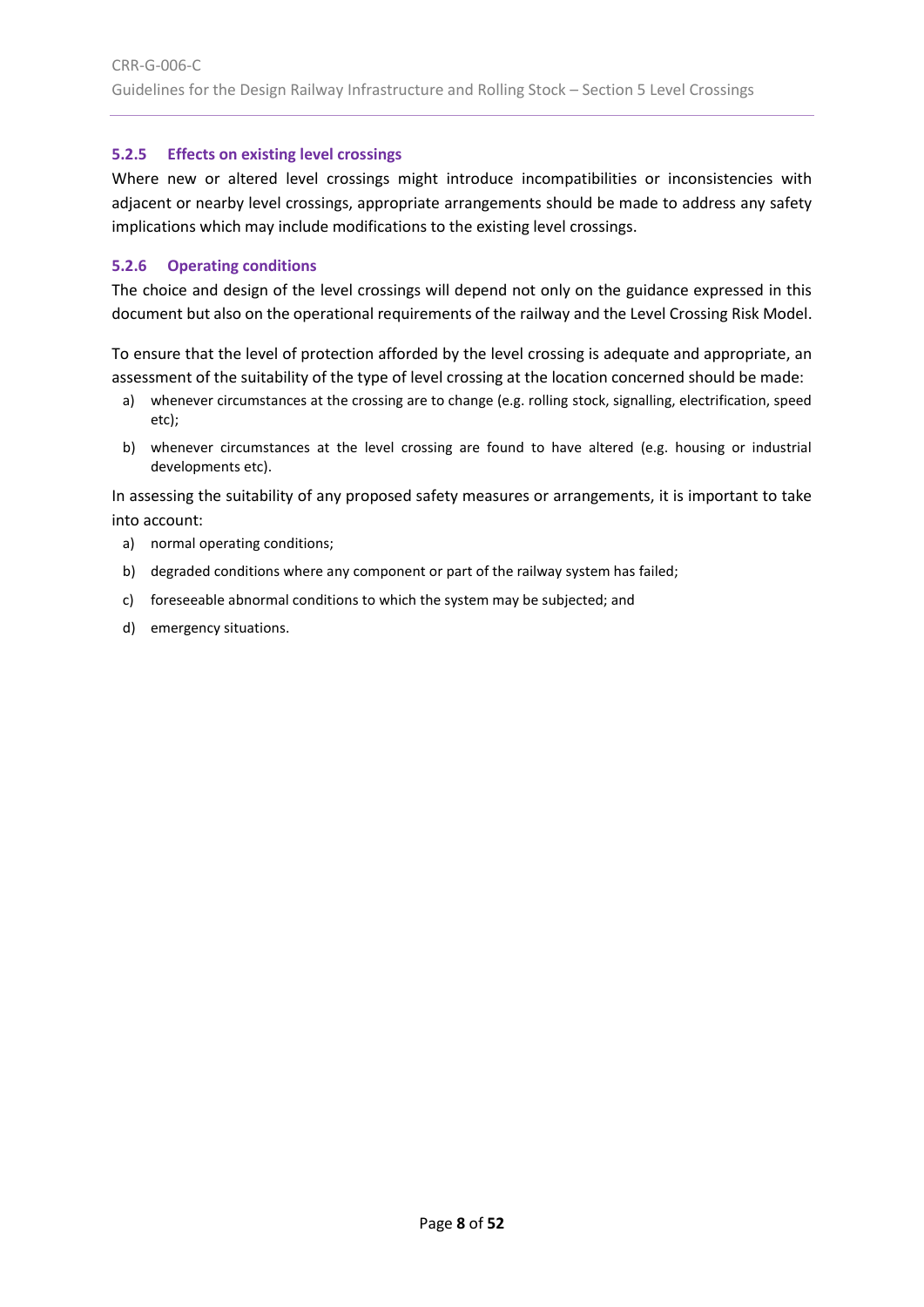### 5.2.5 Effects on existing level crossings

Where new or altered level crossings might introduce incompatibilities or inconsistencies with adjacent or nearby level crossings, appropriate arrangements should be made to address any safety implications which may include modifications to the existing level crossings.

### 5.2.6 Operating conditions

The choice and design of the level crossings will depend not only on the guidance expressed in this document but also on the operational requirements of the railway and the Level Crossing Risk Model.

To ensure that the level of protection afforded by the level crossing is adequate and appropriate, an assessment of the suitability of the type of level crossing at the location concerned should be made:

a) whenever circumstances at the crossing are to change (e.g. rolling stock, signalling, electrification, speed etc);

b) whenever circumstances at the level crossing are found to have altered (e.g. housing or industrial developments etc).

In assessing the suitability of any proposed safety measures or arrangements, it is important to take into account:

a) normal operating conditions;

b) degraded conditions where any component or part of the railway system has failed;

c) foreseeable abnormal conditions to which the system may be subjected; and

d) emergency situations.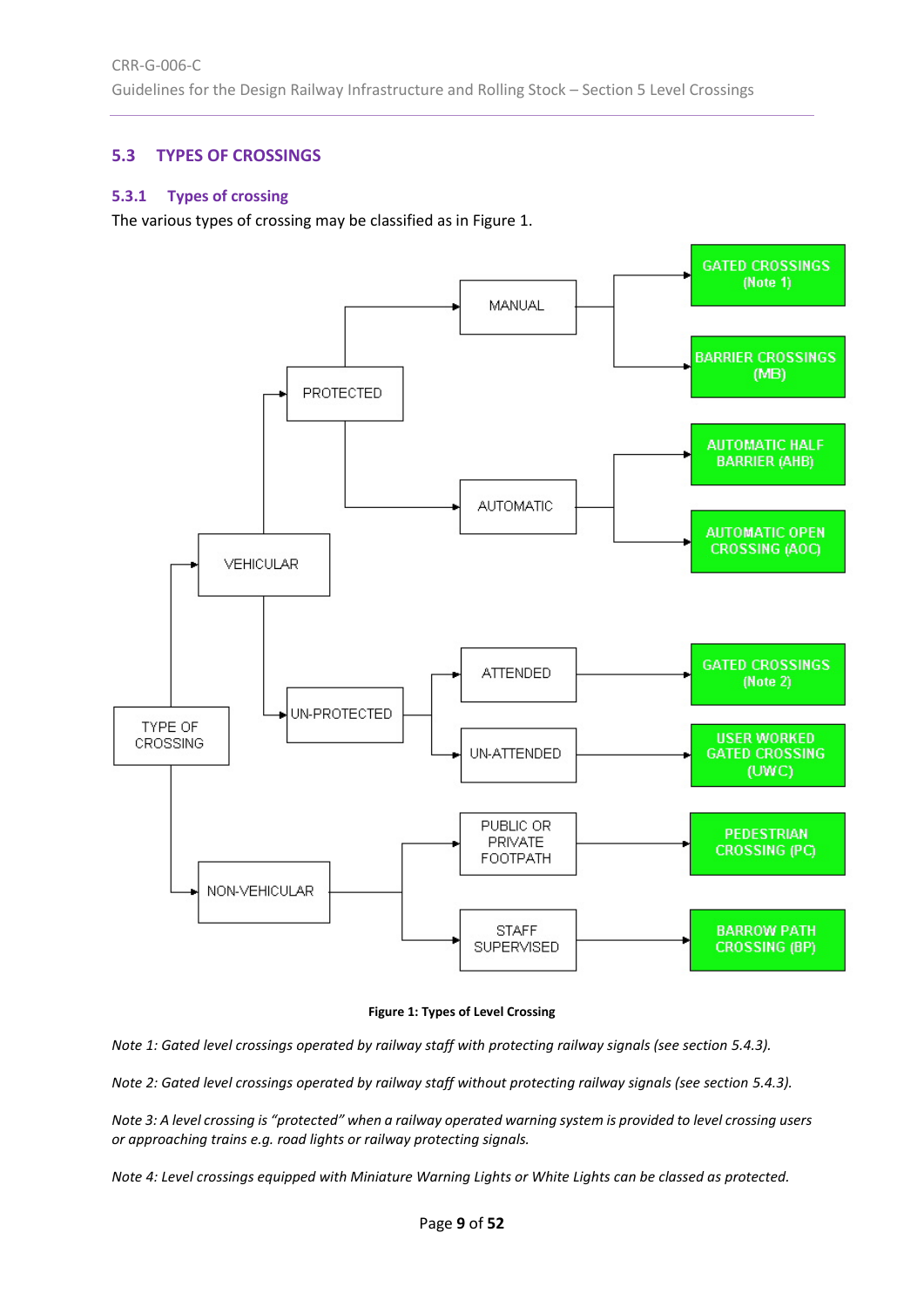## 5.3 TYPES OF CROSSINGS

### 5.3.1 Types of crossing

The various types of crossing may be classified as in Figure 1.

- TYPE OF CROSSING
  - VEHICULAR
    - PROTECTED
      - MANUAL
        - GATED CROSSINGS (Note 1)
        - BARRIER CROSSINGS (MB)
      - AUTOMATIC
        - AUTOMATIC HALF BARRIER (AHB)
        - AUTOMATIC OPEN CROSSING (AOC)
    - UN-PROTECTED
      - ATTENDED
        - GATED CROSSINGS (Note 2)
      - UN-ATTENDED
        - USER WORKED GATED CROSSING (UWC)
  - NON-VEHICULAR
    - PUBLIC OR PRIVATE FOOTPATH
      - PEDESTRIAN CROSSING (PC)
    - STAFF SUPERVISED
      - BARROW PATH CROSSING (BP)

**Figure 1: Types of Level Crossing**

*Note 1: Gated level crossings operated by railway staff with protecting railway signals (see section 5.4.3).*

*Note 2: Gated level crossings operated by railway staff without protecting railway signals (see section 5.4.3).*

*Note 3: A level crossing is "protected" when a railway operated warning system is provided to level crossing users or approaching trains e.g. road lights or railway protecting signals.*

*Note 4: Level crossings equipped with Miniature Warning Lights or White Lights can be classed as protected.*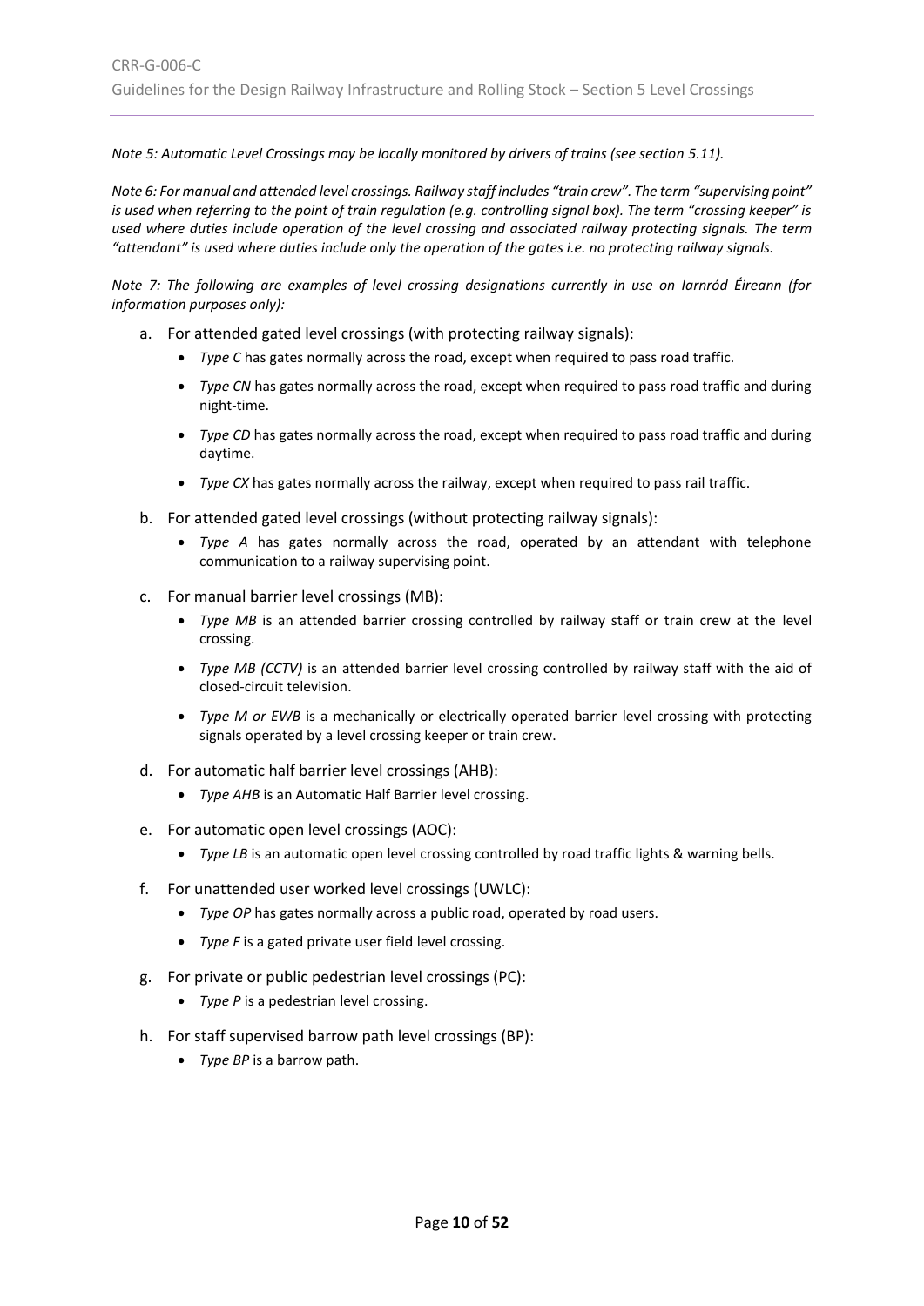*Note 5: Automatic Level Crossings may be locally monitored by drivers of trains (see section 5.11).*

*Note 6: For manual and attended level crossings. Railway staff includes "train crew". The term "supervising point" is used when referring to the point of train regulation (e.g. controlling signal box). The term "crossing keeper" is used where duties include operation of the level crossing and associated railway protecting signals. The term "attendant" is used where duties include only the operation of the gates i.e. no protecting railway signals.*

*Note 7: The following are examples of level crossing designations currently in use on Iarnród Éireann (for information purposes only):*

a. For attended gated level crossings (with protecting railway signals):
   - *Type C* has gates normally across the road, except when required to pass road traffic.
   - *Type CN* has gates normally across the road, except when required to pass road traffic and during night-time.
   - *Type CD* has gates normally across the road, except when required to pass road traffic and during daytime.
   - *Type CX* has gates normally across the railway, except when required to pass rail traffic.

b. For attended gated level crossings (without protecting railway signals):
   - *Type A* has gates normally across the road, operated by an attendant with telephone communication to a railway supervising point.

c. For manual barrier level crossings (MB):
   - *Type MB* is an attended barrier crossing controlled by railway staff or train crew at the level crossing.
   - *Type MB (CCTV)* is an attended barrier level crossing controlled by railway staff with the aid of closed-circuit television.
   - *Type M or EWB* is a mechanically or electrically operated barrier level crossing with protecting signals operated by a level crossing keeper or train crew.

d. For automatic half barrier level crossings (AHB):
   - *Type AHB* is an Automatic Half Barrier level crossing.

e. For automatic open level crossings (AOC):
   - *Type LB* is an automatic open level crossing controlled by road traffic lights & warning bells.

f. For unattended user worked level crossings (UWLC):
   - *Type OP* has gates normally across a public road, operated by road users.
   - *Type F* is a gated private user field level crossing.

g. For private or public pedestrian level crossings (PC):
   - *Type P* is a pedestrian level crossing.

h. For staff supervised barrow path level crossings (BP):
   - *Type BP* is a barrow path.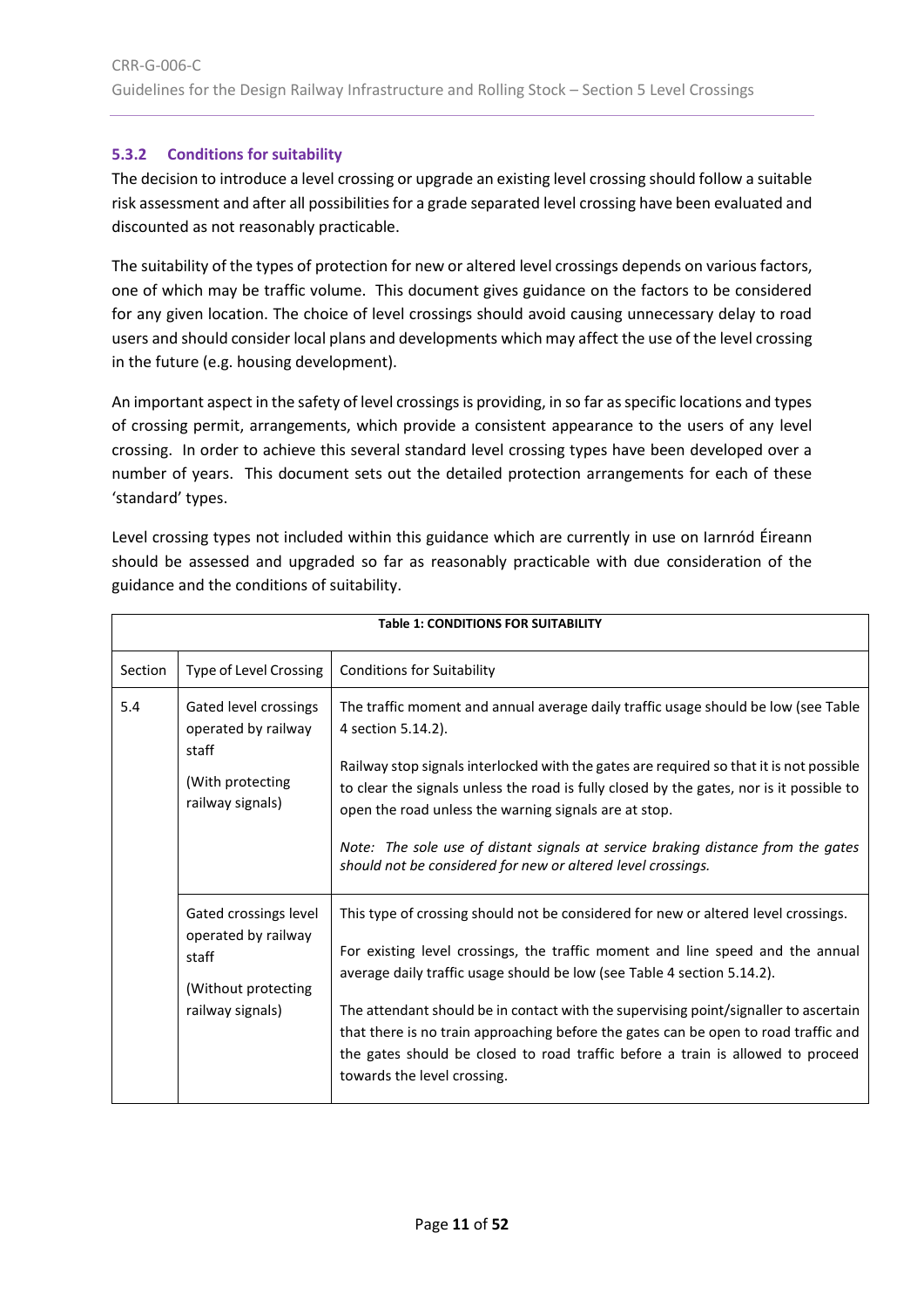### 5.3.2 Conditions for suitability

The decision to introduce a level crossing or upgrade an existing level crossing should follow a suitable risk assessment and after all possibilities for a grade separated level crossing have been evaluated and discounted as not reasonably practicable.

The suitability of the types of protection for new or altered level crossings depends on various factors, one of which may be traffic volume. This document gives guidance on the factors to be considered for any given location. The choice of level crossings should avoid causing unnecessary delay to road users and should consider local plans and developments which may affect the use of the level crossing in the future (e.g. housing development).

An important aspect in the safety of level crossings is providing, in so far as specific locations and types of crossing permit, arrangements, which provide a consistent appearance to the users of any level crossing. In order to achieve this several standard level crossing types have been developed over a number of years. This document sets out the detailed protection arrangements for each of these 'standard' types.

Level crossing types not included within this guidance which are currently in use on Iarnród Éireann should be assessed and upgraded so far as reasonably practicable with due consideration of the guidance and the conditions of suitability.

**Table 1: CONDITIONS FOR SUITABILITY**

| Section | Type of Level Crossing | Conditions for Suitability |
|---|---|---|
| 5.4 | Gated level crossings operated by railway staff<br><br>(With protecting railway signals) | The traffic moment and annual average daily traffic usage should be low (see Table 4 section 5.14.2).<br><br>Railway stop signals interlocked with the gates are required so that it is not possible to clear the signals unless the road is fully closed by the gates, nor is it possible to open the road unless the warning signals are at stop.<br><br>*Note: The sole use of distant signals at service braking distance from the gates should not be considered for new or altered level crossings.* |
| | Gated crossings level operated by railway staff<br><br>(Without protecting railway signals) | This type of crossing should not be considered for new or altered level crossings.<br><br>For existing level crossings, the traffic moment and line speed and the annual average daily traffic usage should be low (see Table 4 section 5.14.2).<br><br>The attendant should be in contact with the supervising point/signaller to ascertain that there is no train approaching before the gates can be open to road traffic and the gates should be closed to road traffic before a train is allowed to proceed towards the level crossing. |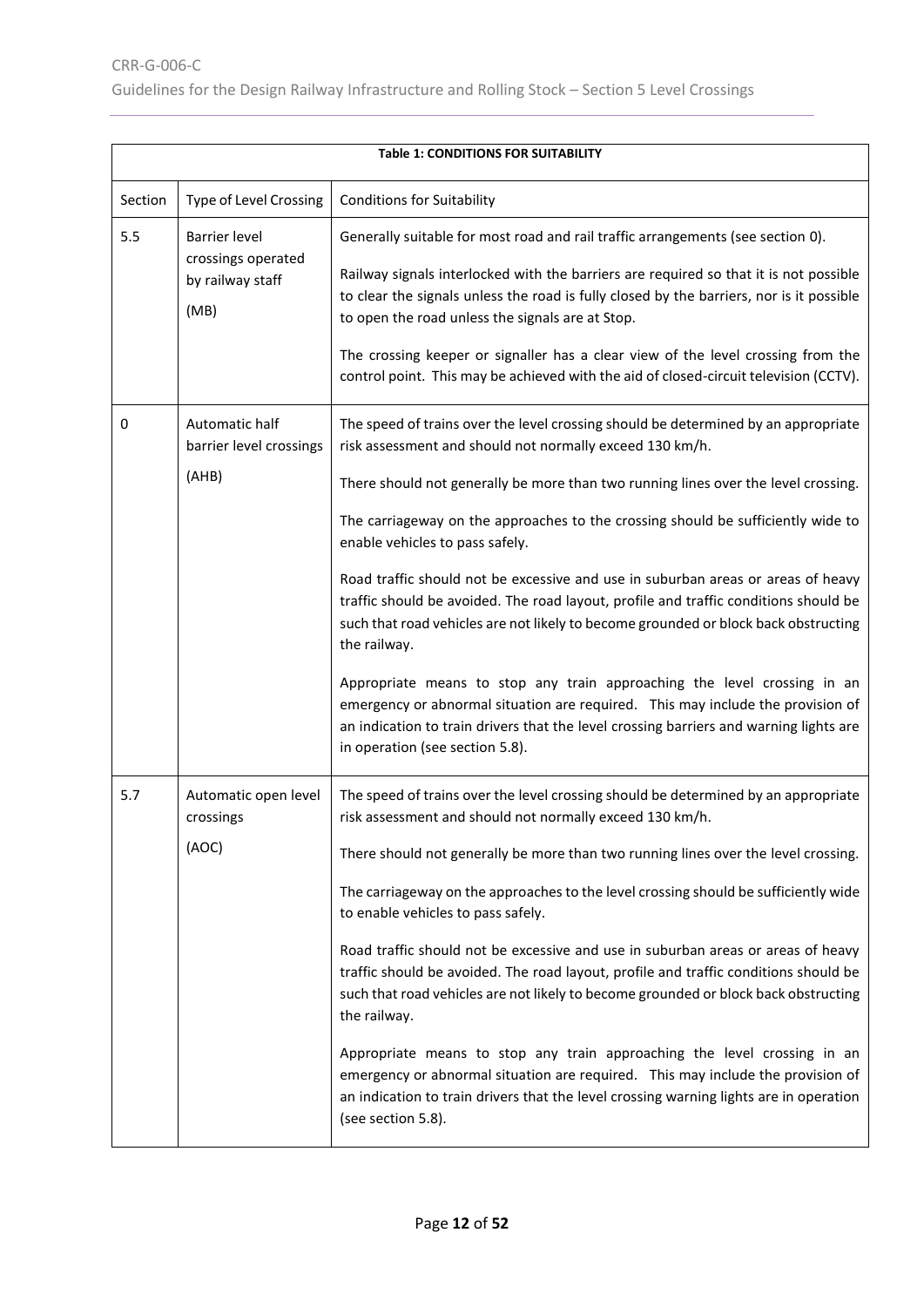| **Table 1: CONDITIONS FOR SUITABILITY** | | |
|---|---|---|
| Section | Type of Level Crossing | Conditions for Suitability |
| 5.5 | Barrier level crossings operated by railway staff (MB) | Generally suitable for most road and rail traffic arrangements (see section 0).<br><br>Railway signals interlocked with the barriers are required so that it is not possible to clear the signals unless the road is fully closed by the barriers, nor is it possible to open the road unless the signals are at Stop.<br><br>The crossing keeper or signaller has a clear view of the level crossing from the control point. This may be achieved with the aid of closed-circuit television (CCTV). |
| 0 | Automatic half barrier level crossings (AHB) | The speed of trains over the level crossing should be determined by an appropriate risk assessment and should not normally exceed 130 km/h.<br><br>There should not generally be more than two running lines over the level crossing.<br><br>The carriageway on the approaches to the crossing should be sufficiently wide to enable vehicles to pass safely.<br><br>Road traffic should not be excessive and use in suburban areas or areas of heavy traffic should be avoided. The road layout, profile and traffic conditions should be such that road vehicles are not likely to become grounded or block back obstructing the railway.<br><br>Appropriate means to stop any train approaching the level crossing in an emergency or abnormal situation are required. This may include the provision of an indication to train drivers that the level crossing barriers and warning lights are in operation (see section 5.8). |
| 5.7 | Automatic open level crossings (AOC) | The speed of trains over the level crossing should be determined by an appropriate risk assessment and should not normally exceed 130 km/h.<br><br>There should not generally be more than two running lines over the level crossing.<br><br>The carriageway on the approaches to the level crossing should be sufficiently wide to enable vehicles to pass safely.<br><br>Road traffic should not be excessive and use in suburban areas or areas of heavy traffic should be avoided. The road layout, profile and traffic conditions should be such that road vehicles are not likely to become grounded or block back obstructing the railway.<br><br>Appropriate means to stop any train approaching the level crossing in an emergency or abnormal situation are required. This may include the provision of an indication to train drivers that the level crossing warning lights are in operation (see section 5.8). |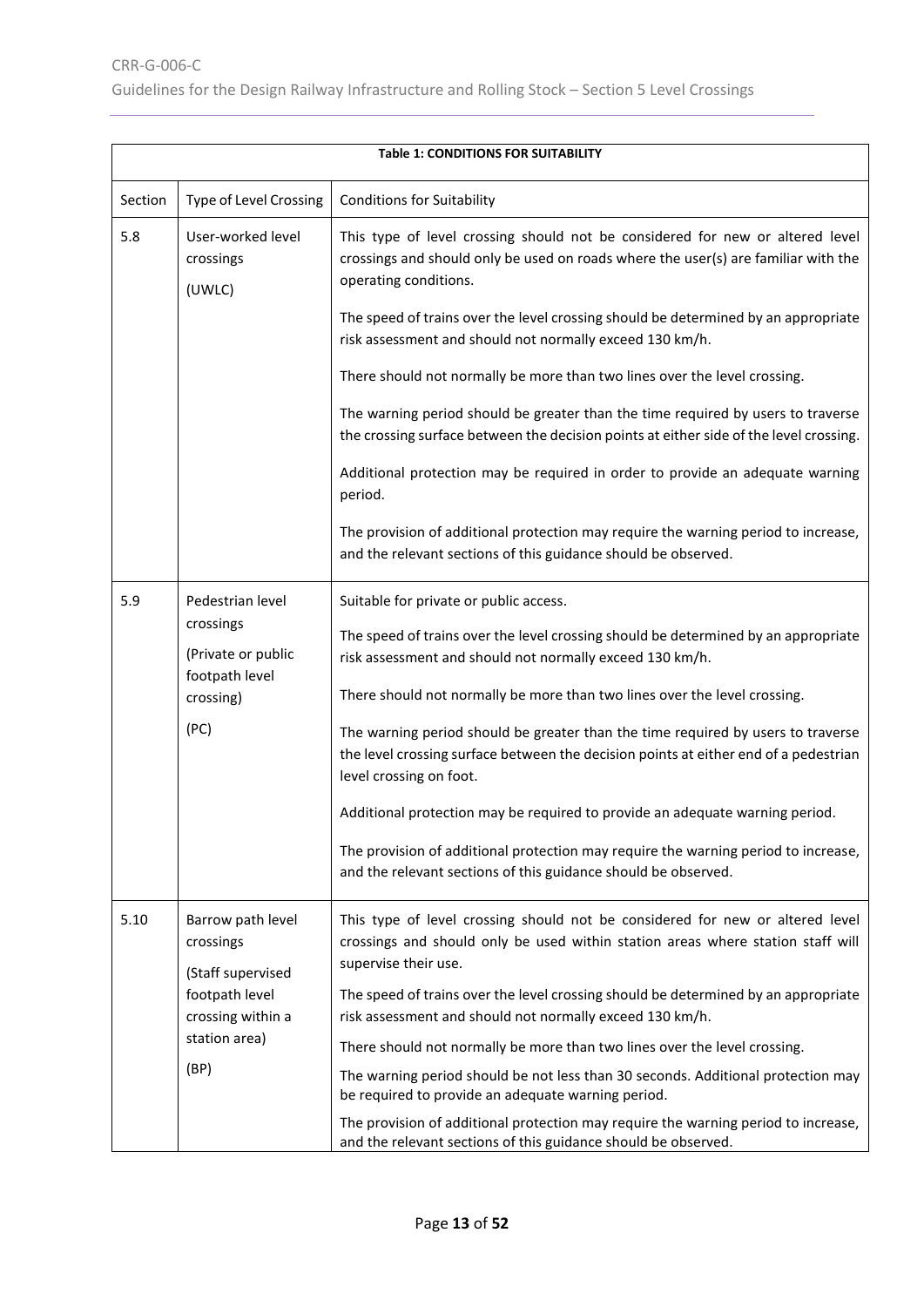| **Table 1: CONDITIONS FOR SUITABILITY** | | |
|---|---|---|
| Section | Type of Level Crossing | Conditions for Suitability |
| 5.8 | User-worked level crossings<br><br>(UWLC) | This type of level crossing should not be considered for new or altered level crossings and should only be used on roads where the user(s) are familiar with the operating conditions.<br><br>The speed of trains over the level crossing should be determined by an appropriate risk assessment and should not normally exceed 130 km/h.<br><br>There should not normally be more than two lines over the level crossing.<br><br>The warning period should be greater than the time required by users to traverse the crossing surface between the decision points at either side of the level crossing.<br><br>Additional protection may be required in order to provide an adequate warning period.<br><br>The provision of additional protection may require the warning period to increase, and the relevant sections of this guidance should be observed. |
| 5.9 | Pedestrian level crossings<br><br>(Private or public footpath level crossing)<br><br>(PC) | Suitable for private or public access.<br><br>The speed of trains over the level crossing should be determined by an appropriate risk assessment and should not normally exceed 130 km/h.<br><br>There should not normally be more than two lines over the level crossing.<br><br>The warning period should be greater than the time required by users to traverse the level crossing surface between the decision points at either end of a pedestrian level crossing on foot.<br><br>Additional protection may be required to provide an adequate warning period.<br><br>The provision of additional protection may require the warning period to increase, and the relevant sections of this guidance should be observed. |
| 5.10 | Barrow path level crossings<br><br>(Staff supervised footpath level crossing within a station area)<br><br>(BP) | This type of level crossing should not be considered for new or altered level crossings and should only be used within station areas where station staff will supervise their use.<br><br>The speed of trains over the level crossing should be determined by an appropriate risk assessment and should not normally exceed 130 km/h.<br><br>There should not normally be more than two lines over the level crossing.<br><br>The warning period should be not less than 30 seconds. Additional protection may be required to provide an adequate warning period.<br><br>The provision of additional protection may require the warning period to increase, and the relevant sections of this guidance should be observed. |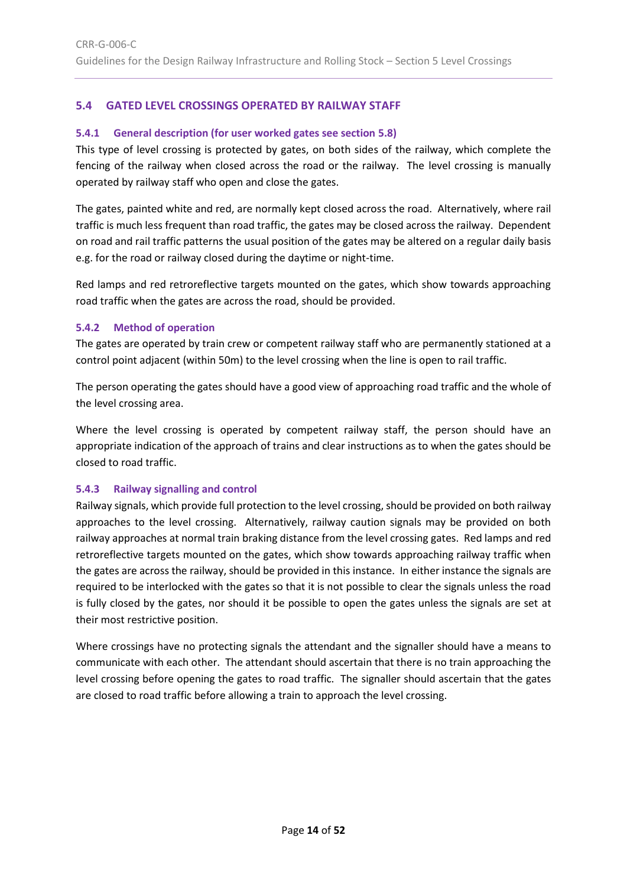## 5.4 GATED LEVEL CROSSINGS OPERATED BY RAILWAY STAFF

### 5.4.1 General description (for user worked gates see section 5.8)

This type of level crossing is protected by gates, on both sides of the railway, which complete the fencing of the railway when closed across the road or the railway. The level crossing is manually operated by railway staff who open and close the gates.

The gates, painted white and red, are normally kept closed across the road. Alternatively, where rail traffic is much less frequent than road traffic, the gates may be closed across the railway. Dependent on road and rail traffic patterns the usual position of the gates may be altered on a regular daily basis e.g. for the road or railway closed during the daytime or night-time.

Red lamps and red retroreflective targets mounted on the gates, which show towards approaching road traffic when the gates are across the road, should be provided.

### 5.4.2 Method of operation

The gates are operated by train crew or competent railway staff who are permanently stationed at a control point adjacent (within 50m) to the level crossing when the line is open to rail traffic.

The person operating the gates should have a good view of approaching road traffic and the whole of the level crossing area.

Where the level crossing is operated by competent railway staff, the person should have an appropriate indication of the approach of trains and clear instructions as to when the gates should be closed to road traffic.

### 5.4.3 Railway signalling and control

Railway signals, which provide full protection to the level crossing, should be provided on both railway approaches to the level crossing. Alternatively, railway caution signals may be provided on both railway approaches at normal train braking distance from the level crossing gates. Red lamps and red retroreflective targets mounted on the gates, which show towards approaching railway traffic when the gates are across the railway, should be provided in this instance. In either instance the signals are required to be interlocked with the gates so that it is not possible to clear the signals unless the road is fully closed by the gates, nor should it be possible to open the gates unless the signals are set at their most restrictive position.

Where crossings have no protecting signals the attendant and the signaller should have a means to communicate with each other. The attendant should ascertain that there is no train approaching the level crossing before opening the gates to road traffic. The signaller should ascertain that the gates are closed to road traffic before allowing a train to approach the level crossing.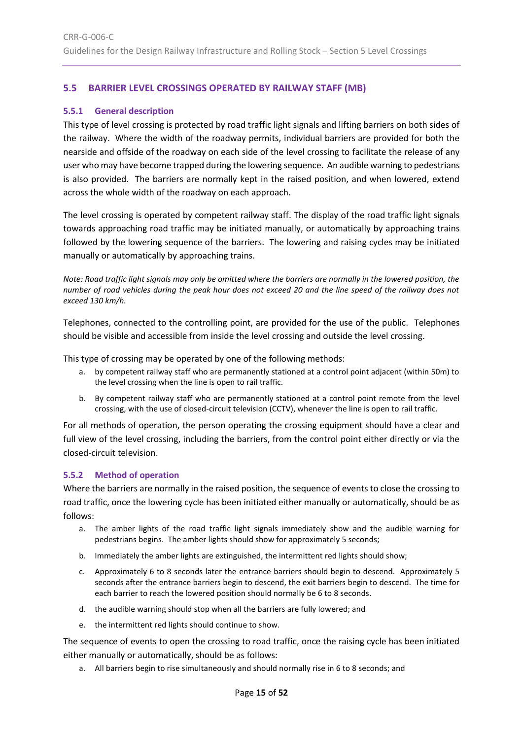## 5.5 BARRIER LEVEL CROSSINGS OPERATED BY RAILWAY STAFF (MB)

### 5.5.1 General description

This type of level crossing is protected by road traffic light signals and lifting barriers on both sides of the railway. Where the width of the roadway permits, individual barriers are provided for both the nearside and offside of the roadway on each side of the level crossing to facilitate the release of any user who may have become trapped during the lowering sequence. An audible warning to pedestrians is also provided. The barriers are normally kept in the raised position, and when lowered, extend across the whole width of the roadway on each approach.

The level crossing is operated by competent railway staff. The display of the road traffic light signals towards approaching road traffic may be initiated manually, or automatically by approaching trains followed by the lowering sequence of the barriers. The lowering and raising cycles may be initiated manually or automatically by approaching trains.

*Note: Road traffic light signals may only be omitted where the barriers are normally in the lowered position, the number of road vehicles during the peak hour does not exceed 20 and the line speed of the railway does not exceed 130 km/h.*

Telephones, connected to the controlling point, are provided for the use of the public. Telephones should be visible and accessible from inside the level crossing and outside the level crossing.

This type of crossing may be operated by one of the following methods:

a. by competent railway staff who are permanently stationed at a control point adjacent (within 50m) to the level crossing when the line is open to rail traffic.

b. By competent railway staff who are permanently stationed at a control point remote from the level crossing, with the use of closed-circuit television (CCTV), whenever the line is open to rail traffic.

For all methods of operation, the person operating the crossing equipment should have a clear and full view of the level crossing, including the barriers, from the control point either directly or via the closed-circuit television.

### 5.5.2 Method of operation

Where the barriers are normally in the raised position, the sequence of events to close the crossing to road traffic, once the lowering cycle has been initiated either manually or automatically, should be as follows:

a. The amber lights of the road traffic light signals immediately show and the audible warning for pedestrians begins. The amber lights should show for approximately 5 seconds;

b. Immediately the amber lights are extinguished, the intermittent red lights should show;

c. Approximately 6 to 8 seconds later the entrance barriers should begin to descend. Approximately 5 seconds after the entrance barriers begin to descend, the exit barriers begin to descend. The time for each barrier to reach the lowered position should normally be 6 to 8 seconds.

d. the audible warning should stop when all the barriers are fully lowered; and

e. the intermittent red lights should continue to show.

The sequence of events to open the crossing to road traffic, once the raising cycle has been initiated either manually or automatically, should be as follows:

a. All barriers begin to rise simultaneously and should normally rise in 6 to 8 seconds; and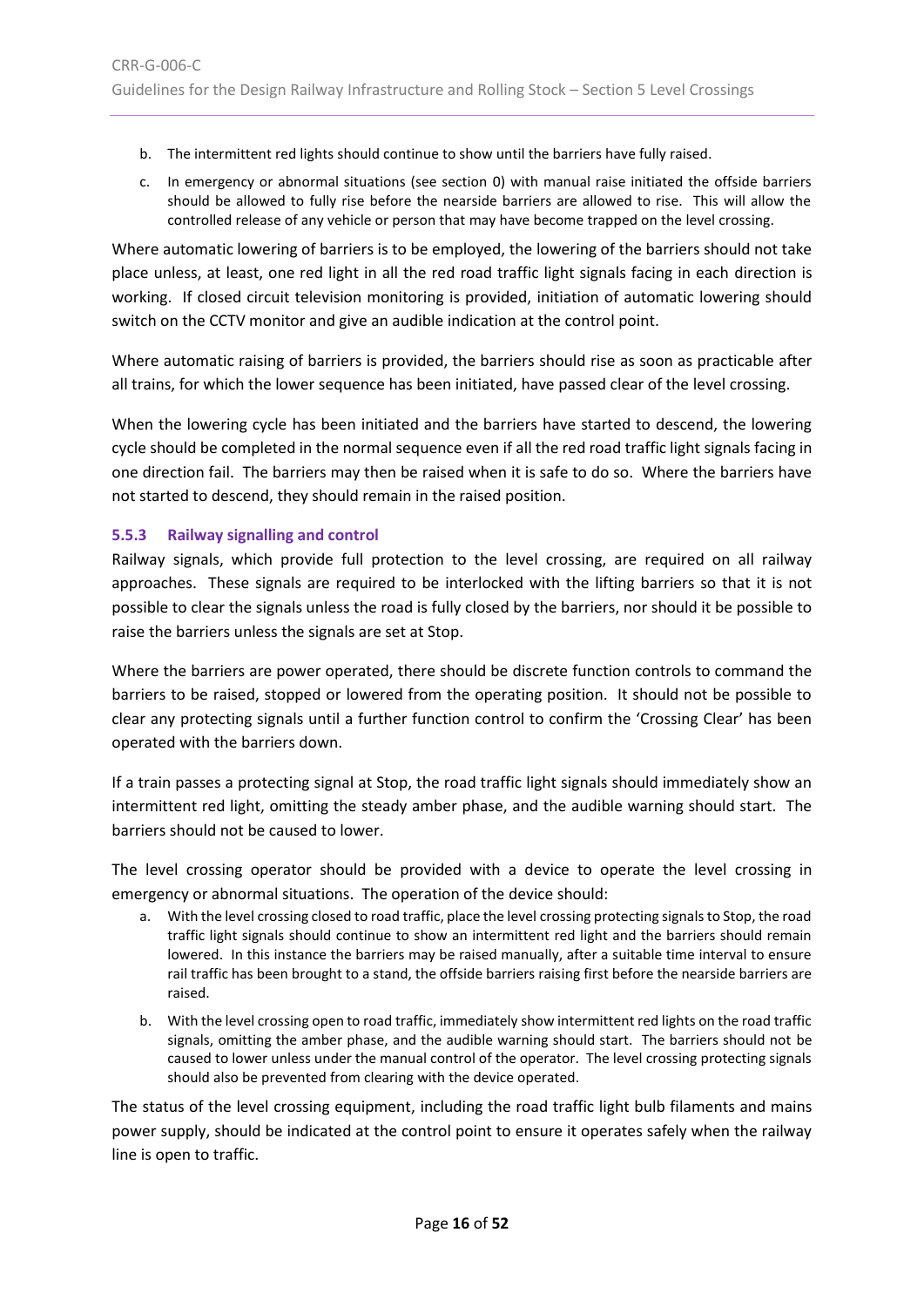b. The intermittent red lights should continue to show until the barriers have fully raised.

c. In emergency or abnormal situations (see section 0) with manual raise initiated the offside barriers should be allowed to fully rise before the nearside barriers are allowed to rise. This will allow the controlled release of any vehicle or person that may have become trapped on the level crossing.

Where automatic lowering of barriers is to be employed, the lowering of the barriers should not take place unless, at least, one red light in all the red road traffic light signals facing in each direction is working. If closed circuit television monitoring is provided, initiation of automatic lowering should switch on the CCTV monitor and give an audible indication at the control point.

Where automatic raising of barriers is provided, the barriers should rise as soon as practicable after all trains, for which the lower sequence has been initiated, have passed clear of the level crossing.

When the lowering cycle has been initiated and the barriers have started to descend, the lowering cycle should be completed in the normal sequence even if all the red road traffic light signals facing in one direction fail. The barriers may then be raised when it is safe to do so. Where the barriers have not started to descend, they should remain in the raised position.

### 5.5.3 Railway signalling and control

Railway signals, which provide full protection to the level crossing, are required on all railway approaches. These signals are required to be interlocked with the lifting barriers so that it is not possible to clear the signals unless the road is fully closed by the barriers, nor should it be possible to raise the barriers unless the signals are set at Stop.

Where the barriers are power operated, there should be discrete function controls to command the barriers to be raised, stopped or lowered from the operating position. It should not be possible to clear any protecting signals until a further function control to confirm the 'Crossing Clear' has been operated with the barriers down.

If a train passes a protecting signal at Stop, the road traffic light signals should immediately show an intermittent red light, omitting the steady amber phase, and the audible warning should start. The barriers should not be caused to lower.

The level crossing operator should be provided with a device to operate the level crossing in emergency or abnormal situations. The operation of the device should:

a. With the level crossing closed to road traffic, place the level crossing protecting signals to Stop, the road traffic light signals should continue to show an intermittent red light and the barriers should remain lowered. In this instance the barriers may be raised manually, after a suitable time interval to ensure rail traffic has been brought to a stand, the offside barriers raising first before the nearside barriers are raised.

b. With the level crossing open to road traffic, immediately show intermittent red lights on the road traffic signals, omitting the amber phase, and the audible warning should start. The barriers should not be caused to lower unless under the manual control of the operator. The level crossing protecting signals should also be prevented from clearing with the device operated.

The status of the level crossing equipment, including the road traffic light bulb filaments and mains power supply, should be indicated at the control point to ensure it operates safely when the railway line is open to traffic.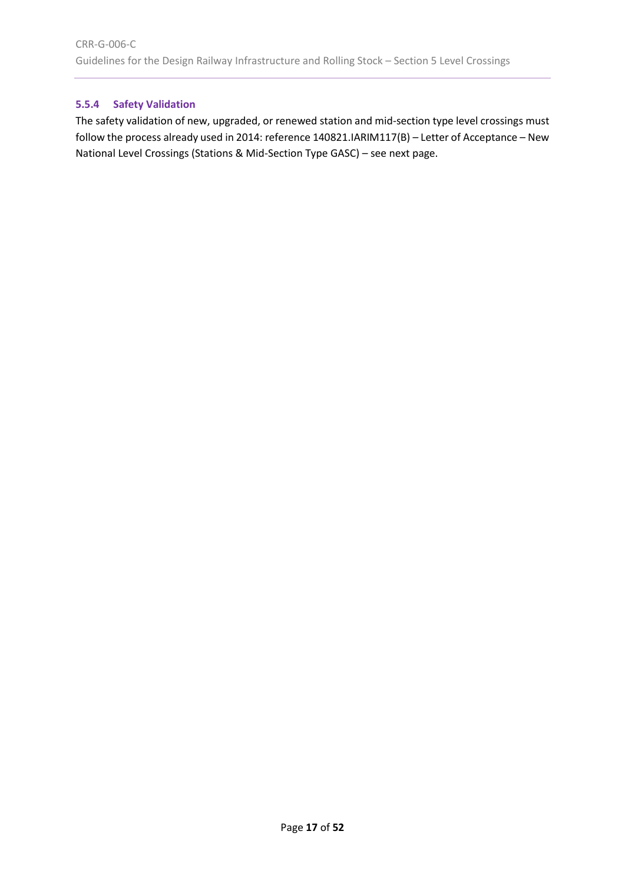#### 5.5.4 Safety Validation

The safety validation of new, upgraded, or renewed station and mid-section type level crossings must follow the process already used in 2014: reference 140821.IARIM117(B) – Letter of Acceptance – New National Level Crossings (Stations & Mid-Section Type GASC) – see next page.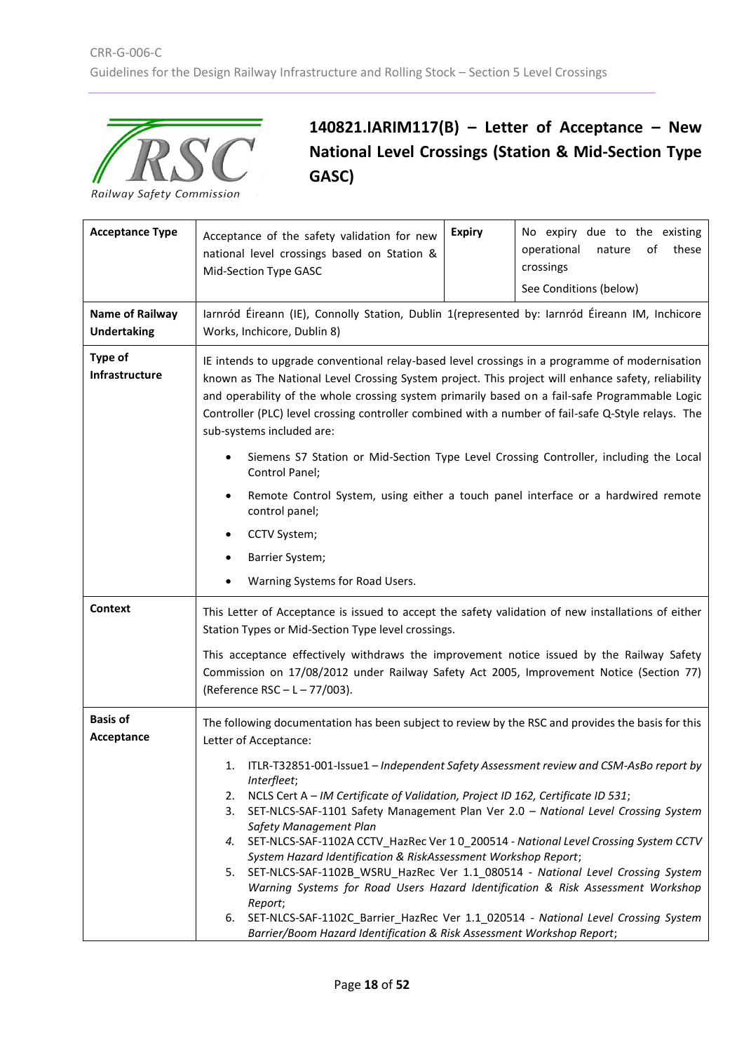# 140821.IARIM117(B) – Letter of Acceptance – New National Level Crossings (Station & Mid-Section Type GASC)

| **Acceptance Type** | Acceptance of the safety validation for new national level crossings based on Station & Mid-Section Type GASC | **Expiry** | No expiry due to the existing operational nature of these crossings<br><br>See Conditions (below) |
|---|---|---|---|
| **Name of Railway Undertaking** | Iarnród Éireann (IE), Connolly Station, Dublin 1(represented by: Iarnród Éireann IM, Inchicore Works, Inchicore, Dublin 8) | | |
| **Type of Infrastructure** | IE intends to upgrade conventional relay-based level crossings in a programme of modernisation known as The National Level Crossing System project. This project will enhance safety, reliability and operability of the whole crossing system primarily based on a fail-safe Programmable Logic Controller (PLC) level crossing controller combined with a number of fail-safe Q-Style relays. The sub-systems included are:<br><br>• Siemens S7 Station or Mid-Section Type Level Crossing Controller, including the Local Control Panel;<br>• Remote Control System, using either a touch panel interface or a hardwired remote control panel;<br>• CCTV System;<br>• Barrier System;<br>• Warning Systems for Road Users. | | |
| **Context** | This Letter of Acceptance is issued to accept the safety validation of new installations of either Station Types or Mid-Section Type level crossings.<br><br>This acceptance effectively withdraws the improvement notice issued by the Railway Safety Commission on 17/08/2012 under Railway Safety Act 2005, Improvement Notice (Section 77) (Reference RSC – L – 77/003). | | |
| **Basis of Acceptance** | The following documentation has been subject to review by the RSC and provides the basis for this Letter of Acceptance:<br><br>1. ITLR-T32851-001-Issue1 – *Independent Safety Assessment review and CSM-AsBo report by Interfleet*;<br>2. NCLS Cert A – *IM Certificate of Validation, Project ID 162, Certificate ID 531*;<br>3. SET-NLCS-SAF-1101 Safety Management Plan Ver 2.0 – *National Level Crossing System Safety Management Plan*<br>4. SET-NLCS-SAF-1102A CCTV_HazRec Ver 1 0_200514 - *National Level Crossing System CCTV System Hazard Identification & RiskAssessment Workshop Report*;<br>5. SET-NLCS-SAF-1102B_WSRU_HazRec Ver 1.1_080514 - *National Level Crossing System Warning Systems for Road Users Hazard Identification & Risk Assessment Workshop Report*;<br>6. SET-NLCS-SAF-1102C_Barrier_HazRec Ver 1.1_020514 - *National Level Crossing System Barrier/Boom Hazard Identification & Risk Assessment Workshop Report*; | | |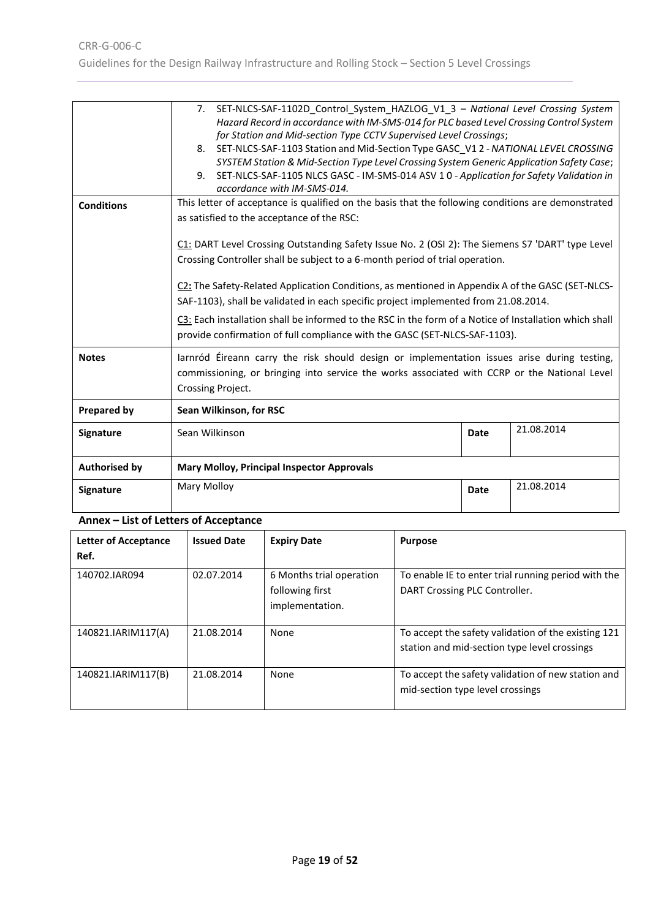| | |
|---|---|
| | 7. SET-NLCS-SAF-1102D_Control_System_HAZLOG_V1_3 – *National Level Crossing System Hazard Record in accordance with IM-SMS-014 for PLC based Level Crossing Control System for Station and Mid-section Type CCTV Supervised Level Crossings*;<br>8. SET-NLCS-SAF-1103 Station and Mid-Section Type GASC_V1 2 - *NATIONAL LEVEL CROSSING SYSTEM Station & Mid-Section Type Level Crossing System Generic Application Safety Case*;<br>9. SET-NLCS-SAF-1105 NLCS GASC - IM-SMS-014 ASV 1 0 - *Application for Safety Validation in accordance with IM-SMS-014.* |
| **Conditions** | This letter of acceptance is qualified on the basis that the following conditions are demonstrated as satisfied to the acceptance of the RSC:<br><br><u>C1:</u> DART Level Crossing Outstanding Safety Issue No. 2 (OSI 2): The Siemens S7 'DART' type Level Crossing Controller shall be subject to a 6-month period of trial operation.<br><br><u>C2</u>**:** The Safety-Related Application Conditions, as mentioned in Appendix A of the GASC (SET-NLCS-SAF-1103), shall be validated in each specific project implemented from 21.08.2014.<br><br><u>C3:</u> Each installation shall be informed to the RSC in the form of a Notice of Installation which shall provide confirmation of full compliance with the GASC (SET-NLCS-SAF-1103). |
| **Notes** | Iarnród Éireann carry the risk should design or implementation issues arise during testing, commissioning, or bringing into service the works associated with CCRP or the National Level Crossing Project. |
| **Prepared by** | **Sean Wilkinson, for RSC** |
| **Signature** | Sean Wilkinson — **Date** 21.08.2014 |
| **Authorised by** | **Mary Molloy, Principal Inspector Approvals** |
| **Signature** | Mary Molloy — **Date** 21.08.2014 |

**Annex – List of Letters of Acceptance**

| Letter of Acceptance Ref. | Issued Date | Expiry Date | Purpose |
|---|---|---|---|
| 140702.IAR094 | 02.07.2014 | 6 Months trial operation following first implementation. | To enable IE to enter trial running period with the DART Crossing PLC Controller. |
| 140821.IARIM117(A) | 21.08.2014 | None | To accept the safety validation of the existing 121 station and mid-section type level crossings |
| 140821.IARIM117(B) | 21.08.2014 | None | To accept the safety validation of new station and mid-section type level crossings |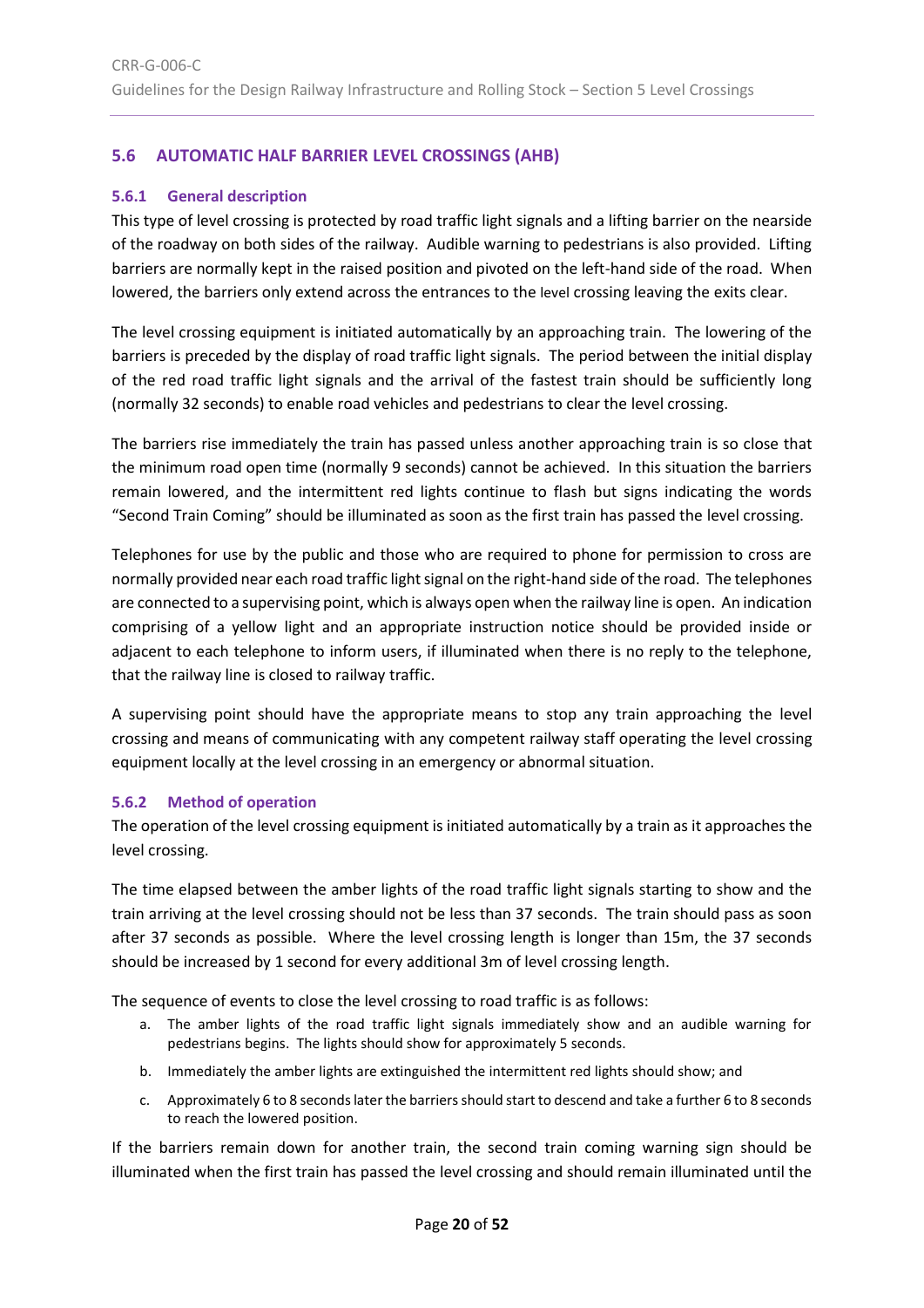## 5.6 AUTOMATIC HALF BARRIER LEVEL CROSSINGS (AHB)

### 5.6.1 General description

This type of level crossing is protected by road traffic light signals and a lifting barrier on the nearside of the roadway on both sides of the railway. Audible warning to pedestrians is also provided. Lifting barriers are normally kept in the raised position and pivoted on the left-hand side of the road. When lowered, the barriers only extend across the entrances to the level crossing leaving the exits clear.

The level crossing equipment is initiated automatically by an approaching train. The lowering of the barriers is preceded by the display of road traffic light signals. The period between the initial display of the red road traffic light signals and the arrival of the fastest train should be sufficiently long (normally 32 seconds) to enable road vehicles and pedestrians to clear the level crossing.

The barriers rise immediately the train has passed unless another approaching train is so close that the minimum road open time (normally 9 seconds) cannot be achieved. In this situation the barriers remain lowered, and the intermittent red lights continue to flash but signs indicating the words "Second Train Coming" should be illuminated as soon as the first train has passed the level crossing.

Telephones for use by the public and those who are required to phone for permission to cross are normally provided near each road traffic light signal on the right-hand side of the road. The telephones are connected to a supervising point, which is always open when the railway line is open. An indication comprising of a yellow light and an appropriate instruction notice should be provided inside or adjacent to each telephone to inform users, if illuminated when there is no reply to the telephone, that the railway line is closed to railway traffic.

A supervising point should have the appropriate means to stop any train approaching the level crossing and means of communicating with any competent railway staff operating the level crossing equipment locally at the level crossing in an emergency or abnormal situation.

### 5.6.2 Method of operation

The operation of the level crossing equipment is initiated automatically by a train as it approaches the level crossing.

The time elapsed between the amber lights of the road traffic light signals starting to show and the train arriving at the level crossing should not be less than 37 seconds. The train should pass as soon after 37 seconds as possible. Where the level crossing length is longer than 15m, the 37 seconds should be increased by 1 second for every additional 3m of level crossing length.

The sequence of events to close the level crossing to road traffic is as follows:

a. The amber lights of the road traffic light signals immediately show and an audible warning for pedestrians begins. The lights should show for approximately 5 seconds.

b. Immediately the amber lights are extinguished the intermittent red lights should show; and

c. Approximately 6 to 8 seconds later the barriers should start to descend and take a further 6 to 8 seconds to reach the lowered position.

If the barriers remain down for another train, the second train coming warning sign should be illuminated when the first train has passed the level crossing and should remain illuminated until the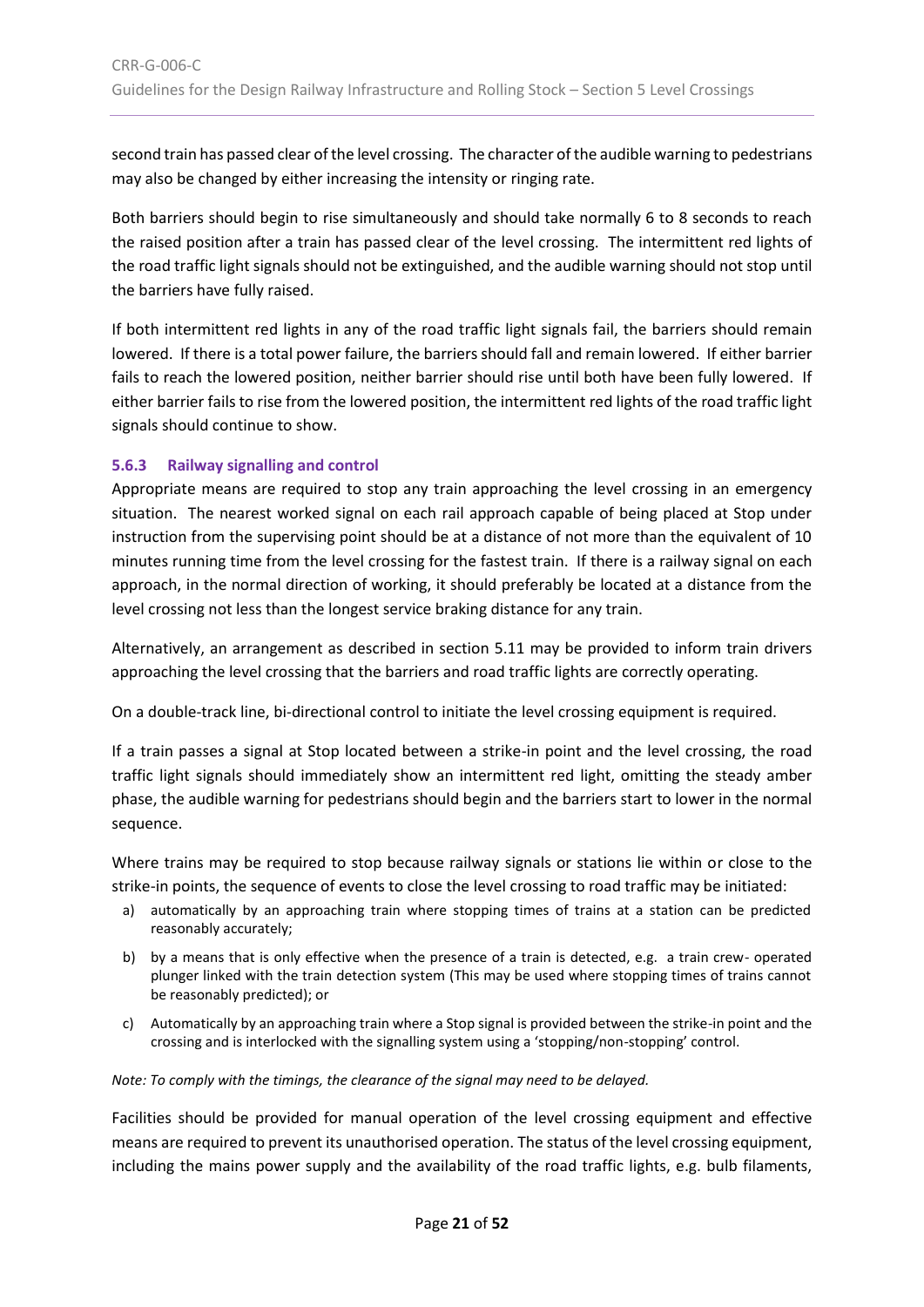second train has passed clear of the level crossing. The character of the audible warning to pedestrians may also be changed by either increasing the intensity or ringing rate.

Both barriers should begin to rise simultaneously and should take normally 6 to 8 seconds to reach the raised position after a train has passed clear of the level crossing. The intermittent red lights of the road traffic light signals should not be extinguished, and the audible warning should not stop until the barriers have fully raised.

If both intermittent red lights in any of the road traffic light signals fail, the barriers should remain lowered. If there is a total power failure, the barriers should fall and remain lowered. If either barrier fails to reach the lowered position, neither barrier should rise until both have been fully lowered. If either barrier fails to rise from the lowered position, the intermittent red lights of the road traffic light signals should continue to show.

### 5.6.3 Railway signalling and control

Appropriate means are required to stop any train approaching the level crossing in an emergency situation. The nearest worked signal on each rail approach capable of being placed at Stop under instruction from the supervising point should be at a distance of not more than the equivalent of 10 minutes running time from the level crossing for the fastest train. If there is a railway signal on each approach, in the normal direction of working, it should preferably be located at a distance from the level crossing not less than the longest service braking distance for any train.

Alternatively, an arrangement as described in section 5.11 may be provided to inform train drivers approaching the level crossing that the barriers and road traffic lights are correctly operating.

On a double-track line, bi-directional control to initiate the level crossing equipment is required.

If a train passes a signal at Stop located between a strike-in point and the level crossing, the road traffic light signals should immediately show an intermittent red light, omitting the steady amber phase, the audible warning for pedestrians should begin and the barriers start to lower in the normal sequence.

Where trains may be required to stop because railway signals or stations lie within or close to the strike-in points, the sequence of events to close the level crossing to road traffic may be initiated:

a) automatically by an approaching train where stopping times of trains at a station can be predicted reasonably accurately;
b) by a means that is only effective when the presence of a train is detected, e.g. a train crew- operated plunger linked with the train detection system (This may be used where stopping times of trains cannot be reasonably predicted); or
c) Automatically by an approaching train where a Stop signal is provided between the strike-in point and the crossing and is interlocked with the signalling system using a 'stopping/non-stopping' control.

*Note: To comply with the timings, the clearance of the signal may need to be delayed.*

Facilities should be provided for manual operation of the level crossing equipment and effective means are required to prevent its unauthorised operation. The status of the level crossing equipment, including the mains power supply and the availability of the road traffic lights, e.g. bulb filaments,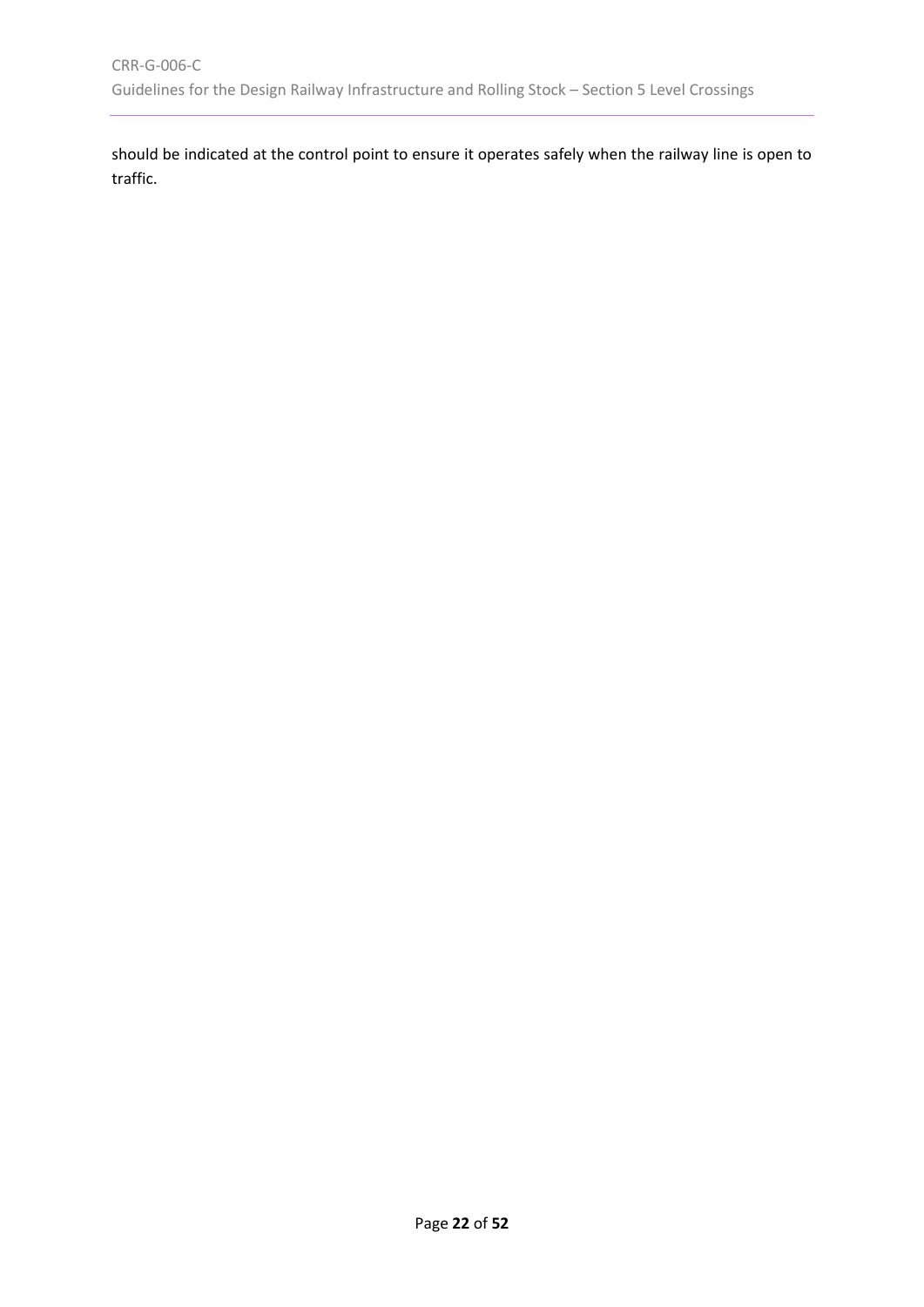should be indicated at the control point to ensure it operates safely when the railway line is open to traffic.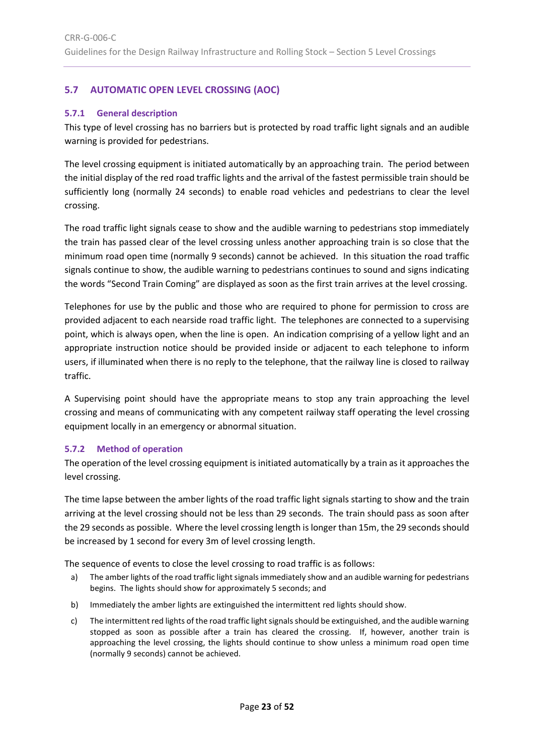## 5.7 AUTOMATIC OPEN LEVEL CROSSING (AOC)

### 5.7.1 General description

This type of level crossing has no barriers but is protected by road traffic light signals and an audible warning is provided for pedestrians.

The level crossing equipment is initiated automatically by an approaching train. The period between the initial display of the red road traffic lights and the arrival of the fastest permissible train should be sufficiently long (normally 24 seconds) to enable road vehicles and pedestrians to clear the level crossing.

The road traffic light signals cease to show and the audible warning to pedestrians stop immediately the train has passed clear of the level crossing unless another approaching train is so close that the minimum road open time (normally 9 seconds) cannot be achieved. In this situation the road traffic signals continue to show, the audible warning to pedestrians continues to sound and signs indicating the words "Second Train Coming" are displayed as soon as the first train arrives at the level crossing.

Telephones for use by the public and those who are required to phone for permission to cross are provided adjacent to each nearside road traffic light. The telephones are connected to a supervising point, which is always open, when the line is open. An indication comprising of a yellow light and an appropriate instruction notice should be provided inside or adjacent to each telephone to inform users, if illuminated when there is no reply to the telephone, that the railway line is closed to railway traffic.

A Supervising point should have the appropriate means to stop any train approaching the level crossing and means of communicating with any competent railway staff operating the level crossing equipment locally in an emergency or abnormal situation.

### 5.7.2 Method of operation

The operation of the level crossing equipment is initiated automatically by a train as it approaches the level crossing.

The time lapse between the amber lights of the road traffic light signals starting to show and the train arriving at the level crossing should not be less than 29 seconds. The train should pass as soon after the 29 seconds as possible. Where the level crossing length is longer than 15m, the 29 seconds should be increased by 1 second for every 3m of level crossing length.

The sequence of events to close the level crossing to road traffic is as follows:

a) The amber lights of the road traffic light signals immediately show and an audible warning for pedestrians begins. The lights should show for approximately 5 seconds; and

b) Immediately the amber lights are extinguished the intermittent red lights should show.

c) The intermittent red lights of the road traffic light signals should be extinguished, and the audible warning stopped as soon as possible after a train has cleared the crossing. If, however, another train is approaching the level crossing, the lights should continue to show unless a minimum road open time (normally 9 seconds) cannot be achieved.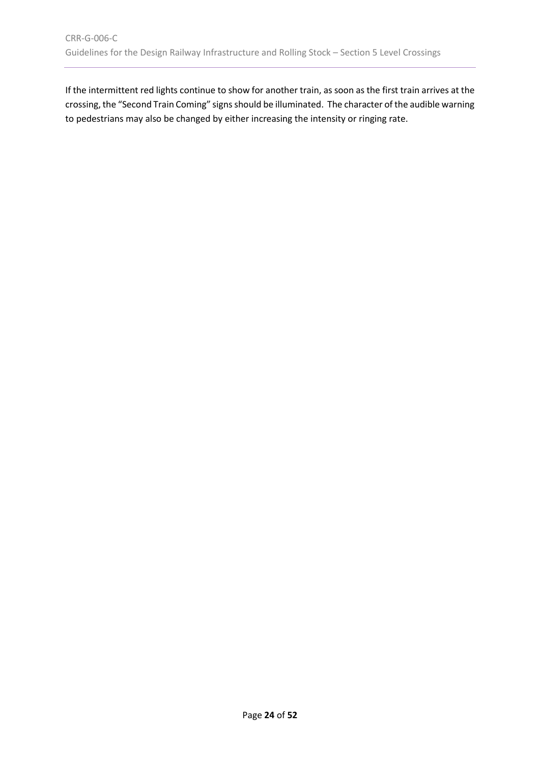If the intermittent red lights continue to show for another train, as soon as the first train arrives at the crossing, the "Second Train Coming" signs should be illuminated. The character of the audible warning to pedestrians may also be changed by either increasing the intensity or ringing rate.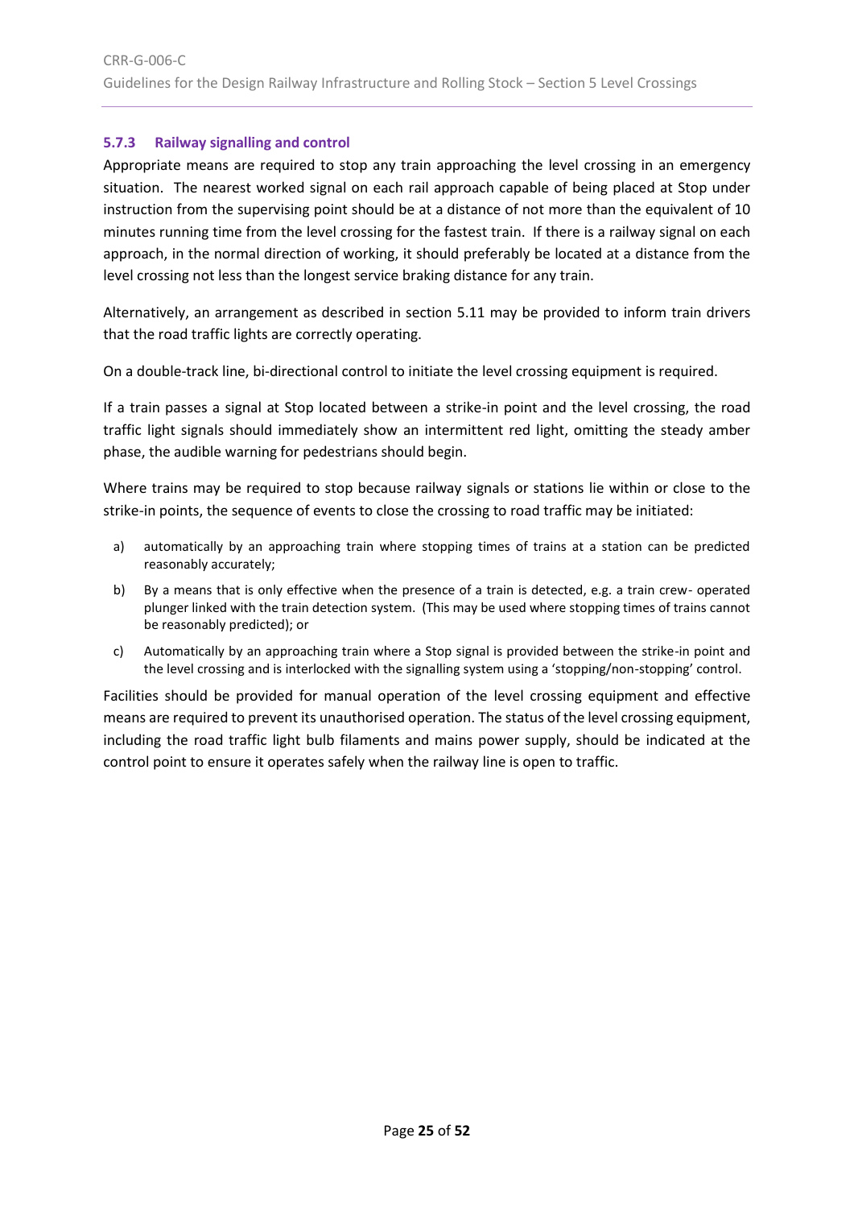### 5.7.3 Railway signalling and control

Appropriate means are required to stop any train approaching the level crossing in an emergency situation. The nearest worked signal on each rail approach capable of being placed at Stop under instruction from the supervising point should be at a distance of not more than the equivalent of 10 minutes running time from the level crossing for the fastest train. If there is a railway signal on each approach, in the normal direction of working, it should preferably be located at a distance from the level crossing not less than the longest service braking distance for any train.

Alternatively, an arrangement as described in section 5.11 may be provided to inform train drivers that the road traffic lights are correctly operating.

On a double-track line, bi-directional control to initiate the level crossing equipment is required.

If a train passes a signal at Stop located between a strike-in point and the level crossing, the road traffic light signals should immediately show an intermittent red light, omitting the steady amber phase, the audible warning for pedestrians should begin.

Where trains may be required to stop because railway signals or stations lie within or close to the strike-in points, the sequence of events to close the crossing to road traffic may be initiated:

a) automatically by an approaching train where stopping times of trains at a station can be predicted reasonably accurately;

b) By a means that is only effective when the presence of a train is detected, e.g. a train crew- operated plunger linked with the train detection system. (This may be used where stopping times of trains cannot be reasonably predicted); or

c) Automatically by an approaching train where a Stop signal is provided between the strike-in point and the level crossing and is interlocked with the signalling system using a 'stopping/non-stopping' control.

Facilities should be provided for manual operation of the level crossing equipment and effective means are required to prevent its unauthorised operation. The status of the level crossing equipment, including the road traffic light bulb filaments and mains power supply, should be indicated at the control point to ensure it operates safely when the railway line is open to traffic.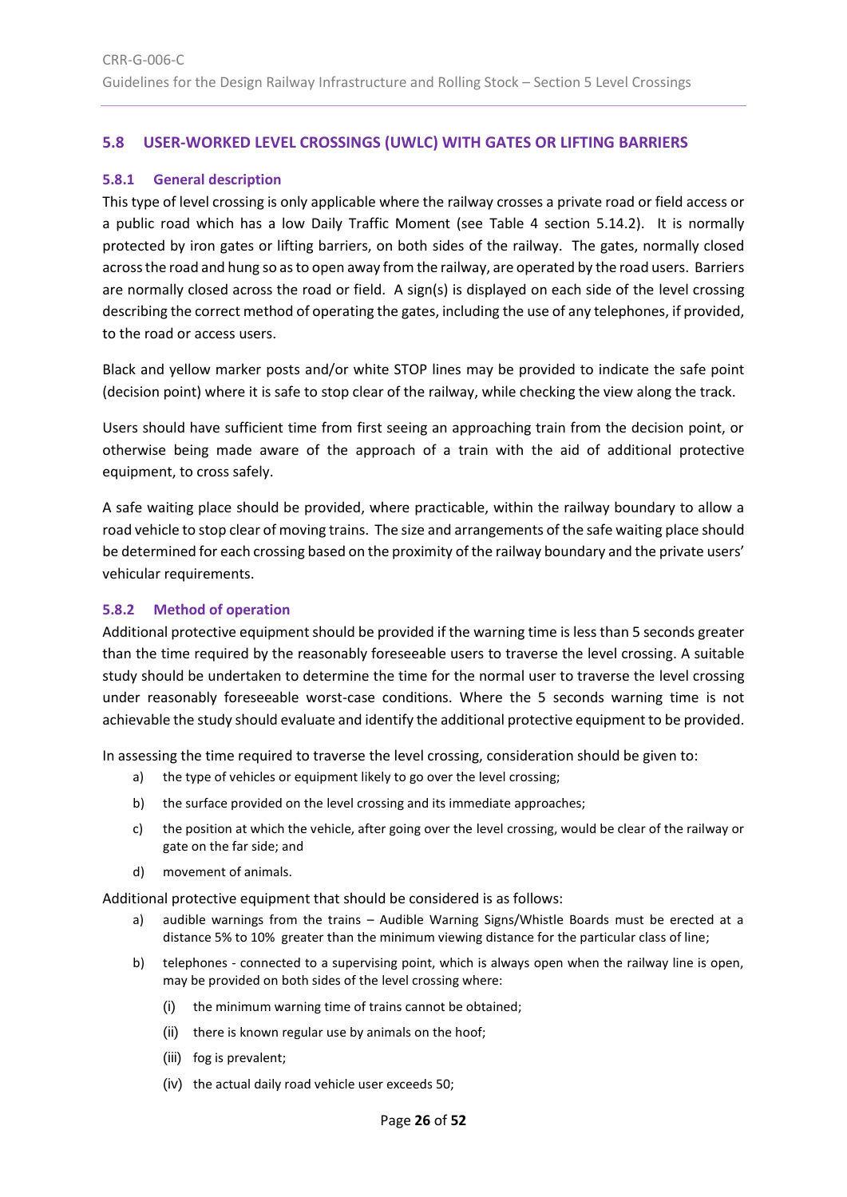## 5.8 USER-WORKED LEVEL CROSSINGS (UWLC) WITH GATES OR LIFTING BARRIERS

### 5.8.1 General description

This type of level crossing is only applicable where the railway crosses a private road or field access or a public road which has a low Daily Traffic Moment (see Table 4 section 5.14.2). It is normally protected by iron gates or lifting barriers, on both sides of the railway. The gates, normally closed across the road and hung so as to open away from the railway, are operated by the road users. Barriers are normally closed across the road or field. A sign(s) is displayed on each side of the level crossing describing the correct method of operating the gates, including the use of any telephones, if provided, to the road or access users.

Black and yellow marker posts and/or white STOP lines may be provided to indicate the safe point (decision point) where it is safe to stop clear of the railway, while checking the view along the track.

Users should have sufficient time from first seeing an approaching train from the decision point, or otherwise being made aware of the approach of a train with the aid of additional protective equipment, to cross safely.

A safe waiting place should be provided, where practicable, within the railway boundary to allow a road vehicle to stop clear of moving trains. The size and arrangements of the safe waiting place should be determined for each crossing based on the proximity of the railway boundary and the private users' vehicular requirements.

### 5.8.2 Method of operation

Additional protective equipment should be provided if the warning time is less than 5 seconds greater than the time required by the reasonably foreseeable users to traverse the level crossing. A suitable study should be undertaken to determine the time for the normal user to traverse the level crossing under reasonably foreseeable worst-case conditions. Where the 5 seconds warning time is not achievable the study should evaluate and identify the additional protective equipment to be provided.

In assessing the time required to traverse the level crossing, consideration should be given to:

a) the type of vehicles or equipment likely to go over the level crossing;

b) the surface provided on the level crossing and its immediate approaches;

c) the position at which the vehicle, after going over the level crossing, would be clear of the railway or gate on the far side; and

d) movement of animals.

Additional protective equipment that should be considered is as follows:

a) audible warnings from the trains – Audible Warning Signs/Whistle Boards must be erected at a distance 5% to 10% greater than the minimum viewing distance for the particular class of line;

b) telephones - connected to a supervising point, which is always open when the railway line is open, may be provided on both sides of the level crossing where:

   (i) the minimum warning time of trains cannot be obtained;

   (ii) there is known regular use by animals on the hoof;

   (iii) fog is prevalent;

   (iv) the actual daily road vehicle user exceeds 50;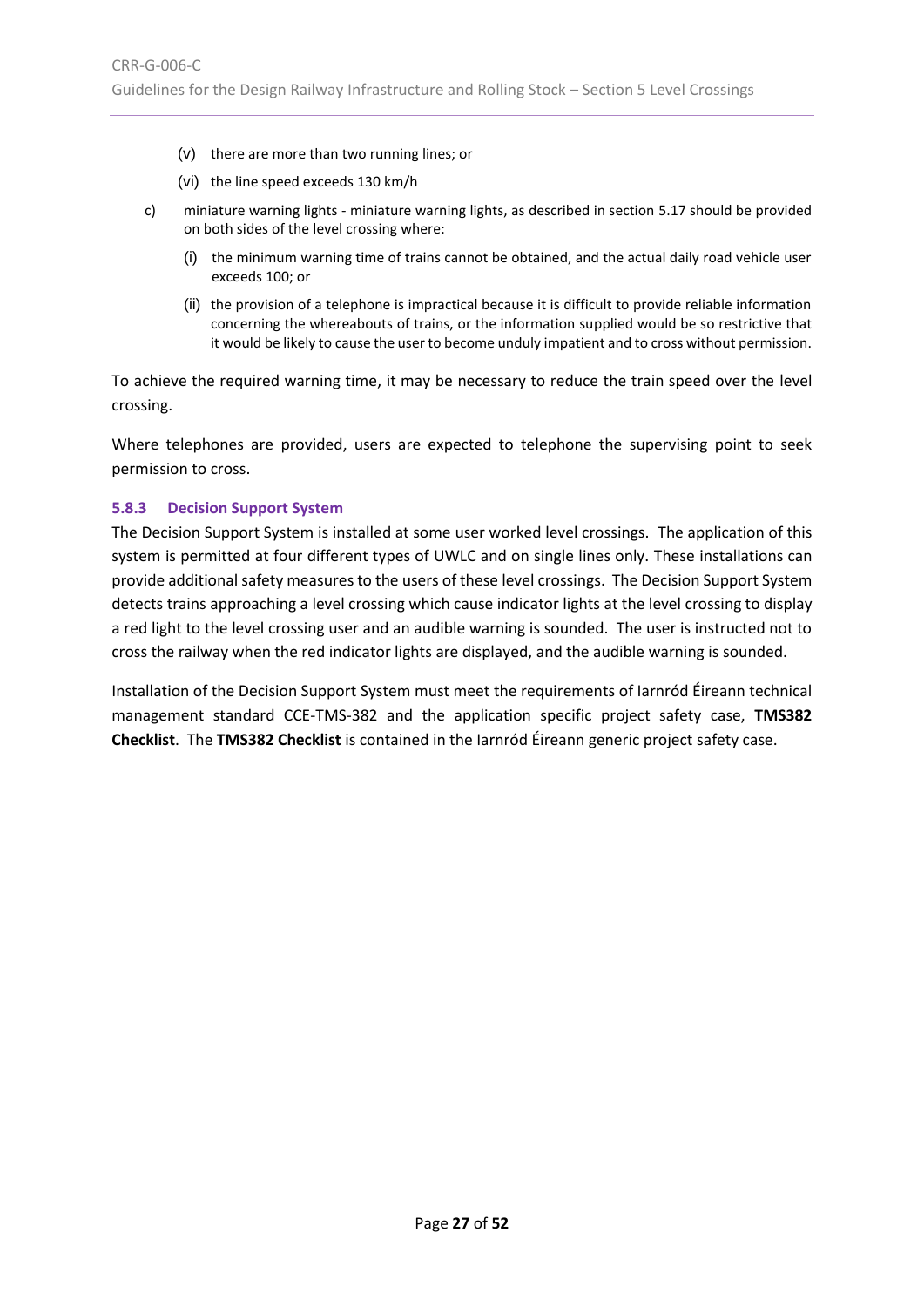(v) there are more than two running lines; or

(vi) the line speed exceeds 130 km/h

c) miniature warning lights - miniature warning lights, as described in section 5.17 should be provided on both sides of the level crossing where:

   (i) the minimum warning time of trains cannot be obtained, and the actual daily road vehicle user exceeds 100; or

   (ii) the provision of a telephone is impractical because it is difficult to provide reliable information concerning the whereabouts of trains, or the information supplied would be so restrictive that it would be likely to cause the user to become unduly impatient and to cross without permission.

To achieve the required warning time, it may be necessary to reduce the train speed over the level crossing.

Where telephones are provided, users are expected to telephone the supervising point to seek permission to cross.

### 5.8.3 Decision Support System

The Decision Support System is installed at some user worked level crossings. The application of this system is permitted at four different types of UWLC and on single lines only. These installations can provide additional safety measures to the users of these level crossings. The Decision Support System detects trains approaching a level crossing which cause indicator lights at the level crossing to display a red light to the level crossing user and an audible warning is sounded. The user is instructed not to cross the railway when the red indicator lights are displayed, and the audible warning is sounded.

Installation of the Decision Support System must meet the requirements of Iarnród Éireann technical management standard CCE-TMS-382 and the application specific project safety case, **TMS382 Checklist**. The **TMS382 Checklist** is contained in the Iarnród Éireann generic project safety case.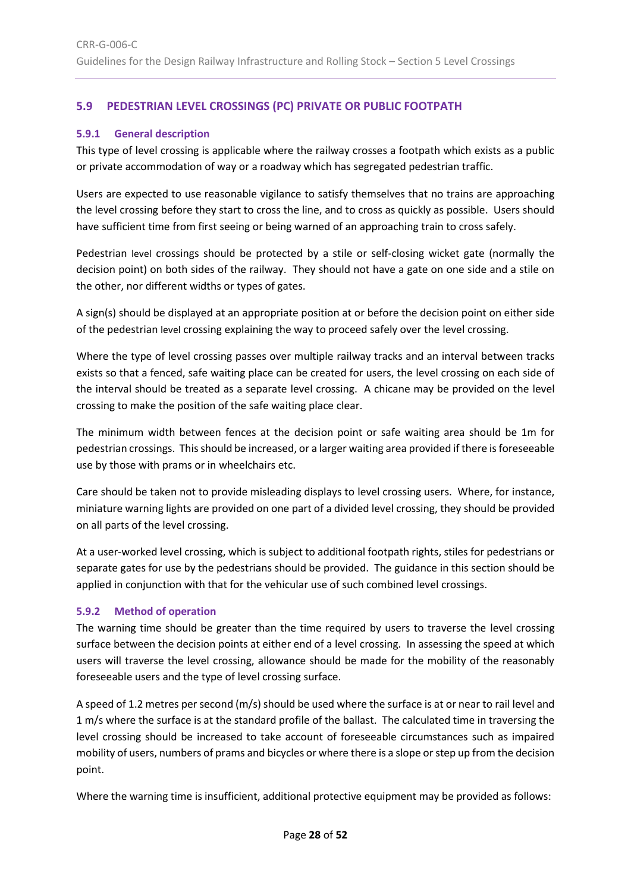## 5.9 PEDESTRIAN LEVEL CROSSINGS (PC) PRIVATE OR PUBLIC FOOTPATH

### 5.9.1 General description

This type of level crossing is applicable where the railway crosses a footpath which exists as a public or private accommodation of way or a roadway which has segregated pedestrian traffic.

Users are expected to use reasonable vigilance to satisfy themselves that no trains are approaching the level crossing before they start to cross the line, and to cross as quickly as possible. Users should have sufficient time from first seeing or being warned of an approaching train to cross safely.

Pedestrian level crossings should be protected by a stile or self-closing wicket gate (normally the decision point) on both sides of the railway. They should not have a gate on one side and a stile on the other, nor different widths or types of gates.

A sign(s) should be displayed at an appropriate position at or before the decision point on either side of the pedestrian level crossing explaining the way to proceed safely over the level crossing.

Where the type of level crossing passes over multiple railway tracks and an interval between tracks exists so that a fenced, safe waiting place can be created for users, the level crossing on each side of the interval should be treated as a separate level crossing. A chicane may be provided on the level crossing to make the position of the safe waiting place clear.

The minimum width between fences at the decision point or safe waiting area should be 1m for pedestrian crossings. This should be increased, or a larger waiting area provided if there is foreseeable use by those with prams or in wheelchairs etc.

Care should be taken not to provide misleading displays to level crossing users. Where, for instance, miniature warning lights are provided on one part of a divided level crossing, they should be provided on all parts of the level crossing.

At a user-worked level crossing, which is subject to additional footpath rights, stiles for pedestrians or separate gates for use by the pedestrians should be provided. The guidance in this section should be applied in conjunction with that for the vehicular use of such combined level crossings.

### 5.9.2 Method of operation

The warning time should be greater than the time required by users to traverse the level crossing surface between the decision points at either end of a level crossing. In assessing the speed at which users will traverse the level crossing, allowance should be made for the mobility of the reasonably foreseeable users and the type of level crossing surface.

A speed of 1.2 metres per second (m/s) should be used where the surface is at or near to rail level and 1 m/s where the surface is at the standard profile of the ballast. The calculated time in traversing the level crossing should be increased to take account of foreseeable circumstances such as impaired mobility of users, numbers of prams and bicycles or where there is a slope or step up from the decision point.

Where the warning time is insufficient, additional protective equipment may be provided as follows: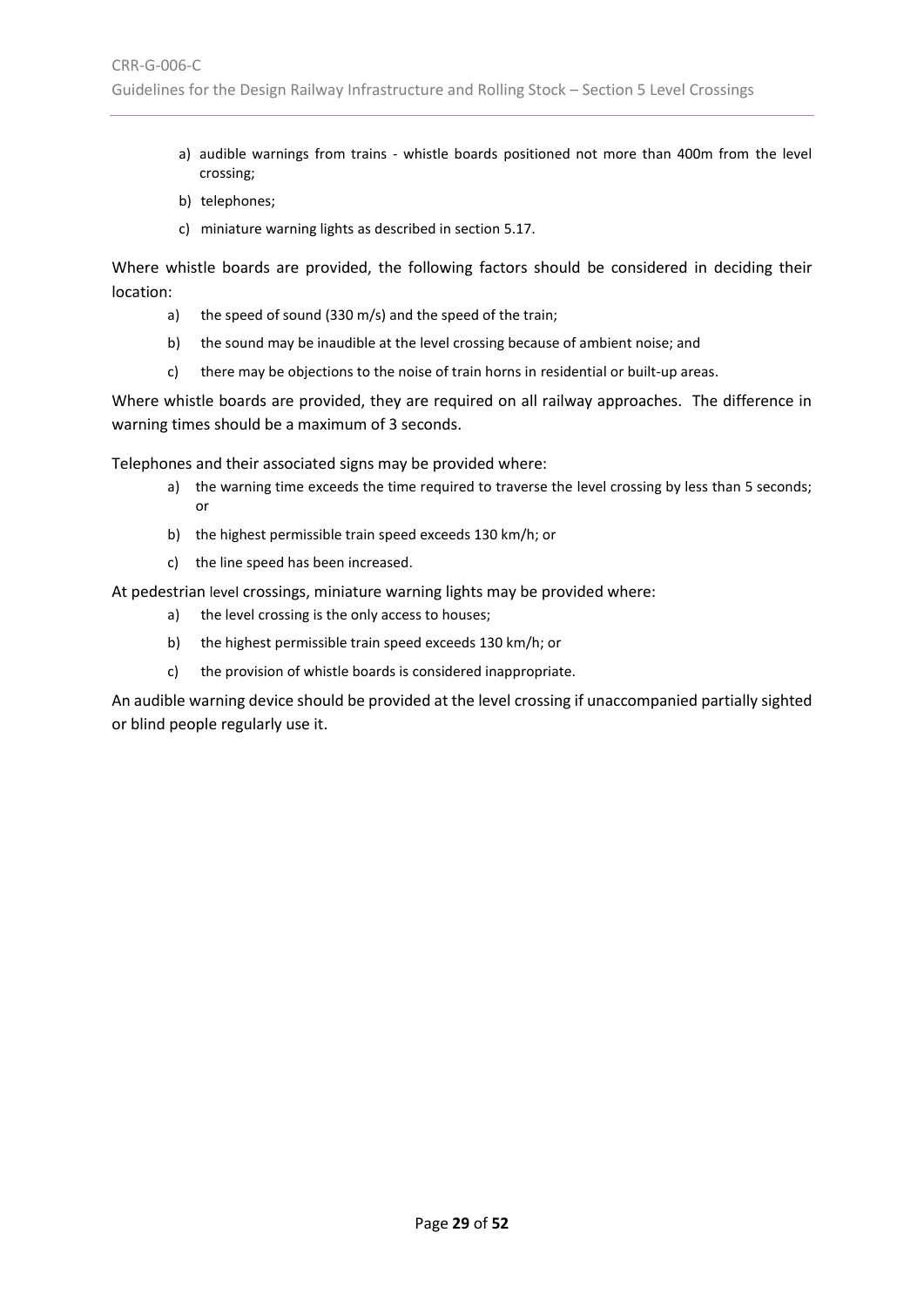a) audible warnings from trains - whistle boards positioned not more than 400m from the level crossing;
b) telephones;
c) miniature warning lights as described in section 5.17.

Where whistle boards are provided, the following factors should be considered in deciding their location:

a) the speed of sound (330 m/s) and the speed of the train;
b) the sound may be inaudible at the level crossing because of ambient noise; and
c) there may be objections to the noise of train horns in residential or built-up areas.

Where whistle boards are provided, they are required on all railway approaches. The difference in warning times should be a maximum of 3 seconds.

Telephones and their associated signs may be provided where:

a) the warning time exceeds the time required to traverse the level crossing by less than 5 seconds; or
b) the highest permissible train speed exceeds 130 km/h; or
c) the line speed has been increased.

At pedestrian level crossings, miniature warning lights may be provided where:

a) the level crossing is the only access to houses;
b) the highest permissible train speed exceeds 130 km/h; or
c) the provision of whistle boards is considered inappropriate.

An audible warning device should be provided at the level crossing if unaccompanied partially sighted or blind people regularly use it.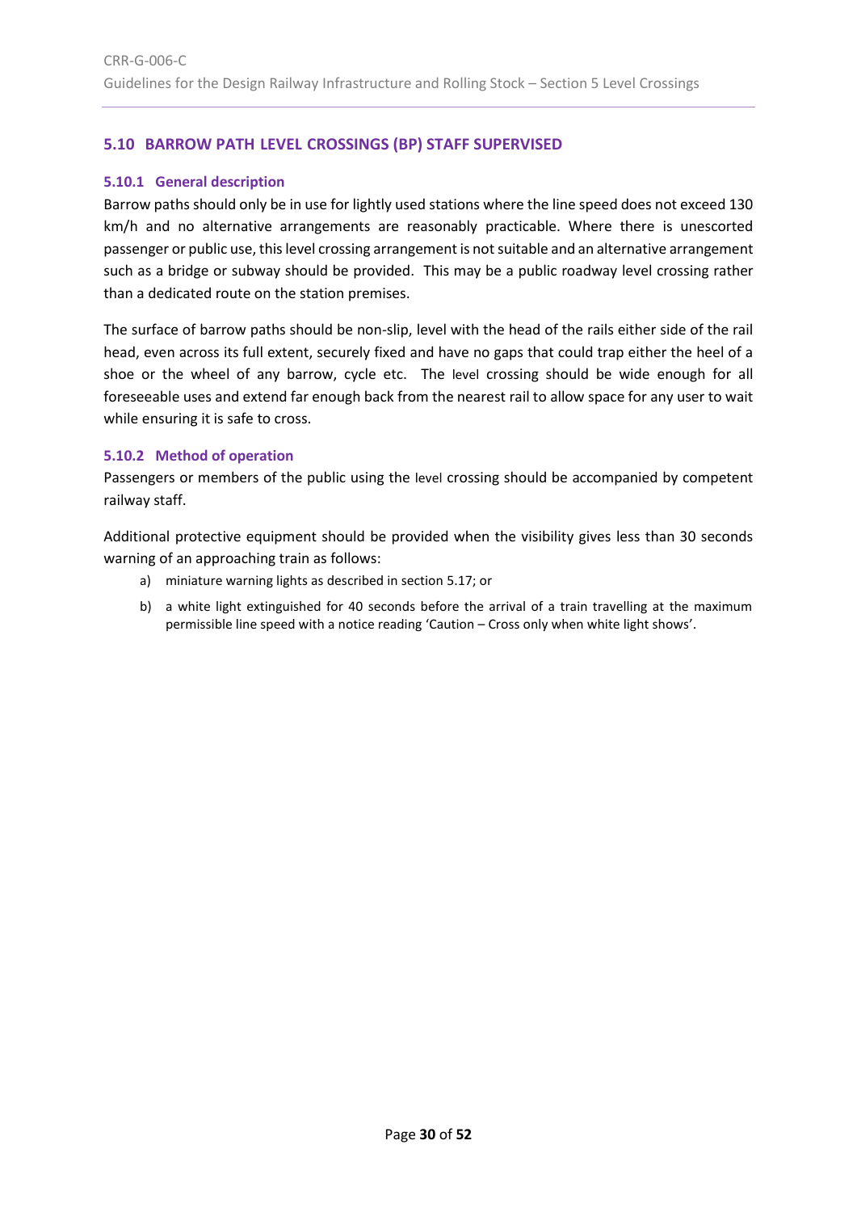## 5.10 BARROW PATH LEVEL CROSSINGS (BP) STAFF SUPERVISED

### 5.10.1 General description

Barrow paths should only be in use for lightly used stations where the line speed does not exceed 130 km/h and no alternative arrangements are reasonably practicable. Where there is unescorted passenger or public use, this level crossing arrangement is not suitable and an alternative arrangement such as a bridge or subway should be provided. This may be a public roadway level crossing rather than a dedicated route on the station premises.

The surface of barrow paths should be non-slip, level with the head of the rails either side of the rail head, even across its full extent, securely fixed and have no gaps that could trap either the heel of a shoe or the wheel of any barrow, cycle etc. The level crossing should be wide enough for all foreseeable uses and extend far enough back from the nearest rail to allow space for any user to wait while ensuring it is safe to cross.

### 5.10.2 Method of operation

Passengers or members of the public using the level crossing should be accompanied by competent railway staff.

Additional protective equipment should be provided when the visibility gives less than 30 seconds warning of an approaching train as follows:

a) miniature warning lights as described in section 5.17; or

b) a white light extinguished for 40 seconds before the arrival of a train travelling at the maximum permissible line speed with a notice reading 'Caution – Cross only when white light shows'.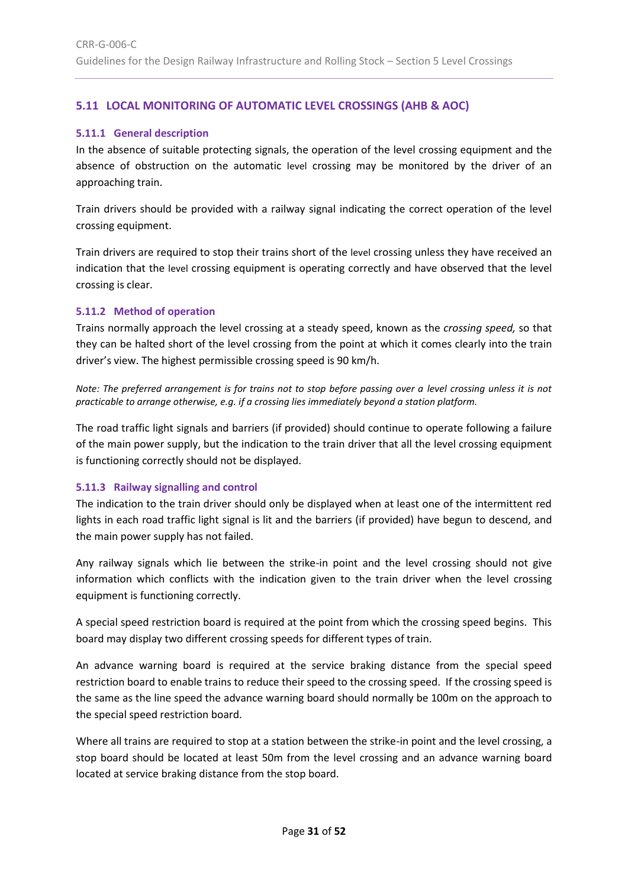## 5.11 LOCAL MONITORING OF AUTOMATIC LEVEL CROSSINGS (AHB & AOC)

### 5.11.1 General description

In the absence of suitable protecting signals, the operation of the level crossing equipment and the absence of obstruction on the automatic level crossing may be monitored by the driver of an approaching train.

Train drivers should be provided with a railway signal indicating the correct operation of the level crossing equipment.

Train drivers are required to stop their trains short of the level crossing unless they have received an indication that the level crossing equipment is operating correctly and have observed that the level crossing is clear.

### 5.11.2 Method of operation

Trains normally approach the level crossing at a steady speed, known as the *crossing speed,* so that they can be halted short of the level crossing from the point at which it comes clearly into the train driver's view. The highest permissible crossing speed is 90 km/h.

*Note: The preferred arrangement is for trains not to stop before passing over a level crossing unless it is not practicable to arrange otherwise, e.g. if a crossing lies immediately beyond a station platform.*

The road traffic light signals and barriers (if provided) should continue to operate following a failure of the main power supply, but the indication to the train driver that all the level crossing equipment is functioning correctly should not be displayed.

### 5.11.3 Railway signalling and control

The indication to the train driver should only be displayed when at least one of the intermittent red lights in each road traffic light signal is lit and the barriers (if provided) have begun to descend, and the main power supply has not failed.

Any railway signals which lie between the strike-in point and the level crossing should not give information which conflicts with the indication given to the train driver when the level crossing equipment is functioning correctly.

A special speed restriction board is required at the point from which the crossing speed begins. This board may display two different crossing speeds for different types of train.

An advance warning board is required at the service braking distance from the special speed restriction board to enable trains to reduce their speed to the crossing speed. If the crossing speed is the same as the line speed the advance warning board should normally be 100m on the approach to the special speed restriction board.

Where all trains are required to stop at a station between the strike-in point and the level crossing, a stop board should be located at least 50m from the level crossing and an advance warning board located at service braking distance from the stop board.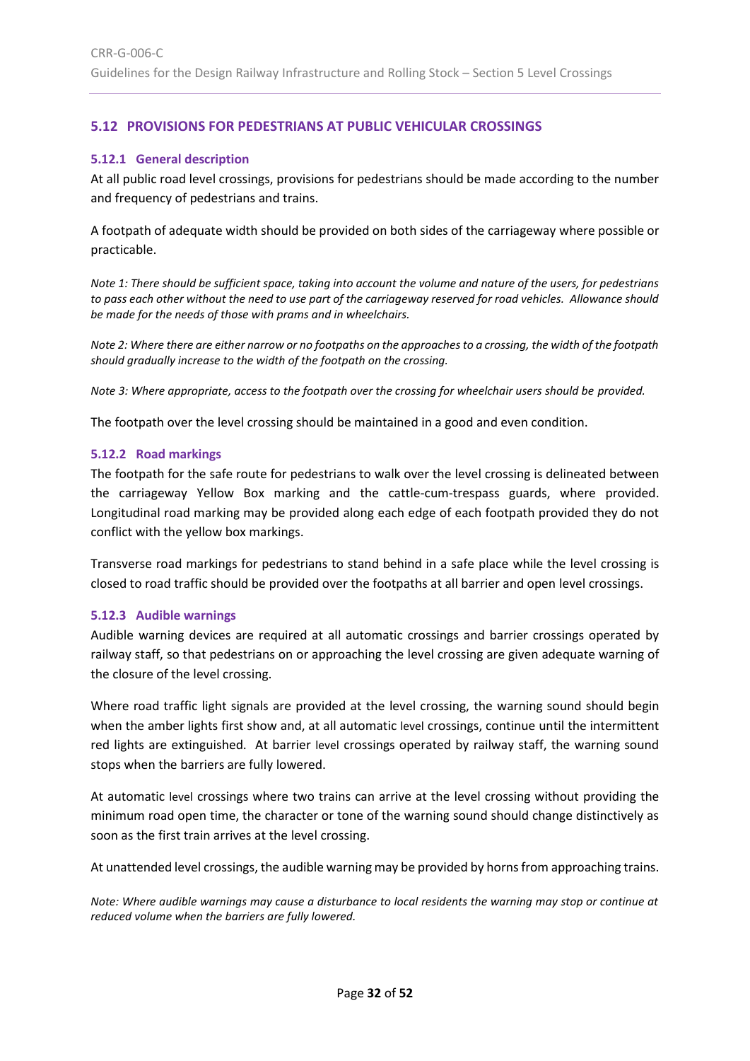## 5.12 PROVISIONS FOR PEDESTRIANS AT PUBLIC VEHICULAR CROSSINGS

### 5.12.1 General description

At all public road level crossings, provisions for pedestrians should be made according to the number and frequency of pedestrians and trains.

A footpath of adequate width should be provided on both sides of the carriageway where possible or practicable.

*Note 1: There should be sufficient space, taking into account the volume and nature of the users, for pedestrians to pass each other without the need to use part of the carriageway reserved for road vehicles. Allowance should be made for the needs of those with prams and in wheelchairs.*

*Note 2: Where there are either narrow or no footpaths on the approaches to a crossing, the width of the footpath should gradually increase to the width of the footpath on the crossing.*

*Note 3: Where appropriate, access to the footpath over the crossing for wheelchair users should be provided.*

The footpath over the level crossing should be maintained in a good and even condition.

### 5.12.2 Road markings

The footpath for the safe route for pedestrians to walk over the level crossing is delineated between the carriageway Yellow Box marking and the cattle-cum-trespass guards, where provided. Longitudinal road marking may be provided along each edge of each footpath provided they do not conflict with the yellow box markings.

Transverse road markings for pedestrians to stand behind in a safe place while the level crossing is closed to road traffic should be provided over the footpaths at all barrier and open level crossings.

### 5.12.3 Audible warnings

Audible warning devices are required at all automatic crossings and barrier crossings operated by railway staff, so that pedestrians on or approaching the level crossing are given adequate warning of the closure of the level crossing.

Where road traffic light signals are provided at the level crossing, the warning sound should begin when the amber lights first show and, at all automatic level crossings, continue until the intermittent red lights are extinguished. At barrier level crossings operated by railway staff, the warning sound stops when the barriers are fully lowered.

At automatic level crossings where two trains can arrive at the level crossing without providing the minimum road open time, the character or tone of the warning sound should change distinctively as soon as the first train arrives at the level crossing.

At unattended level crossings, the audible warning may be provided by horns from approaching trains.

*Note: Where audible warnings may cause a disturbance to local residents the warning may stop or continue at reduced volume when the barriers are fully lowered.*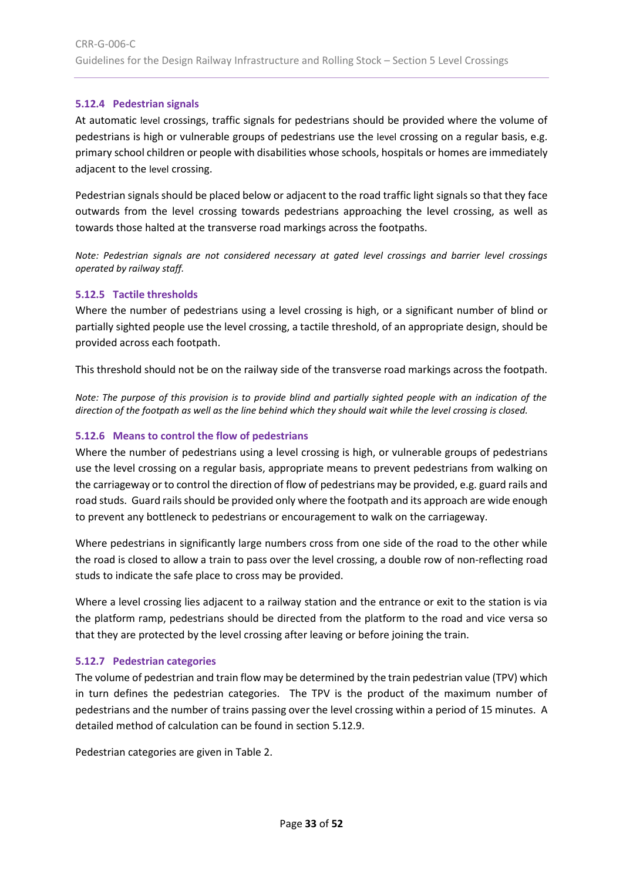### 5.12.4 Pedestrian signals

At automatic level crossings, traffic signals for pedestrians should be provided where the volume of pedestrians is high or vulnerable groups of pedestrians use the level crossing on a regular basis, e.g. primary school children or people with disabilities whose schools, hospitals or homes are immediately adjacent to the level crossing.

Pedestrian signals should be placed below or adjacent to the road traffic light signals so that they face outwards from the level crossing towards pedestrians approaching the level crossing, as well as towards those halted at the transverse road markings across the footpaths.

*Note: Pedestrian signals are not considered necessary at gated level crossings and barrier level crossings operated by railway staff.*

### 5.12.5 Tactile thresholds

Where the number of pedestrians using a level crossing is high, or a significant number of blind or partially sighted people use the level crossing, a tactile threshold, of an appropriate design, should be provided across each footpath.

This threshold should not be on the railway side of the transverse road markings across the footpath.

*Note: The purpose of this provision is to provide blind and partially sighted people with an indication of the direction of the footpath as well as the line behind which they should wait while the level crossing is closed.*

### 5.12.6 Means to control the flow of pedestrians

Where the number of pedestrians using a level crossing is high, or vulnerable groups of pedestrians use the level crossing on a regular basis, appropriate means to prevent pedestrians from walking on the carriageway or to control the direction of flow of pedestrians may be provided, e.g. guard rails and road studs. Guard rails should be provided only where the footpath and its approach are wide enough to prevent any bottleneck to pedestrians or encouragement to walk on the carriageway.

Where pedestrians in significantly large numbers cross from one side of the road to the other while the road is closed to allow a train to pass over the level crossing, a double row of non-reflecting road studs to indicate the safe place to cross may be provided.

Where a level crossing lies adjacent to a railway station and the entrance or exit to the station is via the platform ramp, pedestrians should be directed from the platform to the road and vice versa so that they are protected by the level crossing after leaving or before joining the train.

### 5.12.7 Pedestrian categories

The volume of pedestrian and train flow may be determined by the train pedestrian value (TPV) which in turn defines the pedestrian categories. The TPV is the product of the maximum number of pedestrians and the number of trains passing over the level crossing within a period of 15 minutes. A detailed method of calculation can be found in section 5.12.9.

Pedestrian categories are given in Table 2.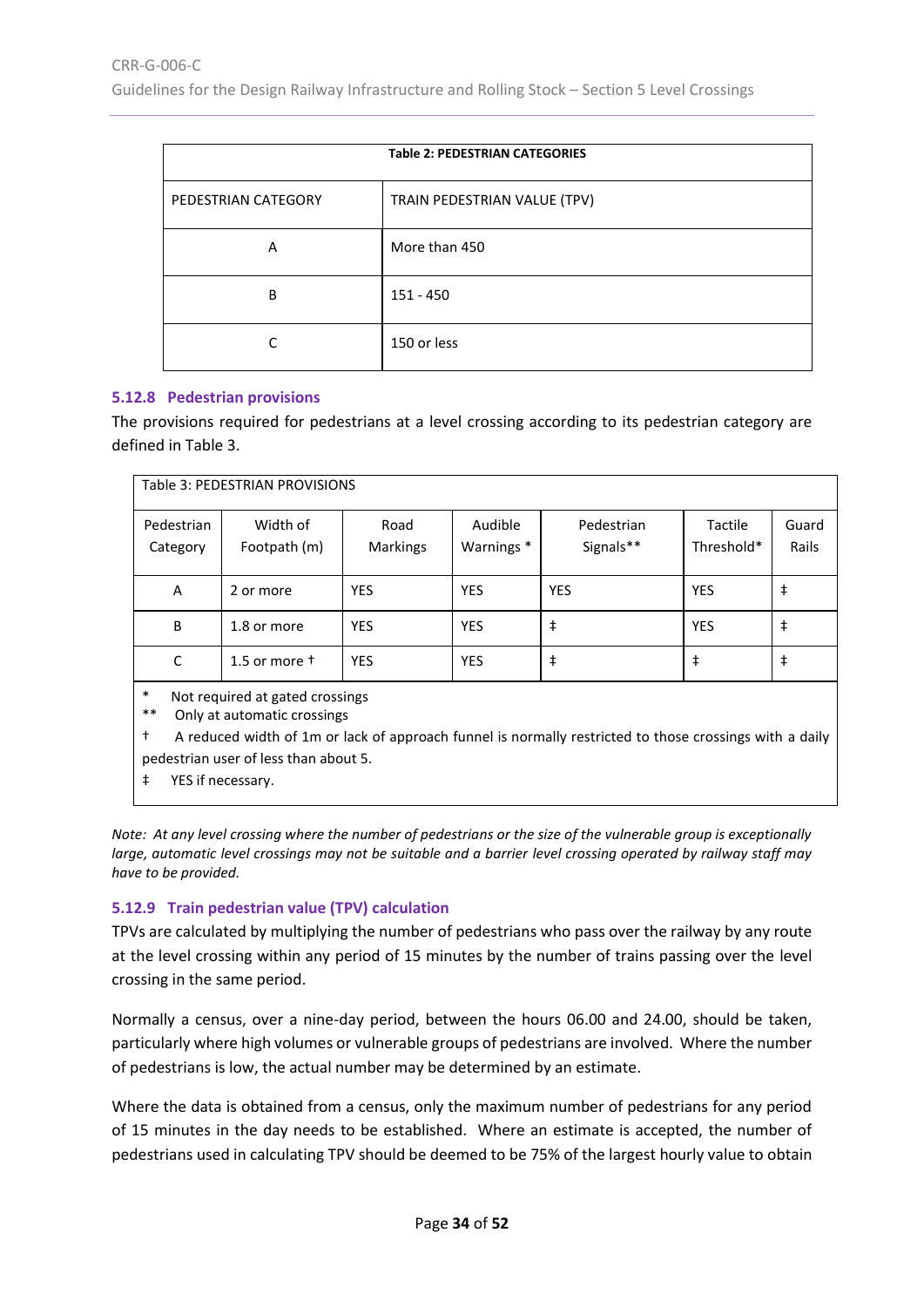| Table 2: PEDESTRIAN CATEGORIES | |
|---|---|
| PEDESTRIAN CATEGORY | TRAIN PEDESTRIAN VALUE (TPV) |
| A | More than 450 |
| B | 151 - 450 |
| C | 150 or less |

### 5.12.8 Pedestrian provisions

The provisions required for pedestrians at a level crossing according to its pedestrian category are defined in Table 3.

Table 3: PEDESTRIAN PROVISIONS

| Pedestrian Category | Width of Footpath (m) | Road Markings | Audible Warnings * | Pedestrian Signals** | Tactile Threshold* | Guard Rails |
|---|---|---|---|---|---|---|
| A | 2 or more | YES | YES | YES | YES | ‡ |
| B | 1.8 or more | YES | YES | ‡ | YES | ‡ |
| C | 1.5 or more † | YES | YES | ‡ | ‡ | ‡ |

\* Not required at gated crossings
** Only at automatic crossings
† A reduced width of 1m or lack of approach funnel is normally restricted to those crossings with a daily pedestrian user of less than about 5.
‡ YES if necessary.

*Note: At any level crossing where the number of pedestrians or the size of the vulnerable group is exceptionally large, automatic level crossings may not be suitable and a barrier level crossing operated by railway staff may have to be provided.*

### 5.12.9 Train pedestrian value (TPV) calculation

TPVs are calculated by multiplying the number of pedestrians who pass over the railway by any route at the level crossing within any period of 15 minutes by the number of trains passing over the level crossing in the same period.

Normally a census, over a nine-day period, between the hours 06.00 and 24.00, should be taken, particularly where high volumes or vulnerable groups of pedestrians are involved. Where the number of pedestrians is low, the actual number may be determined by an estimate.

Where the data is obtained from a census, only the maximum number of pedestrians for any period of 15 minutes in the day needs to be established. Where an estimate is accepted, the number of pedestrians used in calculating TPV should be deemed to be 75% of the largest hourly value to obtain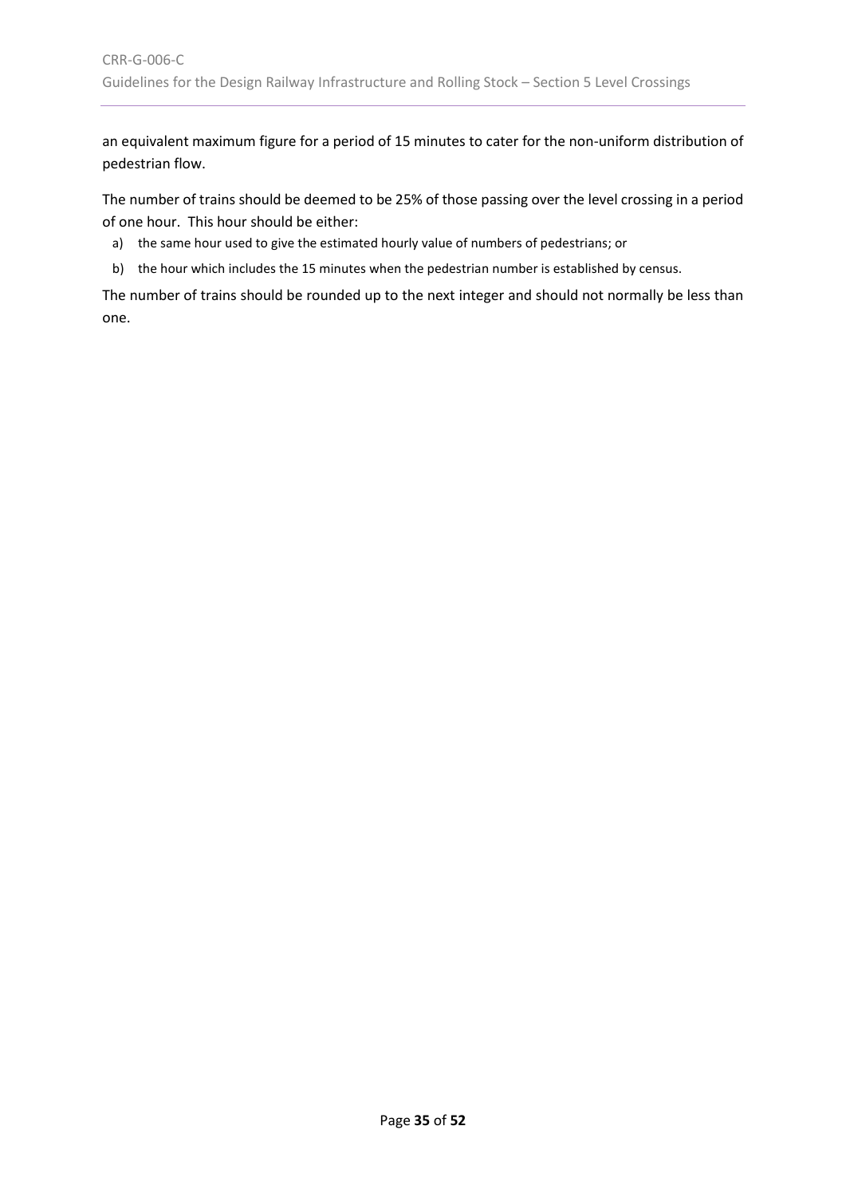an equivalent maximum figure for a period of 15 minutes to cater for the non-uniform distribution of pedestrian flow.

The number of trains should be deemed to be 25% of those passing over the level crossing in a period of one hour. This hour should be either:

a) the same hour used to give the estimated hourly value of numbers of pedestrians; or
b) the hour which includes the 15 minutes when the pedestrian number is established by census.

The number of trains should be rounded up to the next integer and should not normally be less than one.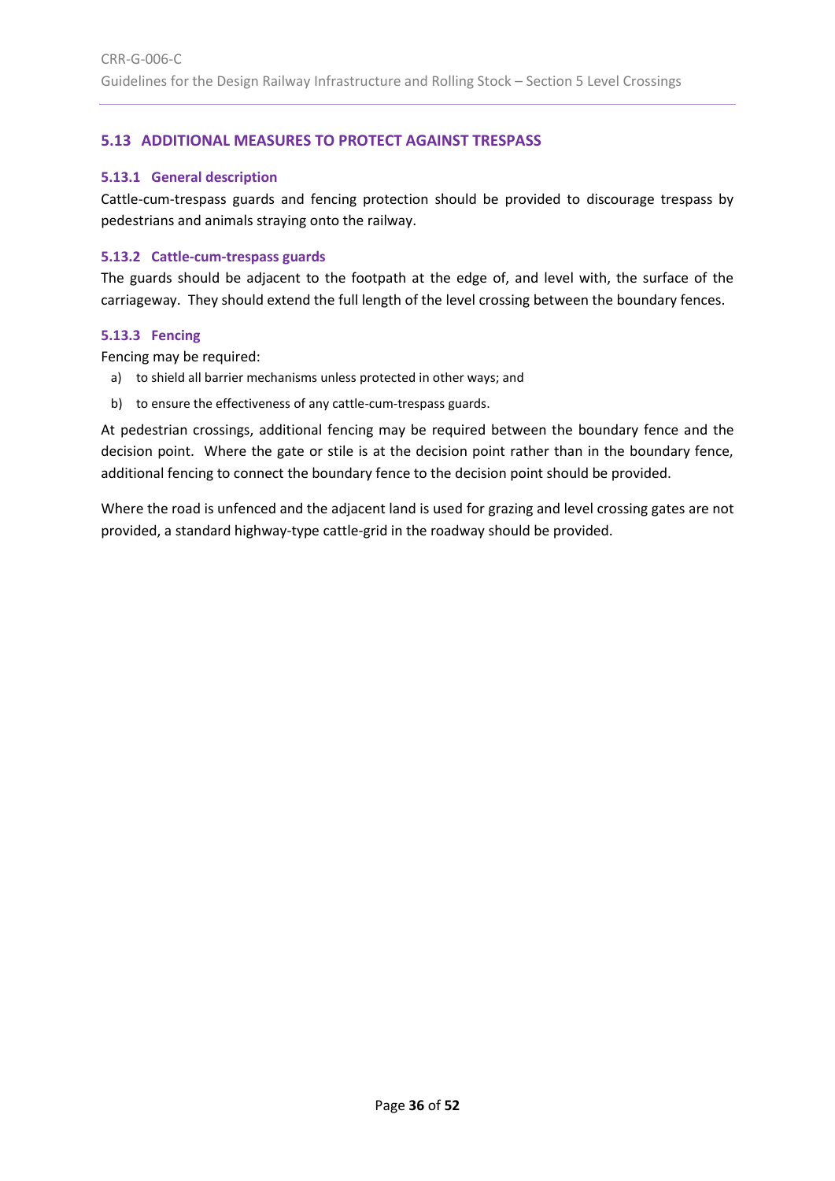## 5.13 ADDITIONAL MEASURES TO PROTECT AGAINST TRESPASS

### 5.13.1 General description

Cattle-cum-trespass guards and fencing protection should be provided to discourage trespass by pedestrians and animals straying onto the railway.

### 5.13.2 Cattle-cum-trespass guards

The guards should be adjacent to the footpath at the edge of, and level with, the surface of the carriageway. They should extend the full length of the level crossing between the boundary fences.

### 5.13.3 Fencing

Fencing may be required:

a) to shield all barrier mechanisms unless protected in other ways; and

b) to ensure the effectiveness of any cattle-cum-trespass guards.

At pedestrian crossings, additional fencing may be required between the boundary fence and the decision point. Where the gate or stile is at the decision point rather than in the boundary fence, additional fencing to connect the boundary fence to the decision point should be provided.

Where the road is unfenced and the adjacent land is used for grazing and level crossing gates are not provided, a standard highway-type cattle-grid in the roadway should be provided.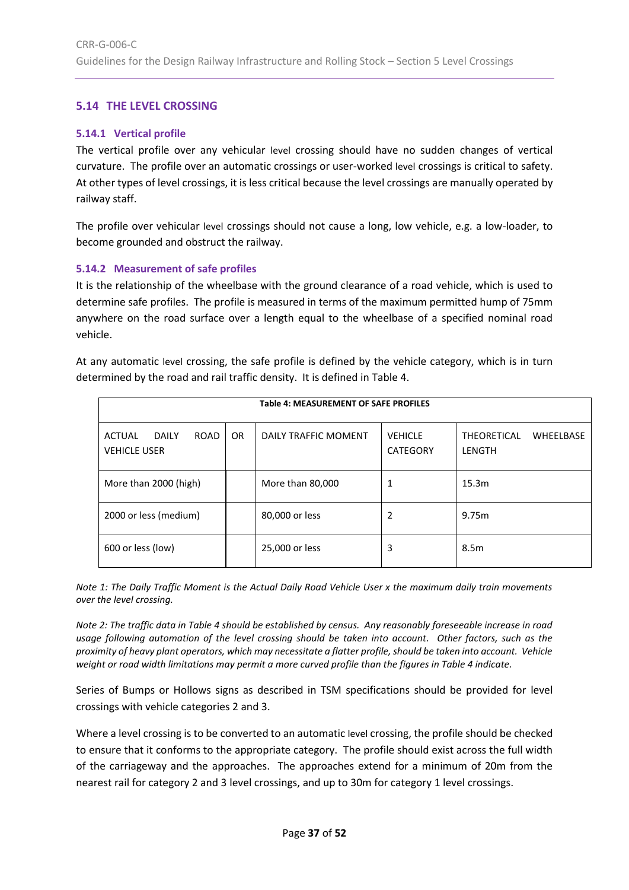## 5.14 THE LEVEL CROSSING

### 5.14.1 Vertical profile

The vertical profile over any vehicular level crossing should have no sudden changes of vertical curvature. The profile over an automatic crossings or user-worked level crossings is critical to safety. At other types of level crossings, it is less critical because the level crossings are manually operated by railway staff.

The profile over vehicular level crossings should not cause a long, low vehicle, e.g. a low-loader, to become grounded and obstruct the railway.

### 5.14.2 Measurement of safe profiles

It is the relationship of the wheelbase with the ground clearance of a road vehicle, which is used to determine safe profiles. The profile is measured in terms of the maximum permitted hump of 75mm anywhere on the road surface over a length equal to the wheelbase of a specified nominal road vehicle.

At any automatic level crossing, the safe profile is defined by the vehicle category, which is in turn determined by the road and rail traffic density. It is defined in Table 4.

**Table 4: MEASUREMENT OF SAFE PROFILES**

| ACTUAL DAILY ROAD VEHICLE USER | OR | DAILY TRAFFIC MOMENT | VEHICLE CATEGORY | THEORETICAL WHEELBASE LENGTH |
|---|---|---|---|---|
| More than 2000 (high) | | More than 80,000 | 1 | 15.3m |
| 2000 or less (medium) | | 80,000 or less | 2 | 9.75m |
| 600 or less (low) | | 25,000 or less | 3 | 8.5m |

*Note 1: The Daily Traffic Moment is the Actual Daily Road Vehicle User x the maximum daily train movements over the level crossing.*

*Note 2: The traffic data in Table 4 should be established by census. Any reasonably foreseeable increase in road usage following automation of the level crossing should be taken into account. Other factors, such as the proximity of heavy plant operators, which may necessitate a flatter profile, should be taken into account. Vehicle weight or road width limitations may permit a more curved profile than the figures in Table 4 indicate.*

Series of Bumps or Hollows signs as described in TSM specifications should be provided for level crossings with vehicle categories 2 and 3.

Where a level crossing is to be converted to an automatic level crossing, the profile should be checked to ensure that it conforms to the appropriate category. The profile should exist across the full width of the carriageway and the approaches. The approaches extend for a minimum of 20m from the nearest rail for category 2 and 3 level crossings, and up to 30m for category 1 level crossings.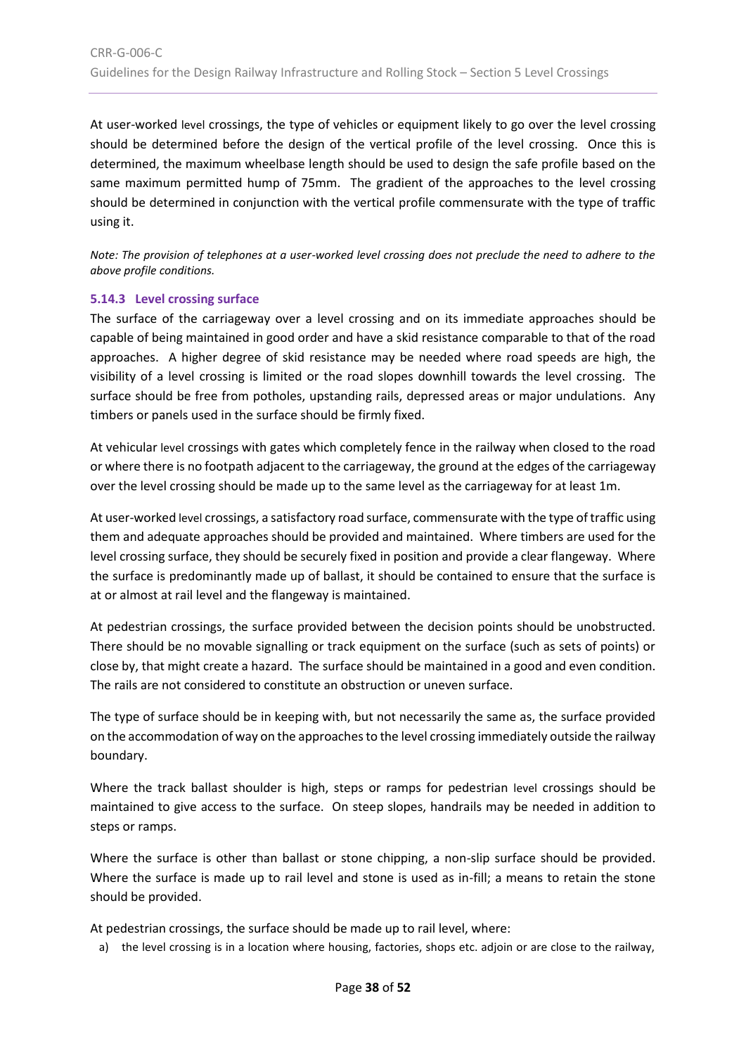At user-worked level crossings, the type of vehicles or equipment likely to go over the level crossing should be determined before the design of the vertical profile of the level crossing. Once this is determined, the maximum wheelbase length should be used to design the safe profile based on the same maximum permitted hump of 75mm. The gradient of the approaches to the level crossing should be determined in conjunction with the vertical profile commensurate with the type of traffic using it.

*Note: The provision of telephones at a user-worked level crossing does not preclude the need to adhere to the above profile conditions.*

### 5.14.3 Level crossing surface

The surface of the carriageway over a level crossing and on its immediate approaches should be capable of being maintained in good order and have a skid resistance comparable to that of the road approaches. A higher degree of skid resistance may be needed where road speeds are high, the visibility of a level crossing is limited or the road slopes downhill towards the level crossing. The surface should be free from potholes, upstanding rails, depressed areas or major undulations. Any timbers or panels used in the surface should be firmly fixed.

At vehicular level crossings with gates which completely fence in the railway when closed to the road or where there is no footpath adjacent to the carriageway, the ground at the edges of the carriageway over the level crossing should be made up to the same level as the carriageway for at least 1m.

At user-worked level crossings, a satisfactory road surface, commensurate with the type of traffic using them and adequate approaches should be provided and maintained. Where timbers are used for the level crossing surface, they should be securely fixed in position and provide a clear flangeway. Where the surface is predominantly made up of ballast, it should be contained to ensure that the surface is at or almost at rail level and the flangeway is maintained.

At pedestrian crossings, the surface provided between the decision points should be unobstructed. There should be no movable signalling or track equipment on the surface (such as sets of points) or close by, that might create a hazard. The surface should be maintained in a good and even condition. The rails are not considered to constitute an obstruction or uneven surface.

The type of surface should be in keeping with, but not necessarily the same as, the surface provided on the accommodation of way on the approaches to the level crossing immediately outside the railway boundary.

Where the track ballast shoulder is high, steps or ramps for pedestrian level crossings should be maintained to give access to the surface. On steep slopes, handrails may be needed in addition to steps or ramps.

Where the surface is other than ballast or stone chipping, a non-slip surface should be provided. Where the surface is made up to rail level and stone is used as in-fill; a means to retain the stone should be provided.

At pedestrian crossings, the surface should be made up to rail level, where:

a) the level crossing is in a location where housing, factories, shops etc. adjoin or are close to the railway,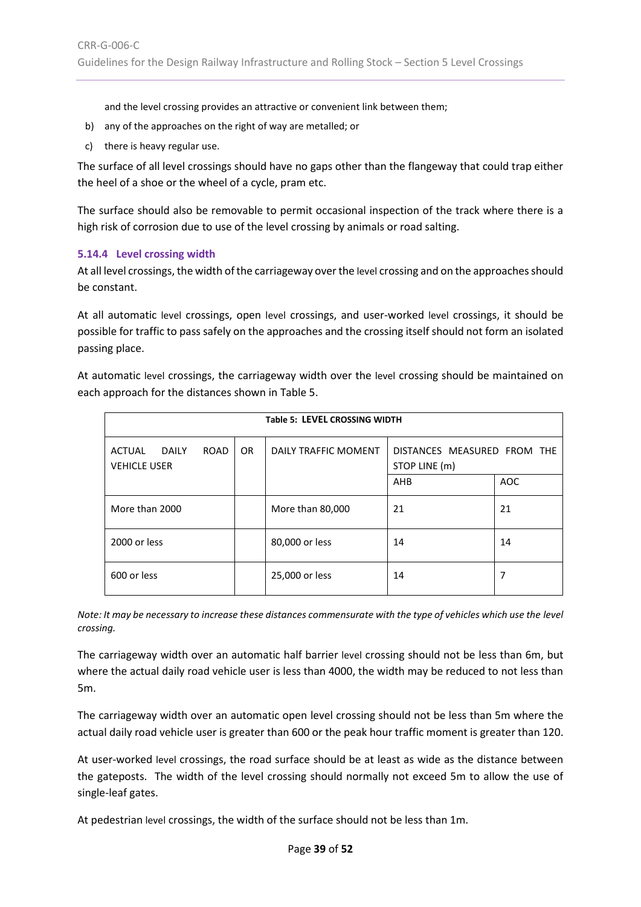and the level crossing provides an attractive or convenient link between them;

b) any of the approaches on the right of way are metalled; or

c) there is heavy regular use.

The surface of all level crossings should have no gaps other than the flangeway that could trap either the heel of a shoe or the wheel of a cycle, pram etc.

The surface should also be removable to permit occasional inspection of the track where there is a high risk of corrosion due to use of the level crossing by animals or road salting.

### 5.14.4 Level crossing width

At all level crossings, the width of the carriageway over the level crossing and on the approaches should be constant.

At all automatic level crossings, open level crossings, and user-worked level crossings, it should be possible for traffic to pass safely on the approaches and the crossing itself should not form an isolated passing place.

At automatic level crossings, the carriageway width over the level crossing should be maintained on each approach for the distances shown in Table 5.

**Table 5: LEVEL CROSSING WIDTH**

| ACTUAL DAILY ROAD VEHICLE USER | OR | DAILY TRAFFIC MOMENT | DISTANCES MEASURED FROM THE STOP LINE (m) | |
|---|---|---|---|---|
| | | | AHB | AOC |
| More than 2000 | | More than 80,000 | 21 | 21 |
| 2000 or less | | 80,000 or less | 14 | 14 |
| 600 or less | | 25,000 or less | 14 | 7 |

*Note: It may be necessary to increase these distances commensurate with the type of vehicles which use the level crossing.*

The carriageway width over an automatic half barrier level crossing should not be less than 6m, but where the actual daily road vehicle user is less than 4000, the width may be reduced to not less than 5m.

The carriageway width over an automatic open level crossing should not be less than 5m where the actual daily road vehicle user is greater than 600 or the peak hour traffic moment is greater than 120.

At user-worked level crossings, the road surface should be at least as wide as the distance between the gateposts. The width of the level crossing should normally not exceed 5m to allow the use of single-leaf gates.

At pedestrian level crossings, the width of the surface should not be less than 1m.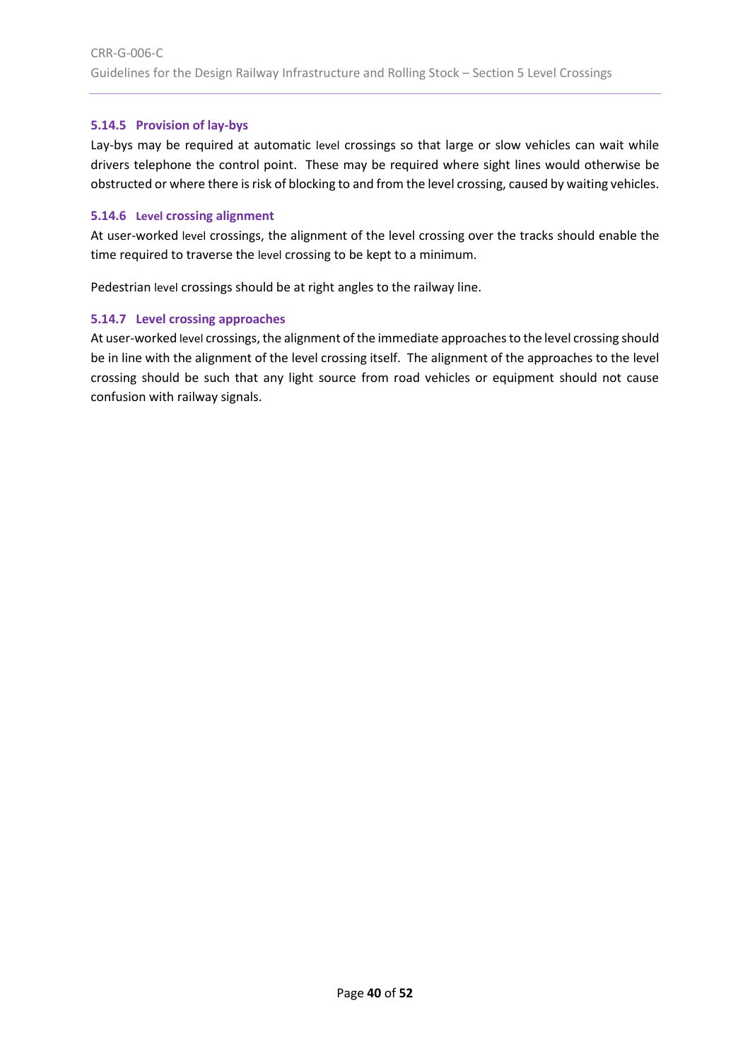### 5.14.5 Provision of lay-bys

Lay-bys may be required at automatic level crossings so that large or slow vehicles can wait while drivers telephone the control point. These may be required where sight lines would otherwise be obstructed or where there is risk of blocking to and from the level crossing, caused by waiting vehicles.

### 5.14.6 Level crossing alignment

At user-worked level crossings, the alignment of the level crossing over the tracks should enable the time required to traverse the level crossing to be kept to a minimum.

Pedestrian level crossings should be at right angles to the railway line.

### 5.14.7 Level crossing approaches

At user-worked level crossings, the alignment of the immediate approaches to the level crossing should be in line with the alignment of the level crossing itself. The alignment of the approaches to the level crossing should be such that any light source from road vehicles or equipment should not cause confusion with railway signals.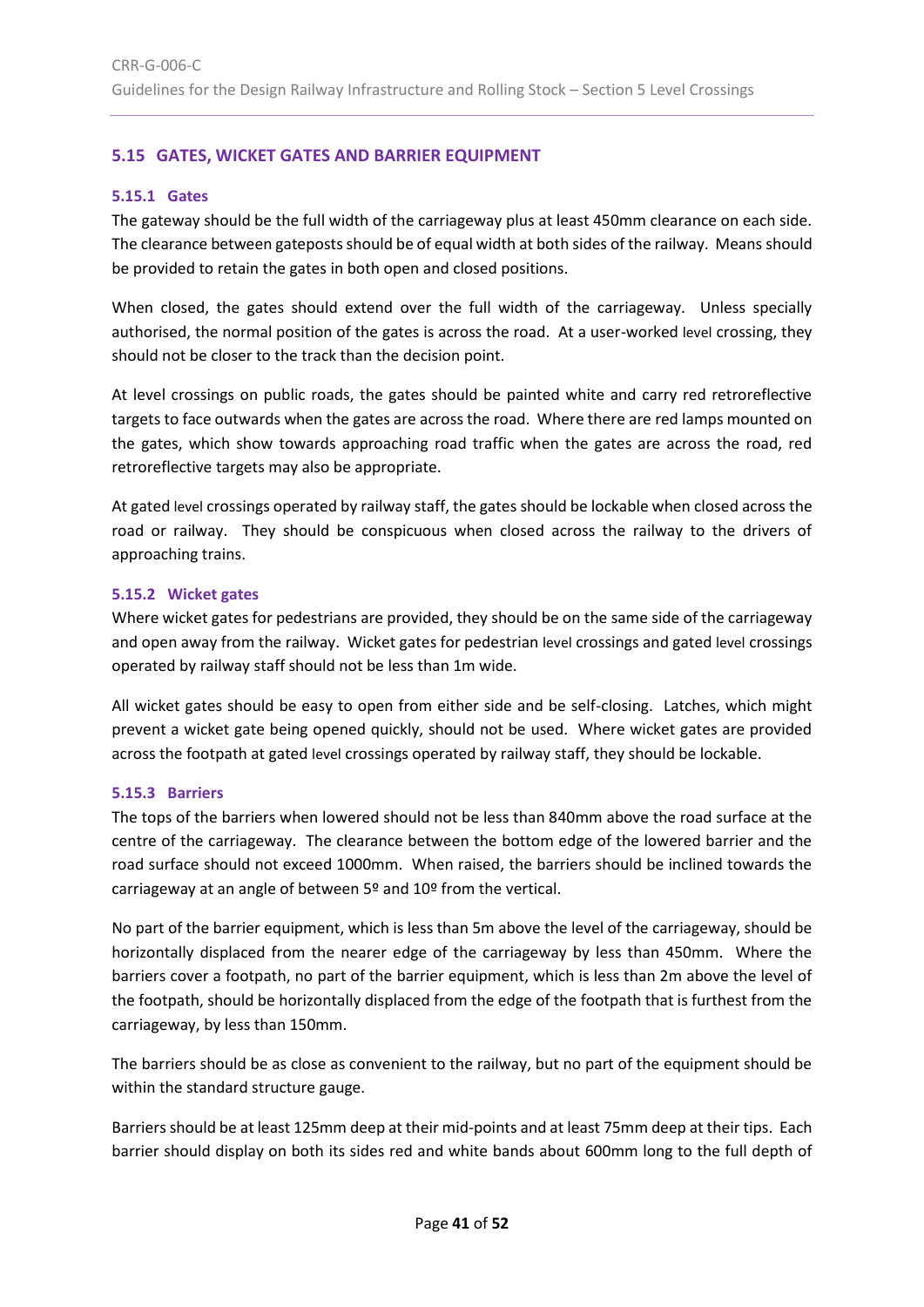## 5.15 GATES, WICKET GATES AND BARRIER EQUIPMENT

### 5.15.1 Gates

The gateway should be the full width of the carriageway plus at least 450mm clearance on each side. The clearance between gateposts should be of equal width at both sides of the railway. Means should be provided to retain the gates in both open and closed positions.

When closed, the gates should extend over the full width of the carriageway. Unless specially authorised, the normal position of the gates is across the road. At a user-worked level crossing, they should not be closer to the track than the decision point.

At level crossings on public roads, the gates should be painted white and carry red retroreflective targets to face outwards when the gates are across the road. Where there are red lamps mounted on the gates, which show towards approaching road traffic when the gates are across the road, red retroreflective targets may also be appropriate.

At gated level crossings operated by railway staff, the gates should be lockable when closed across the road or railway. They should be conspicuous when closed across the railway to the drivers of approaching trains.

### 5.15.2 Wicket gates

Where wicket gates for pedestrians are provided, they should be on the same side of the carriageway and open away from the railway. Wicket gates for pedestrian level crossings and gated level crossings operated by railway staff should not be less than 1m wide.

All wicket gates should be easy to open from either side and be self-closing. Latches, which might prevent a wicket gate being opened quickly, should not be used. Where wicket gates are provided across the footpath at gated level crossings operated by railway staff, they should be lockable.

### 5.15.3 Barriers

The tops of the barriers when lowered should not be less than 840mm above the road surface at the centre of the carriageway. The clearance between the bottom edge of the lowered barrier and the road surface should not exceed 1000mm. When raised, the barriers should be inclined towards the carriageway at an angle of between 5º and 10º from the vertical.

No part of the barrier equipment, which is less than 5m above the level of the carriageway, should be horizontally displaced from the nearer edge of the carriageway by less than 450mm. Where the barriers cover a footpath, no part of the barrier equipment, which is less than 2m above the level of the footpath, should be horizontally displaced from the edge of the footpath that is furthest from the carriageway, by less than 150mm.

The barriers should be as close as convenient to the railway, but no part of the equipment should be within the standard structure gauge.

Barriers should be at least 125mm deep at their mid-points and at least 75mm deep at their tips. Each barrier should display on both its sides red and white bands about 600mm long to the full depth of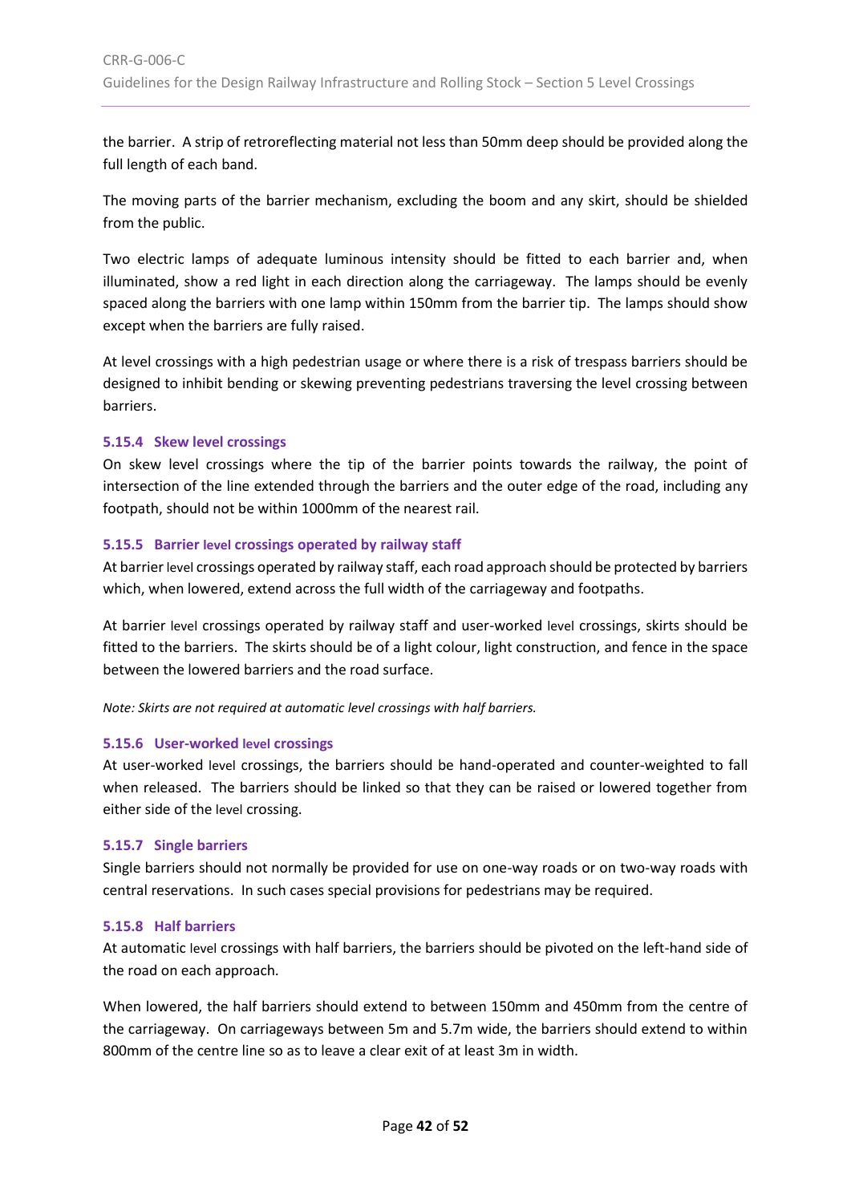the barrier. A strip of retroreflecting material not less than 50mm deep should be provided along the full length of each band.

The moving parts of the barrier mechanism, excluding the boom and any skirt, should be shielded from the public.

Two electric lamps of adequate luminous intensity should be fitted to each barrier and, when illuminated, show a red light in each direction along the carriageway. The lamps should be evenly spaced along the barriers with one lamp within 150mm from the barrier tip. The lamps should show except when the barriers are fully raised.

At level crossings with a high pedestrian usage or where there is a risk of trespass barriers should be designed to inhibit bending or skewing preventing pedestrians traversing the level crossing between barriers.

#### 5.15.4 Skew level crossings

On skew level crossings where the tip of the barrier points towards the railway, the point of intersection of the line extended through the barriers and the outer edge of the road, including any footpath, should not be within 1000mm of the nearest rail.

#### 5.15.5 Barrier level crossings operated by railway staff

At barrier level crossings operated by railway staff, each road approach should be protected by barriers which, when lowered, extend across the full width of the carriageway and footpaths.

At barrier level crossings operated by railway staff and user-worked level crossings, skirts should be fitted to the barriers. The skirts should be of a light colour, light construction, and fence in the space between the lowered barriers and the road surface.

*Note: Skirts are not required at automatic level crossings with half barriers.*

#### 5.15.6 User-worked level crossings

At user-worked level crossings, the barriers should be hand-operated and counter-weighted to fall when released. The barriers should be linked so that they can be raised or lowered together from either side of the level crossing.

#### 5.15.7 Single barriers

Single barriers should not normally be provided for use on one-way roads or on two-way roads with central reservations. In such cases special provisions for pedestrians may be required.

#### 5.15.8 Half barriers

At automatic level crossings with half barriers, the barriers should be pivoted on the left-hand side of the road on each approach.

When lowered, the half barriers should extend to between 150mm and 450mm from the centre of the carriageway. On carriageways between 5m and 5.7m wide, the barriers should extend to within 800mm of the centre line so as to leave a clear exit of at least 3m in width.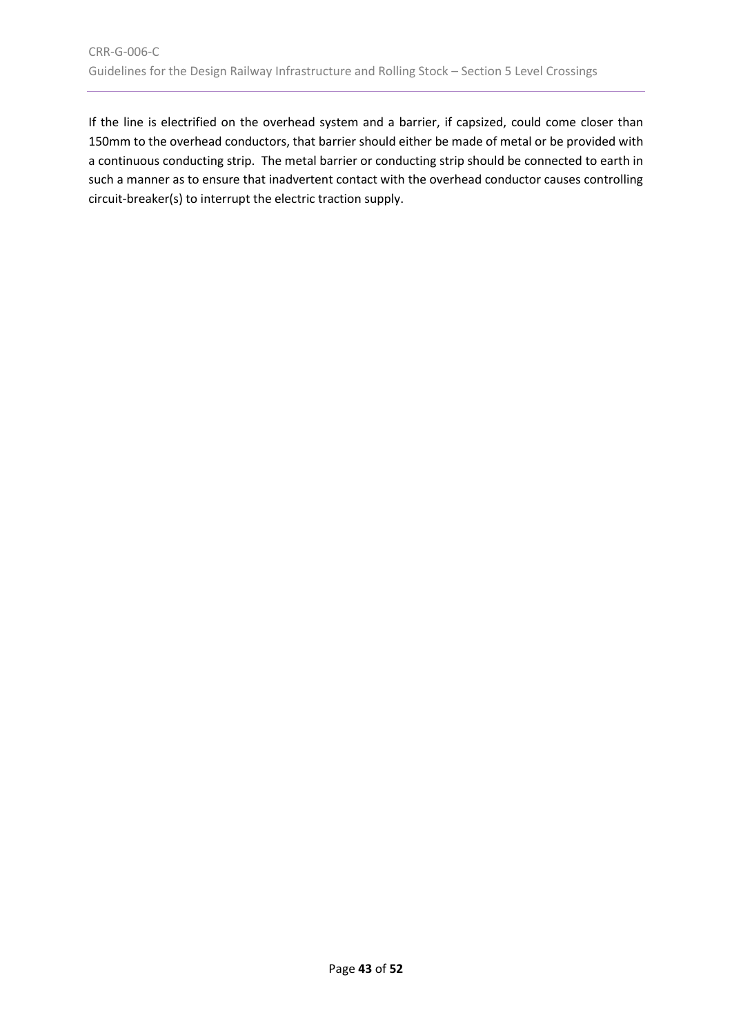If the line is electrified on the overhead system and a barrier, if capsized, could come closer than 150mm to the overhead conductors, that barrier should either be made of metal or be provided with a continuous conducting strip. The metal barrier or conducting strip should be connected to earth in such a manner as to ensure that inadvertent contact with the overhead conductor causes controlling circuit-breaker(s) to interrupt the electric traction supply.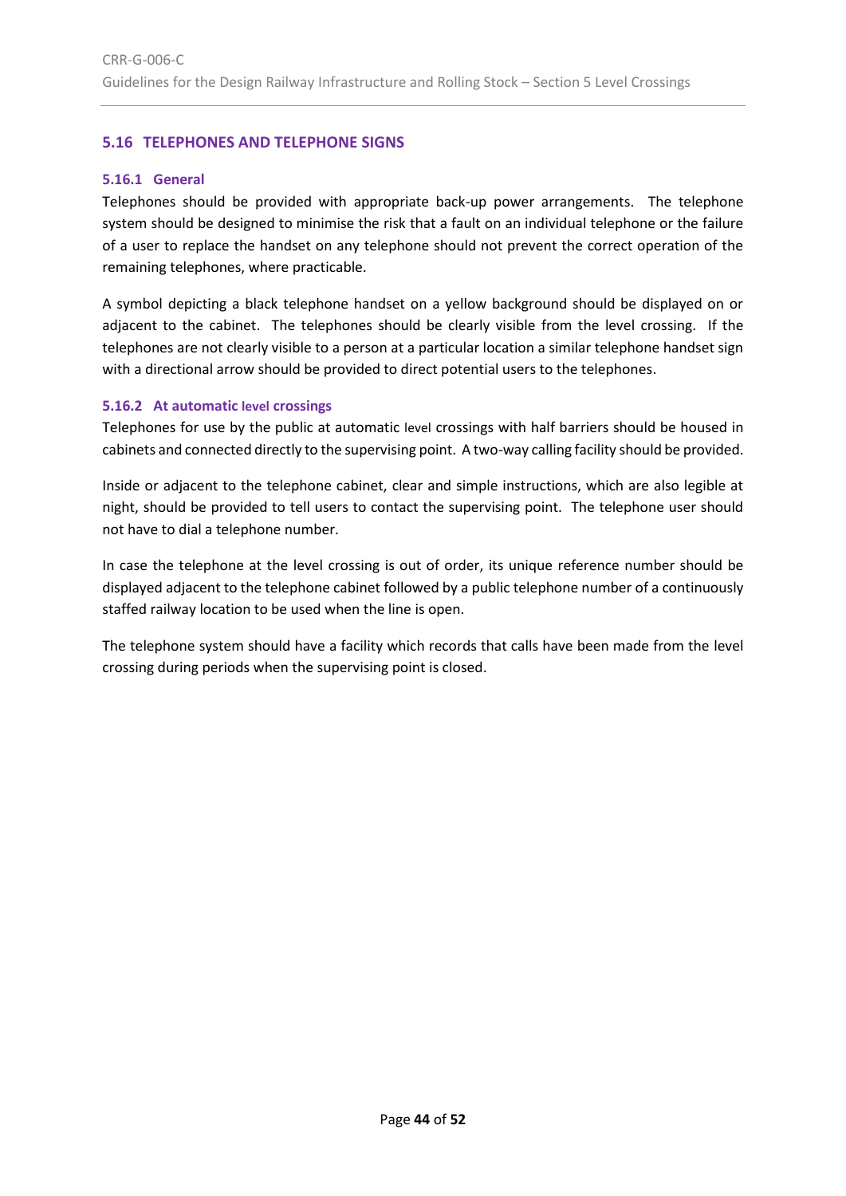## 5.16 TELEPHONES AND TELEPHONE SIGNS

### 5.16.1 General

Telephones should be provided with appropriate back-up power arrangements. The telephone system should be designed to minimise the risk that a fault on an individual telephone or the failure of a user to replace the handset on any telephone should not prevent the correct operation of the remaining telephones, where practicable.

A symbol depicting a black telephone handset on a yellow background should be displayed on or adjacent to the cabinet. The telephones should be clearly visible from the level crossing. If the telephones are not clearly visible to a person at a particular location a similar telephone handset sign with a directional arrow should be provided to direct potential users to the telephones.

### 5.16.2 At automatic level crossings

Telephones for use by the public at automatic level crossings with half barriers should be housed in cabinets and connected directly to the supervising point. A two-way calling facility should be provided.

Inside or adjacent to the telephone cabinet, clear and simple instructions, which are also legible at night, should be provided to tell users to contact the supervising point. The telephone user should not have to dial a telephone number.

In case the telephone at the level crossing is out of order, its unique reference number should be displayed adjacent to the telephone cabinet followed by a public telephone number of a continuously staffed railway location to be used when the line is open.

The telephone system should have a facility which records that calls have been made from the level crossing during periods when the supervising point is closed.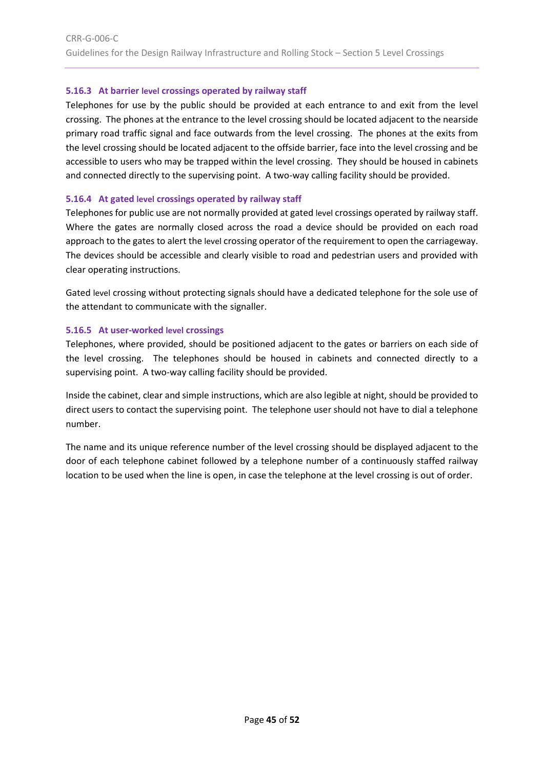### 5.16.3 At barrier level crossings operated by railway staff

Telephones for use by the public should be provided at each entrance to and exit from the level crossing. The phones at the entrance to the level crossing should be located adjacent to the nearside primary road traffic signal and face outwards from the level crossing. The phones at the exits from the level crossing should be located adjacent to the offside barrier, face into the level crossing and be accessible to users who may be trapped within the level crossing. They should be housed in cabinets and connected directly to the supervising point. A two-way calling facility should be provided.

### 5.16.4 At gated level crossings operated by railway staff

Telephones for public use are not normally provided at gated level crossings operated by railway staff. Where the gates are normally closed across the road a device should be provided on each road approach to the gates to alert the level crossing operator of the requirement to open the carriageway. The devices should be accessible and clearly visible to road and pedestrian users and provided with clear operating instructions.

Gated level crossing without protecting signals should have a dedicated telephone for the sole use of the attendant to communicate with the signaller.

### 5.16.5 At user-worked level crossings

Telephones, where provided, should be positioned adjacent to the gates or barriers on each side of the level crossing. The telephones should be housed in cabinets and connected directly to a supervising point. A two-way calling facility should be provided.

Inside the cabinet, clear and simple instructions, which are also legible at night, should be provided to direct users to contact the supervising point. The telephone user should not have to dial a telephone number.

The name and its unique reference number of the level crossing should be displayed adjacent to the door of each telephone cabinet followed by a telephone number of a continuously staffed railway location to be used when the line is open, in case the telephone at the level crossing is out of order.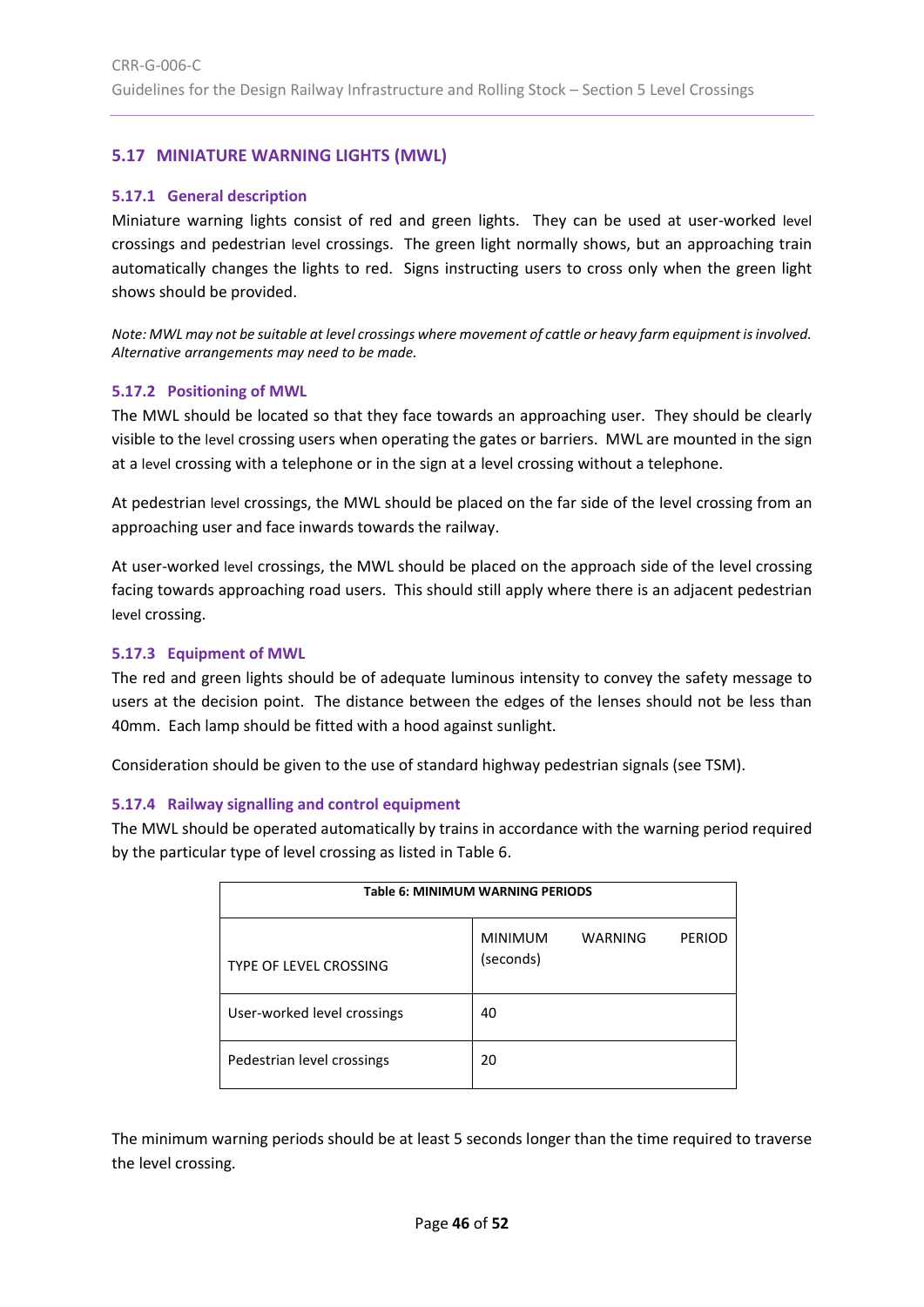## 5.17 MINIATURE WARNING LIGHTS (MWL)

### 5.17.1 General description

Miniature warning lights consist of red and green lights. They can be used at user-worked level crossings and pedestrian level crossings. The green light normally shows, but an approaching train automatically changes the lights to red. Signs instructing users to cross only when the green light shows should be provided.

*Note: MWL may not be suitable at level crossings where movement of cattle or heavy farm equipment is involved. Alternative arrangements may need to be made.*

### 5.17.2 Positioning of MWL

The MWL should be located so that they face towards an approaching user. They should be clearly visible to the level crossing users when operating the gates or barriers. MWL are mounted in the sign at a level crossing with a telephone or in the sign at a level crossing without a telephone.

At pedestrian level crossings, the MWL should be placed on the far side of the level crossing from an approaching user and face inwards towards the railway.

At user-worked level crossings, the MWL should be placed on the approach side of the level crossing facing towards approaching road users. This should still apply where there is an adjacent pedestrian level crossing.

### 5.17.3 Equipment of MWL

The red and green lights should be of adequate luminous intensity to convey the safety message to users at the decision point. The distance between the edges of the lenses should not be less than 40mm. Each lamp should be fitted with a hood against sunlight.

Consideration should be given to the use of standard highway pedestrian signals (see TSM).

### 5.17.4 Railway signalling and control equipment

The MWL should be operated automatically by trains in accordance with the warning period required by the particular type of level crossing as listed in Table 6.

**Table 6: MINIMUM WARNING PERIODS**

| TYPE OF LEVEL CROSSING | MINIMUM WARNING PERIOD (seconds) |
|---|---|
| User-worked level crossings | 40 |
| Pedestrian level crossings | 20 |

The minimum warning periods should be at least 5 seconds longer than the time required to traverse the level crossing.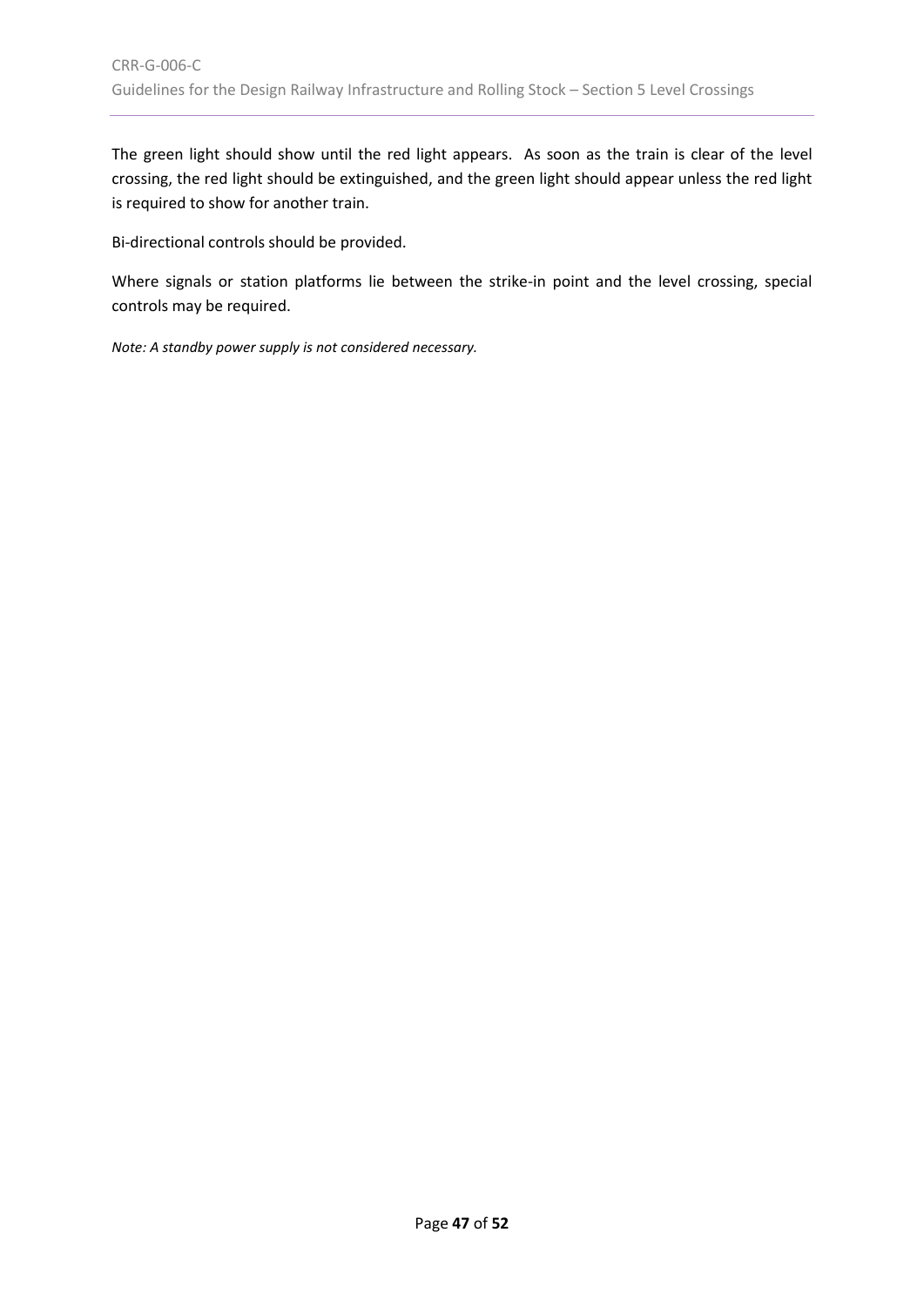The green light should show until the red light appears. As soon as the train is clear of the level crossing, the red light should be extinguished, and the green light should appear unless the red light is required to show for another train.

Bi-directional controls should be provided.

Where signals or station platforms lie between the strike-in point and the level crossing, special controls may be required.

*Note: A standby power supply is not considered necessary.*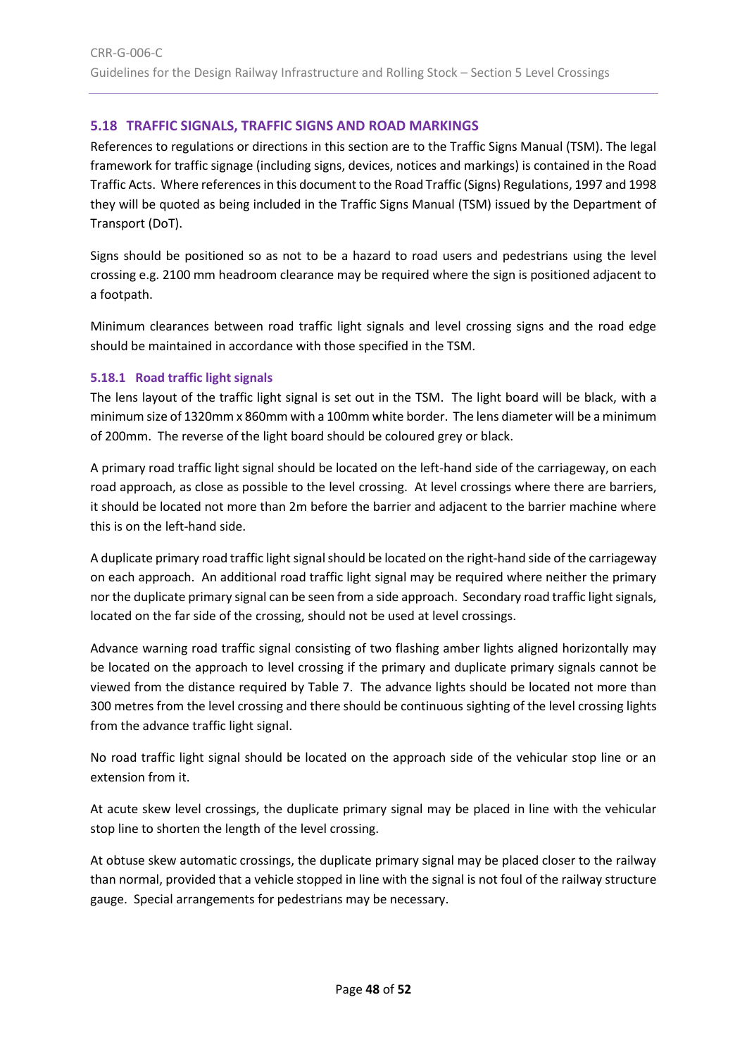## 5.18 TRAFFIC SIGNALS, TRAFFIC SIGNS AND ROAD MARKINGS

References to regulations or directions in this section are to the Traffic Signs Manual (TSM). The legal framework for traffic signage (including signs, devices, notices and markings) is contained in the Road Traffic Acts. Where references in this document to the Road Traffic (Signs) Regulations, 1997 and 1998 they will be quoted as being included in the Traffic Signs Manual (TSM) issued by the Department of Transport (DoT).

Signs should be positioned so as not to be a hazard to road users and pedestrians using the level crossing e.g. 2100 mm headroom clearance may be required where the sign is positioned adjacent to a footpath.

Minimum clearances between road traffic light signals and level crossing signs and the road edge should be maintained in accordance with those specified in the TSM.

### 5.18.1 Road traffic light signals

The lens layout of the traffic light signal is set out in the TSM. The light board will be black, with a minimum size of 1320mm x 860mm with a 100mm white border. The lens diameter will be a minimum of 200mm. The reverse of the light board should be coloured grey or black.

A primary road traffic light signal should be located on the left-hand side of the carriageway, on each road approach, as close as possible to the level crossing. At level crossings where there are barriers, it should be located not more than 2m before the barrier and adjacent to the barrier machine where this is on the left-hand side.

A duplicate primary road traffic light signal should be located on the right-hand side of the carriageway on each approach. An additional road traffic light signal may be required where neither the primary nor the duplicate primary signal can be seen from a side approach. Secondary road traffic light signals, located on the far side of the crossing, should not be used at level crossings.

Advance warning road traffic signal consisting of two flashing amber lights aligned horizontally may be located on the approach to level crossing if the primary and duplicate primary signals cannot be viewed from the distance required by Table 7. The advance lights should be located not more than 300 metres from the level crossing and there should be continuous sighting of the level crossing lights from the advance traffic light signal.

No road traffic light signal should be located on the approach side of the vehicular stop line or an extension from it.

At acute skew level crossings, the duplicate primary signal may be placed in line with the vehicular stop line to shorten the length of the level crossing.

At obtuse skew automatic crossings, the duplicate primary signal may be placed closer to the railway than normal, provided that a vehicle stopped in line with the signal is not foul of the railway structure gauge. Special arrangements for pedestrians may be necessary.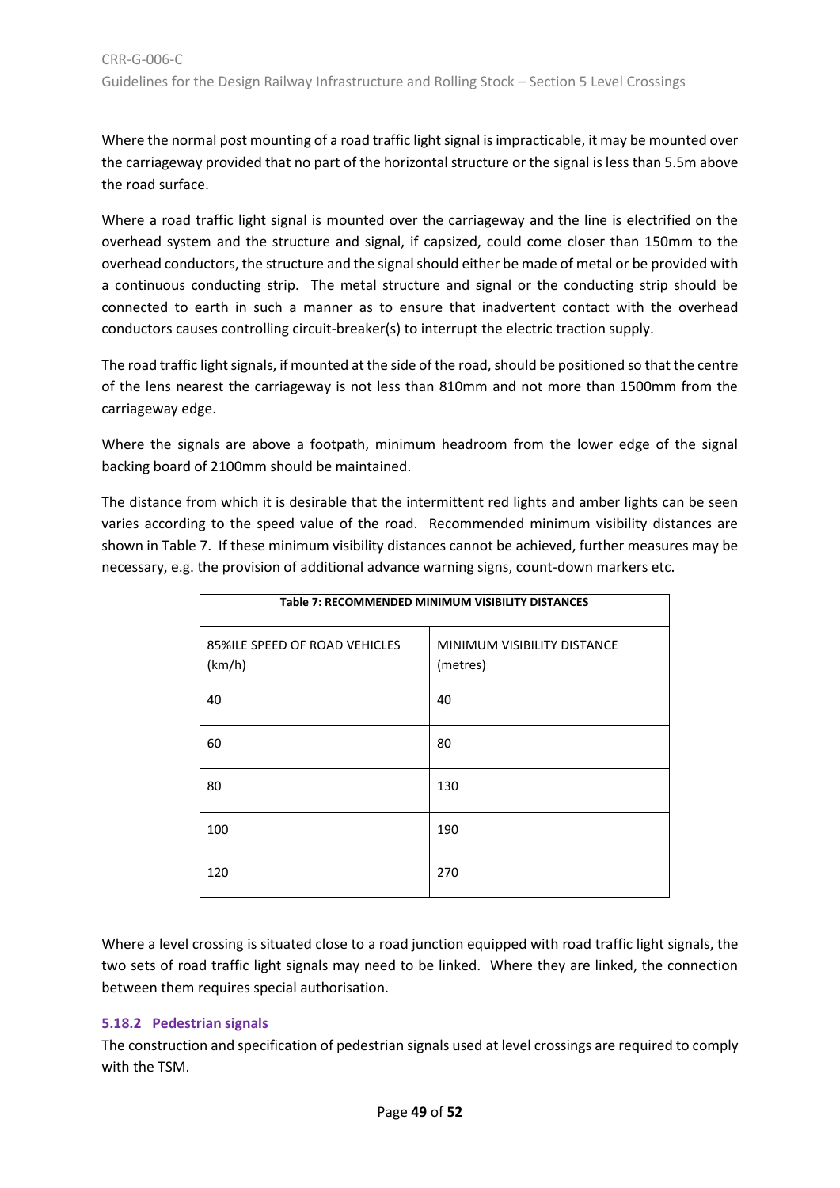Where the normal post mounting of a road traffic light signal is impracticable, it may be mounted over the carriageway provided that no part of the horizontal structure or the signal is less than 5.5m above the road surface.

Where a road traffic light signal is mounted over the carriageway and the line is electrified on the overhead system and the structure and signal, if capsized, could come closer than 150mm to the overhead conductors, the structure and the signal should either be made of metal or be provided with a continuous conducting strip. The metal structure and signal or the conducting strip should be connected to earth in such a manner as to ensure that inadvertent contact with the overhead conductors causes controlling circuit-breaker(s) to interrupt the electric traction supply.

The road traffic light signals, if mounted at the side of the road, should be positioned so that the centre of the lens nearest the carriageway is not less than 810mm and not more than 1500mm from the carriageway edge.

Where the signals are above a footpath, minimum headroom from the lower edge of the signal backing board of 2100mm should be maintained.

The distance from which it is desirable that the intermittent red lights and amber lights can be seen varies according to the speed value of the road. Recommended minimum visibility distances are shown in Table 7. If these minimum visibility distances cannot be achieved, further measures may be necessary, e.g. the provision of additional advance warning signs, count-down markers etc.

**Table 7: RECOMMENDED MINIMUM VISIBILITY DISTANCES**

| 85%ILE SPEED OF ROAD VEHICLES (km/h) | MINIMUM VISIBILITY DISTANCE (metres) |
|---|---|
| 40 | 40 |
| 60 | 80 |
| 80 | 130 |
| 100 | 190 |
| 120 | 270 |

Where a level crossing is situated close to a road junction equipped with road traffic light signals, the two sets of road traffic light signals may need to be linked. Where they are linked, the connection between them requires special authorisation.

### 5.18.2 Pedestrian signals

The construction and specification of pedestrian signals used at level crossings are required to comply with the TSM.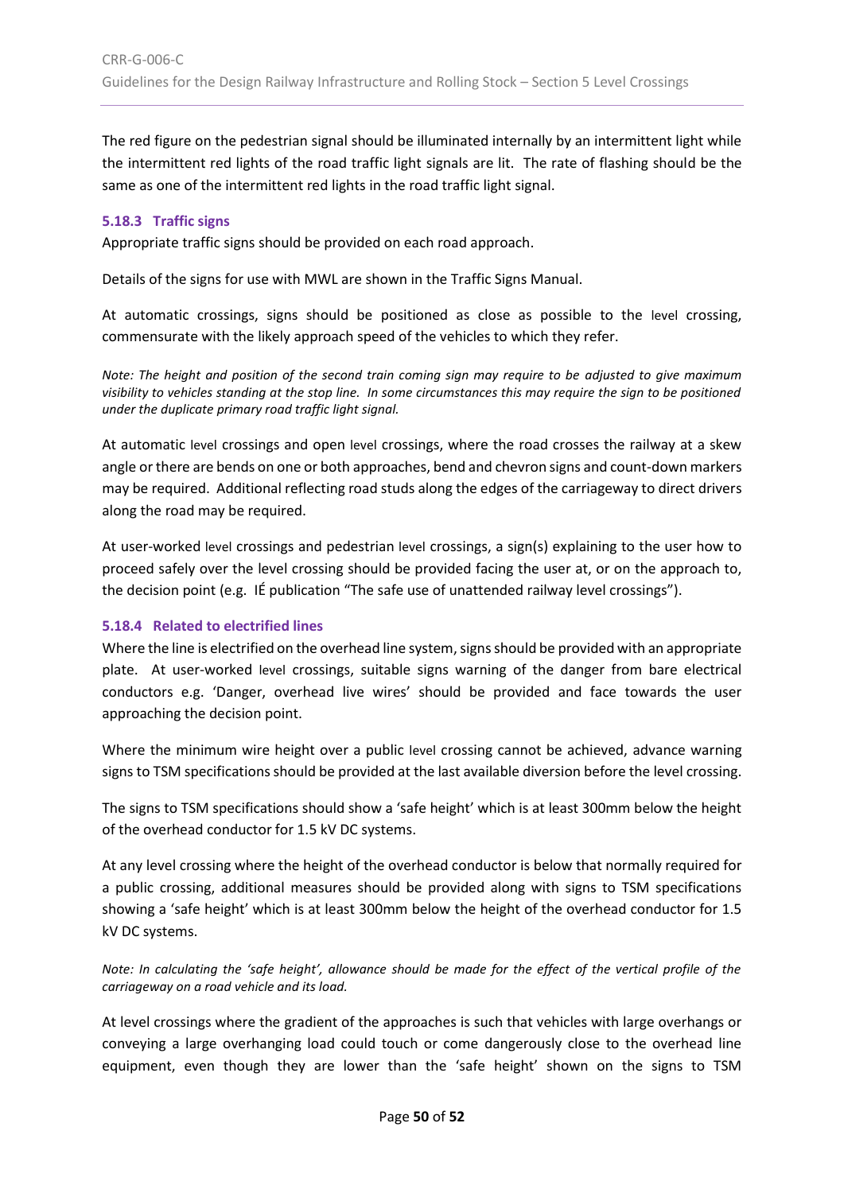The red figure on the pedestrian signal should be illuminated internally by an intermittent light while the intermittent red lights of the road traffic light signals are lit. The rate of flashing should be the same as one of the intermittent red lights in the road traffic light signal.

### 5.18.3 Traffic signs

Appropriate traffic signs should be provided on each road approach.

Details of the signs for use with MWL are shown in the Traffic Signs Manual.

At automatic crossings, signs should be positioned as close as possible to the level crossing, commensurate with the likely approach speed of the vehicles to which they refer.

*Note: The height and position of the second train coming sign may require to be adjusted to give maximum visibility to vehicles standing at the stop line. In some circumstances this may require the sign to be positioned under the duplicate primary road traffic light signal.*

At automatic level crossings and open level crossings, where the road crosses the railway at a skew angle or there are bends on one or both approaches, bend and chevron signs and count-down markers may be required. Additional reflecting road studs along the edges of the carriageway to direct drivers along the road may be required.

At user-worked level crossings and pedestrian level crossings, a sign(s) explaining to the user how to proceed safely over the level crossing should be provided facing the user at, or on the approach to, the decision point (e.g. IÉ publication "The safe use of unattended railway level crossings").

### 5.18.4 Related to electrified lines

Where the line is electrified on the overhead line system, signs should be provided with an appropriate plate. At user-worked level crossings, suitable signs warning of the danger from bare electrical conductors e.g. 'Danger, overhead live wires' should be provided and face towards the user approaching the decision point.

Where the minimum wire height over a public level crossing cannot be achieved, advance warning signs to TSM specifications should be provided at the last available diversion before the level crossing.

The signs to TSM specifications should show a 'safe height' which is at least 300mm below the height of the overhead conductor for 1.5 kV DC systems.

At any level crossing where the height of the overhead conductor is below that normally required for a public crossing, additional measures should be provided along with signs to TSM specifications showing a 'safe height' which is at least 300mm below the height of the overhead conductor for 1.5 kV DC systems.

*Note: In calculating the 'safe height', allowance should be made for the effect of the vertical profile of the carriageway on a road vehicle and its load.*

At level crossings where the gradient of the approaches is such that vehicles with large overhangs or conveying a large overhanging load could touch or come dangerously close to the overhead line equipment, even though they are lower than the 'safe height' shown on the signs to TSM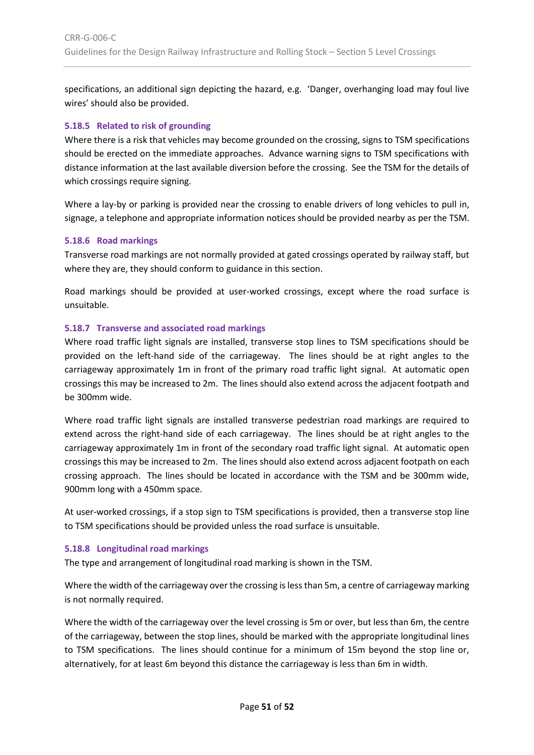specifications, an additional sign depicting the hazard, e.g. 'Danger, overhanging load may foul live wires' should also be provided.

### 5.18.5 Related to risk of grounding

Where there is a risk that vehicles may become grounded on the crossing, signs to TSM specifications should be erected on the immediate approaches. Advance warning signs to TSM specifications with distance information at the last available diversion before the crossing. See the TSM for the details of which crossings require signing.

Where a lay-by or parking is provided near the crossing to enable drivers of long vehicles to pull in, signage, a telephone and appropriate information notices should be provided nearby as per the TSM.

### 5.18.6 Road markings

Transverse road markings are not normally provided at gated crossings operated by railway staff, but where they are, they should conform to guidance in this section.

Road markings should be provided at user-worked crossings, except where the road surface is unsuitable.

### 5.18.7 Transverse and associated road markings

Where road traffic light signals are installed, transverse stop lines to TSM specifications should be provided on the left-hand side of the carriageway. The lines should be at right angles to the carriageway approximately 1m in front of the primary road traffic light signal. At automatic open crossings this may be increased to 2m. The lines should also extend across the adjacent footpath and be 300mm wide.

Where road traffic light signals are installed transverse pedestrian road markings are required to extend across the right-hand side of each carriageway. The lines should be at right angles to the carriageway approximately 1m in front of the secondary road traffic light signal. At automatic open crossings this may be increased to 2m. The lines should also extend across adjacent footpath on each crossing approach. The lines should be located in accordance with the TSM and be 300mm wide, 900mm long with a 450mm space.

At user-worked crossings, if a stop sign to TSM specifications is provided, then a transverse stop line to TSM specifications should be provided unless the road surface is unsuitable.

### 5.18.8 Longitudinal road markings

The type and arrangement of longitudinal road marking is shown in the TSM.

Where the width of the carriageway over the crossing is less than 5m, a centre of carriageway marking is not normally required.

Where the width of the carriageway over the level crossing is 5m or over, but less than 6m, the centre of the carriageway, between the stop lines, should be marked with the appropriate longitudinal lines to TSM specifications. The lines should continue for a minimum of 15m beyond the stop line or, alternatively, for at least 6m beyond this distance the carriageway is less than 6m in width.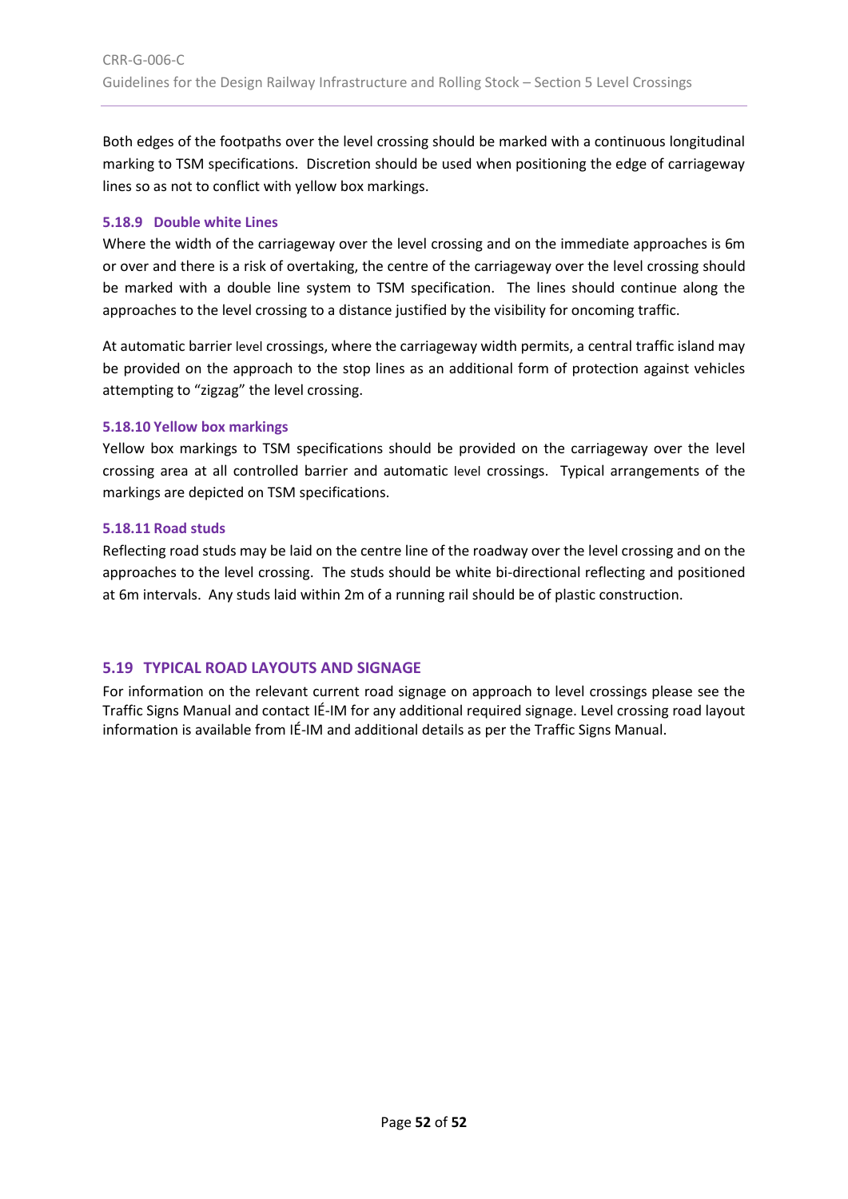Both edges of the footpaths over the level crossing should be marked with a continuous longitudinal marking to TSM specifications. Discretion should be used when positioning the edge of carriageway lines so as not to conflict with yellow box markings.

### 5.18.9 Double white Lines

Where the width of the carriageway over the level crossing and on the immediate approaches is 6m or over and there is a risk of overtaking, the centre of the carriageway over the level crossing should be marked with a double line system to TSM specification. The lines should continue along the approaches to the level crossing to a distance justified by the visibility for oncoming traffic.

At automatic barrier level crossings, where the carriageway width permits, a central traffic island may be provided on the approach to the stop lines as an additional form of protection against vehicles attempting to "zigzag" the level crossing.

### 5.18.10 Yellow box markings

Yellow box markings to TSM specifications should be provided on the carriageway over the level crossing area at all controlled barrier and automatic level crossings. Typical arrangements of the markings are depicted on TSM specifications.

### 5.18.11 Road studs

Reflecting road studs may be laid on the centre line of the roadway over the level crossing and on the approaches to the level crossing. The studs should be white bi-directional reflecting and positioned at 6m intervals. Any studs laid within 2m of a running rail should be of plastic construction.

## 5.19 TYPICAL ROAD LAYOUTS AND SIGNAGE

For information on the relevant current road signage on approach to level crossings please see the Traffic Signs Manual and contact IÉ-IM for any additional required signage. Level crossing road layout information is available from IÉ-IM and additional details as per the Traffic Signs Manual.